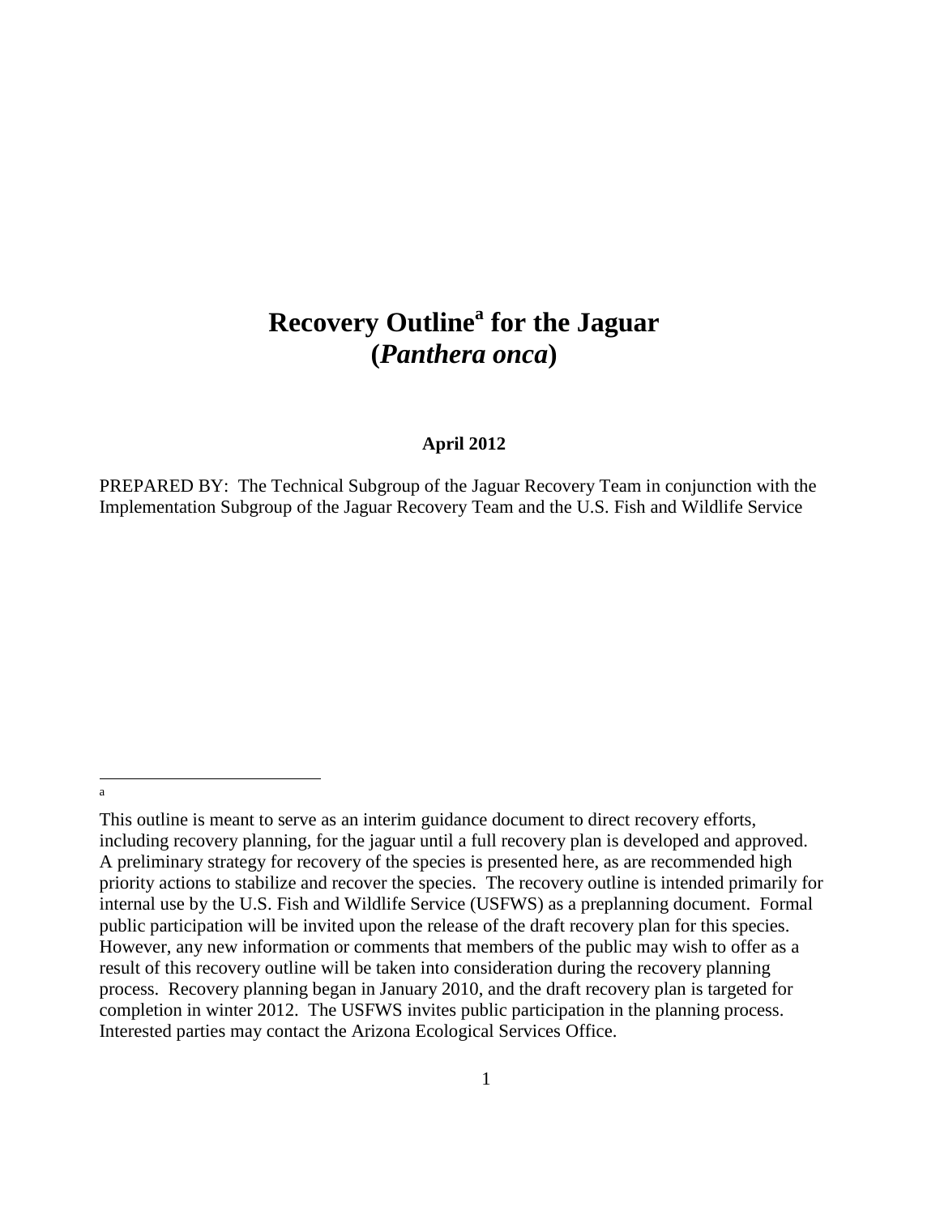# Recovery Outline[a] for the Jaguar (*Panthera onca*)

**April 2012**

PREPARED BY: The Technical Subgroup of the Jaguar Recovery Team in conjunction with the Implementation Subgroup of the Jaguar Recovery Team and the U.S. Fish and Wildlife Service

---

[a] This outline is meant to serve as an interim guidance document to direct recovery efforts, including recovery planning, for the jaguar until a full recovery plan is developed and approved. A preliminary strategy for recovery of the species is presented here, as are recommended high priority actions to stabilize and recover the species. The recovery outline is intended primarily for internal use by the U.S. Fish and Wildlife Service (USFWS) as a preplanning document. Formal public participation will be invited upon the release of the draft recovery plan for this species. However, any new information or comments that members of the public may wish to offer as a result of this recovery outline will be taken into consideration during the recovery planning process. Recovery planning began in January 2010, and the draft recovery plan is targeted for completion in winter 2012. The USFWS invites public participation in the planning process. Interested parties may contact the Arizona Ecological Services Office.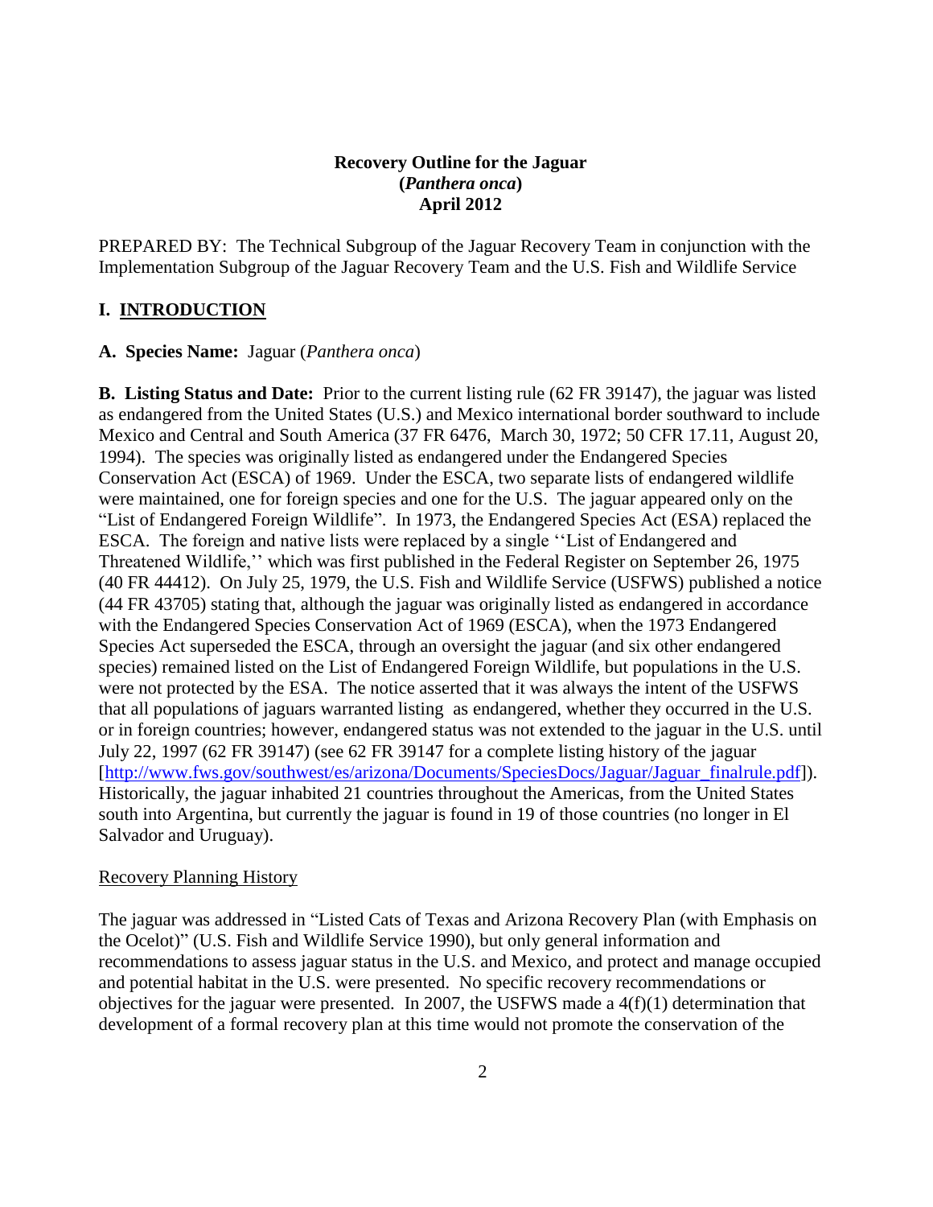# Recovery Outline for the Jaguar (*Panthera onca*) April 2012

PREPARED BY: The Technical Subgroup of the Jaguar Recovery Team in conjunction with the Implementation Subgroup of the Jaguar Recovery Team and the U.S. Fish and Wildlife Service

## I. INTRODUCTION

**A. Species Name:** Jaguar (*Panthera onca*)

**B. Listing Status and Date:** Prior to the current listing rule (62 FR 39147), the jaguar was listed as endangered from the United States (U.S.) and Mexico international border southward to include Mexico and Central and South America (37 FR 6476, March 30, 1972; 50 CFR 17.11, August 20, 1994). The species was originally listed as endangered under the Endangered Species Conservation Act (ESCA) of 1969. Under the ESCA, two separate lists of endangered wildlife were maintained, one for foreign species and one for the U.S. The jaguar appeared only on the "List of Endangered Foreign Wildlife". In 1973, the Endangered Species Act (ESA) replaced the ESCA. The foreign and native lists were replaced by a single ''List of Endangered and Threatened Wildlife,'' which was first published in the Federal Register on September 26, 1975 (40 FR 44412). On July 25, 1979, the U.S. Fish and Wildlife Service (USFWS) published a notice (44 FR 43705) stating that, although the jaguar was originally listed as endangered in accordance with the Endangered Species Conservation Act of 1969 (ESCA), when the 1973 Endangered Species Act superseded the ESCA, through an oversight the jaguar (and six other endangered species) remained listed on the List of Endangered Foreign Wildlife, but populations in the U.S. were not protected by the ESA. The notice asserted that it was always the intent of the USFWS that all populations of jaguars warranted listing as endangered, whether they occurred in the U.S. or in foreign countries; however, endangered status was not extended to the jaguar in the U.S. until July 22, 1997 (62 FR 39147) (see 62 FR 39147 for a complete listing history of the jaguar [http://www.fws.gov/southwest/es/arizona/Documents/SpeciesDocs/Jaguar/Jaguar_finalrule.pdf]). Historically, the jaguar inhabited 21 countries throughout the Americas, from the United States south into Argentina, but currently the jaguar is found in 19 of those countries (no longer in El Salvador and Uruguay).

Recovery Planning History

The jaguar was addressed in "Listed Cats of Texas and Arizona Recovery Plan (with Emphasis on the Ocelot)" (U.S. Fish and Wildlife Service 1990), but only general information and recommendations to assess jaguar status in the U.S. and Mexico, and protect and manage occupied and potential habitat in the U.S. were presented. No specific recovery recommendations or objectives for the jaguar were presented. In 2007, the USFWS made a 4(f)(1) determination that development of a formal recovery plan at this time would not promote the conservation of the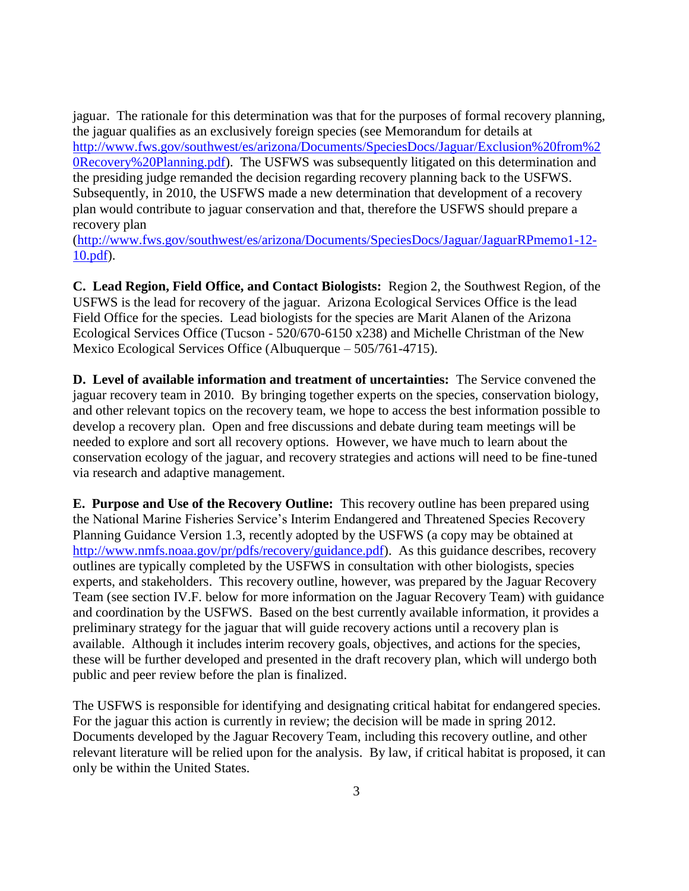jaguar. The rationale for this determination was that for the purposes of formal recovery planning, the jaguar qualifies as an exclusively foreign species (see Memorandum for details at [http://www.fws.gov/southwest/es/arizona/Documents/SpeciesDocs/Jaguar/Exclusion%20from%20Recovery%20Planning.pdf](http://www.fws.gov/southwest/es/arizona/Documents/SpeciesDocs/Jaguar/Exclusion%20from%20Recovery%20Planning.pdf)). The USFWS was subsequently litigated on this determination and the presiding judge remanded the decision regarding recovery planning back to the USFWS. Subsequently, in 2010, the USFWS made a new determination that development of a recovery plan would contribute to jaguar conservation and that, therefore the USFWS should prepare a recovery plan ([http://www.fws.gov/southwest/es/arizona/Documents/SpeciesDocs/Jaguar/JaguarRPmemo1-12-10.pdf](http://www.fws.gov/southwest/es/arizona/Documents/SpeciesDocs/Jaguar/JaguarRPmemo1-12-10.pdf)).

**C. Lead Region, Field Office, and Contact Biologists:** Region 2, the Southwest Region, of the USFWS is the lead for recovery of the jaguar. Arizona Ecological Services Office is the lead Field Office for the species. Lead biologists for the species are Marit Alanen of the Arizona Ecological Services Office (Tucson - 520/670-6150 x238) and Michelle Christman of the New Mexico Ecological Services Office (Albuquerque – 505/761-4715).

**D. Level of available information and treatment of uncertainties:** The Service convened the jaguar recovery team in 2010. By bringing together experts on the species, conservation biology, and other relevant topics on the recovery team, we hope to access the best information possible to develop a recovery plan. Open and free discussions and debate during team meetings will be needed to explore and sort all recovery options. However, we have much to learn about the conservation ecology of the jaguar, and recovery strategies and actions will need to be fine-tuned via research and adaptive management.

**E. Purpose and Use of the Recovery Outline:** This recovery outline has been prepared using the National Marine Fisheries Service's Interim Endangered and Threatened Species Recovery Planning Guidance Version 1.3, recently adopted by the USFWS (a copy may be obtained at [http://www.nmfs.noaa.gov/pr/pdfs/recovery/guidance.pdf](http://www.nmfs.noaa.gov/pr/pdfs/recovery/guidance.pdf)). As this guidance describes, recovery outlines are typically completed by the USFWS in consultation with other biologists, species experts, and stakeholders. This recovery outline, however, was prepared by the Jaguar Recovery Team (see section IV.F. below for more information on the Jaguar Recovery Team) with guidance and coordination by the USFWS. Based on the best currently available information, it provides a preliminary strategy for the jaguar that will guide recovery actions until a recovery plan is available. Although it includes interim recovery goals, objectives, and actions for the species, these will be further developed and presented in the draft recovery plan, which will undergo both public and peer review before the plan is finalized.

The USFWS is responsible for identifying and designating critical habitat for endangered species. For the jaguar this action is currently in review; the decision will be made in spring 2012. Documents developed by the Jaguar Recovery Team, including this recovery outline, and other relevant literature will be relied upon for the analysis. By law, if critical habitat is proposed, it can only be within the United States.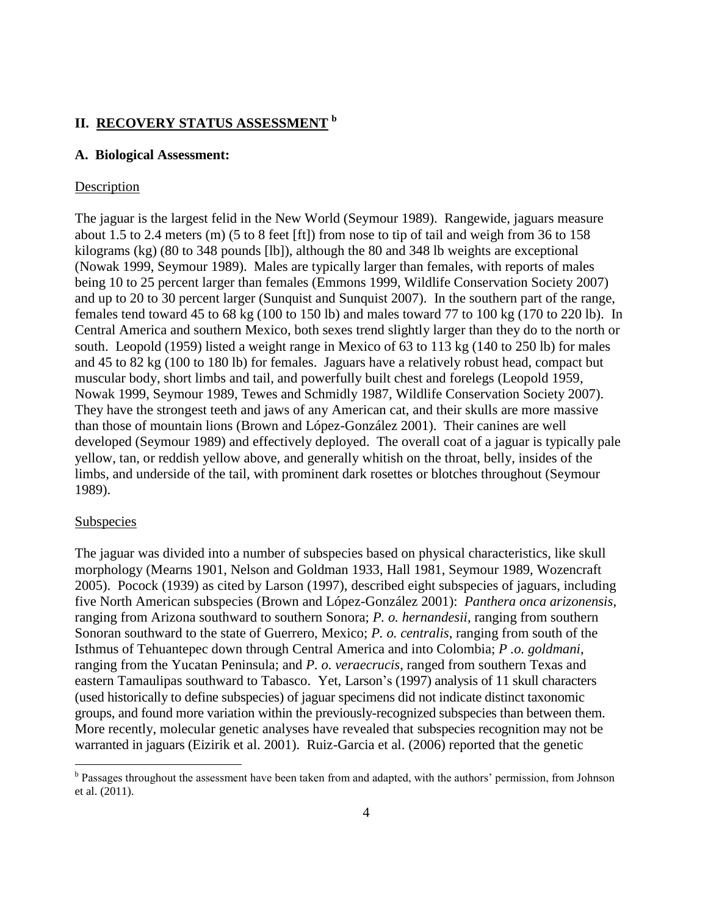## II. RECOVERY STATUS ASSESSMENT [b]

### A. Biological Assessment:

Description

The jaguar is the largest felid in the New World (Seymour 1989). Rangewide, jaguars measure about 1.5 to 2.4 meters (m) (5 to 8 feet [ft]) from nose to tip of tail and weigh from 36 to 158 kilograms (kg) (80 to 348 pounds [lb]), although the 80 and 348 lb weights are exceptional (Nowak 1999, Seymour 1989). Males are typically larger than females, with reports of males being 10 to 25 percent larger than females (Emmons 1999, Wildlife Conservation Society 2007) and up to 20 to 30 percent larger (Sunquist and Sunquist 2007). In the southern part of the range, females tend toward 45 to 68 kg (100 to 150 lb) and males toward 77 to 100 kg (170 to 220 lb). In Central America and southern Mexico, both sexes trend slightly larger than they do to the north or south. Leopold (1959) listed a weight range in Mexico of 63 to 113 kg (140 to 250 lb) for males and 45 to 82 kg (100 to 180 lb) for females. Jaguars have a relatively robust head, compact but muscular body, short limbs and tail, and powerfully built chest and forelegs (Leopold 1959, Nowak 1999, Seymour 1989, Tewes and Schmidly 1987, Wildlife Conservation Society 2007). They have the strongest teeth and jaws of any American cat, and their skulls are more massive than those of mountain lions (Brown and López-González 2001). Their canines are well developed (Seymour 1989) and effectively deployed. The overall coat of a jaguar is typically pale yellow, tan, or reddish yellow above, and generally whitish on the throat, belly, insides of the limbs, and underside of the tail, with prominent dark rosettes or blotches throughout (Seymour 1989).

Subspecies

The jaguar was divided into a number of subspecies based on physical characteristics, like skull morphology (Mearns 1901, Nelson and Goldman 1933, Hall 1981, Seymour 1989, Wozencraft 2005). Pocock (1939) as cited by Larson (1997), described eight subspecies of jaguars, including five North American subspecies (Brown and López-González 2001): *Panthera onca arizonensis*, ranging from Arizona southward to southern Sonora; *P. o. hernandesii*, ranging from southern Sonoran southward to the state of Guerrero, Mexico; *P. o. centralis*, ranging from south of the Isthmus of Tehuantepec down through Central America and into Colombia; *P .o. goldmani*, ranging from the Yucatan Peninsula; and *P. o. veraecrucis*, ranged from southern Texas and eastern Tamaulipas southward to Tabasco. Yet, Larson's (1997) analysis of 11 skull characters (used historically to define subspecies) of jaguar specimens did not indicate distinct taxonomic groups, and found more variation within the previously-recognized subspecies than between them. More recently, molecular genetic analyses have revealed that subspecies recognition may not be warranted in jaguars (Eizirik et al. 2001). Ruiz-Garcia et al. (2006) reported that the genetic

[b] Passages throughout the assessment have been taken from and adapted, with the authors' permission, from Johnson et al. (2011).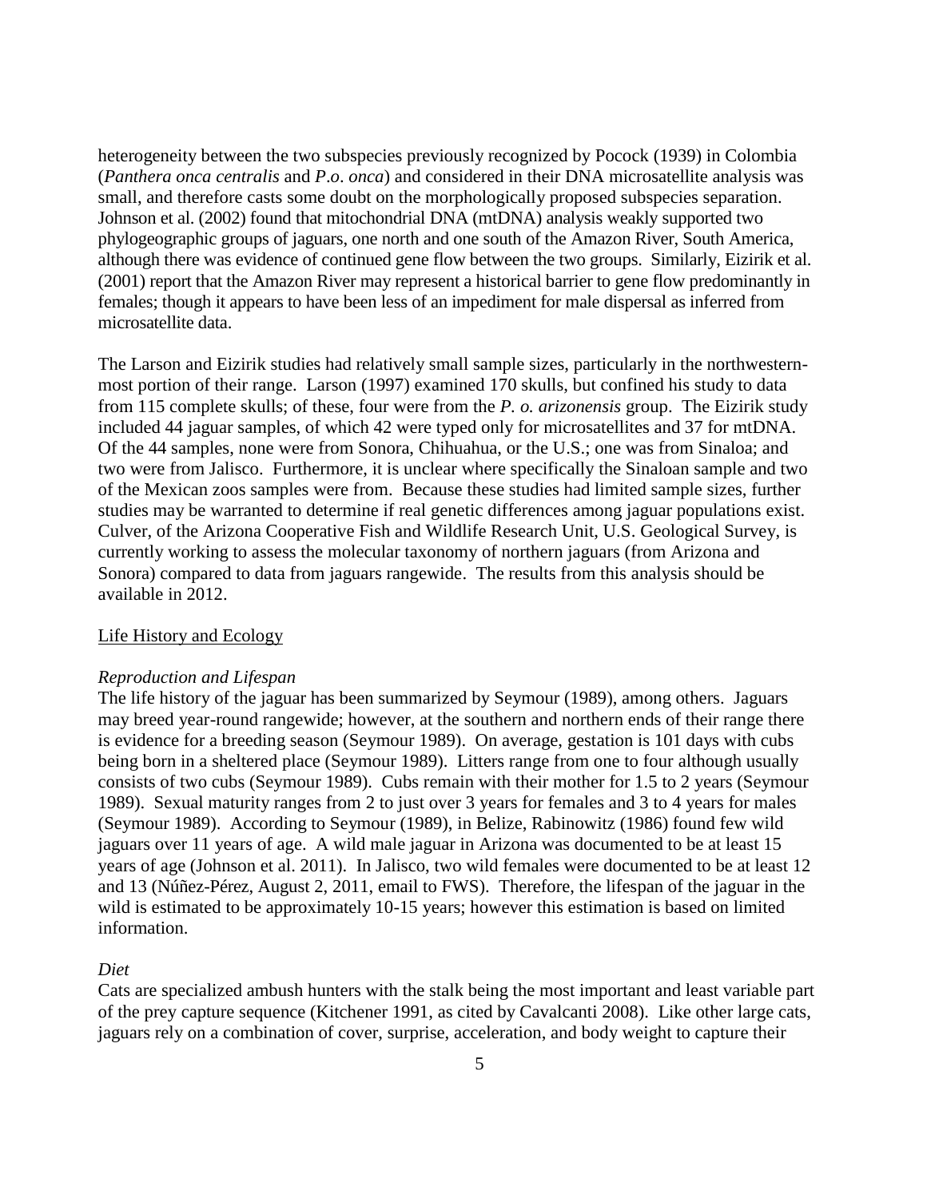heterogeneity between the two subspecies previously recognized by Pocock (1939) in Colombia (*Panthera onca centralis* and *P.o. onca*) and considered in their DNA microsatellite analysis was small, and therefore casts some doubt on the morphologically proposed subspecies separation. Johnson et al. (2002) found that mitochondrial DNA (mtDNA) analysis weakly supported two phylogeographic groups of jaguars, one north and one south of the Amazon River, South America, although there was evidence of continued gene flow between the two groups. Similarly, Eizirik et al. (2001) report that the Amazon River may represent a historical barrier to gene flow predominantly in females; though it appears to have been less of an impediment for male dispersal as inferred from microsatellite data.

The Larson and Eizirik studies had relatively small sample sizes, particularly in the northwestern-most portion of their range. Larson (1997) examined 170 skulls, but confined his study to data from 115 complete skulls; of these, four were from the *P. o. arizonensis* group. The Eizirik study included 44 jaguar samples, of which 42 were typed only for microsatellites and 37 for mtDNA. Of the 44 samples, none were from Sonora, Chihuahua, or the U.S.; one was from Sinaloa; and two were from Jalisco. Furthermore, it is unclear where specifically the Sinaloan sample and two of the Mexican zoos samples were from. Because these studies had limited sample sizes, further studies may be warranted to determine if real genetic differences among jaguar populations exist. Culver, of the Arizona Cooperative Fish and Wildlife Research Unit, U.S. Geological Survey, is currently working to assess the molecular taxonomy of northern jaguars (from Arizona and Sonora) compared to data from jaguars rangewide. The results from this analysis should be available in 2012.

## Life History and Ecology

### *Reproduction and Lifespan*

The life history of the jaguar has been summarized by Seymour (1989), among others. Jaguars may breed year-round rangewide; however, at the southern and northern ends of their range there is evidence for a breeding season (Seymour 1989). On average, gestation is 101 days with cubs being born in a sheltered place (Seymour 1989). Litters range from one to four although usually consists of two cubs (Seymour 1989). Cubs remain with their mother for 1.5 to 2 years (Seymour 1989). Sexual maturity ranges from 2 to just over 3 years for females and 3 to 4 years for males (Seymour 1989). According to Seymour (1989), in Belize, Rabinowitz (1986) found few wild jaguars over 11 years of age. A wild male jaguar in Arizona was documented to be at least 15 years of age (Johnson et al. 2011). In Jalisco, two wild females were documented to be at least 12 and 13 (Núñez-Pérez, August 2, 2011, email to FWS). Therefore, the lifespan of the jaguar in the wild is estimated to be approximately 10-15 years; however this estimation is based on limited information.

### *Diet*

Cats are specialized ambush hunters with the stalk being the most important and least variable part of the prey capture sequence (Kitchener 1991, as cited by Cavalcanti 2008). Like other large cats, jaguars rely on a combination of cover, surprise, acceleration, and body weight to capture their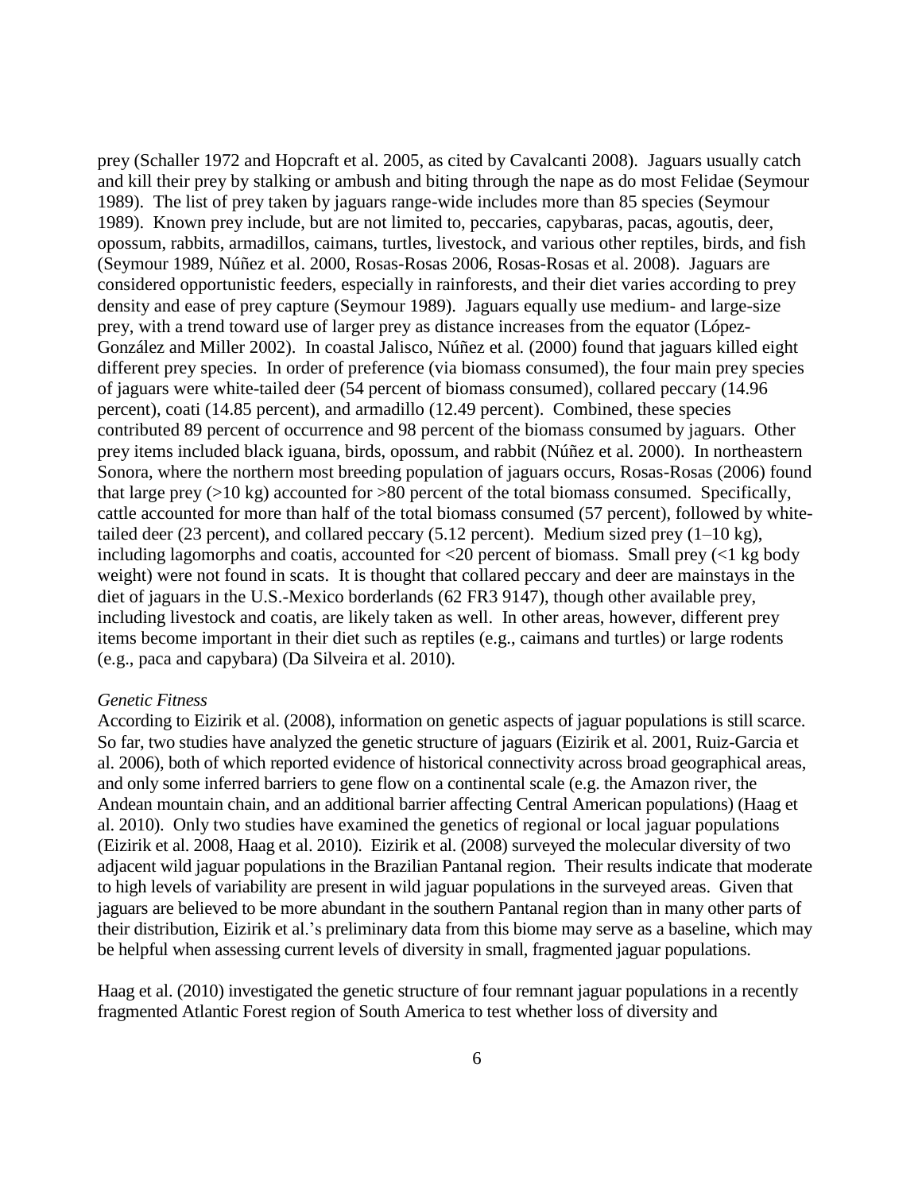prey (Schaller 1972 and Hopcraft et al. 2005, as cited by Cavalcanti 2008). Jaguars usually catch and kill their prey by stalking or ambush and biting through the nape as do most Felidae (Seymour 1989). The list of prey taken by jaguars range-wide includes more than 85 species (Seymour 1989). Known prey include, but are not limited to, peccaries, capybaras, pacas, agoutis, deer, opossum, rabbits, armadillos, caimans, turtles, livestock, and various other reptiles, birds, and fish (Seymour 1989, Núñez et al. 2000, Rosas-Rosas 2006, Rosas-Rosas et al. 2008). Jaguars are considered opportunistic feeders, especially in rainforests, and their diet varies according to prey density and ease of prey capture (Seymour 1989). Jaguars equally use medium- and large-size prey, with a trend toward use of larger prey as distance increases from the equator (López-González and Miller 2002). In coastal Jalisco, Núñez et al. (2000) found that jaguars killed eight different prey species. In order of preference (via biomass consumed), the four main prey species of jaguars were white-tailed deer (54 percent of biomass consumed), collared peccary (14.96 percent), coati (14.85 percent), and armadillo (12.49 percent). Combined, these species contributed 89 percent of occurrence and 98 percent of the biomass consumed by jaguars. Other prey items included black iguana, birds, opossum, and rabbit (Núñez et al. 2000). In northeastern Sonora, where the northern most breeding population of jaguars occurs, Rosas-Rosas (2006) found that large prey (>10 kg) accounted for >80 percent of the total biomass consumed. Specifically, cattle accounted for more than half of the total biomass consumed (57 percent), followed by white-tailed deer (23 percent), and collared peccary (5.12 percent). Medium sized prey (1–10 kg), including lagomorphs and coatis, accounted for <20 percent of biomass. Small prey (<1 kg body weight) were not found in scats. It is thought that collared peccary and deer are mainstays in the diet of jaguars in the U.S.-Mexico borderlands (62 FR3 9147), though other available prey, including livestock and coatis, are likely taken as well. In other areas, however, different prey items become important in their diet such as reptiles (e.g., caimans and turtles) or large rodents (e.g., paca and capybara) (Da Silveira et al. 2010).

*Genetic Fitness*

According to Eizirik et al. (2008), information on genetic aspects of jaguar populations is still scarce. So far, two studies have analyzed the genetic structure of jaguars (Eizirik et al. 2001, Ruiz-Garcia et al. 2006), both of which reported evidence of historical connectivity across broad geographical areas, and only some inferred barriers to gene flow on a continental scale (e.g. the Amazon river, the Andean mountain chain, and an additional barrier affecting Central American populations) (Haag et al. 2010). Only two studies have examined the genetics of regional or local jaguar populations (Eizirik et al. 2008, Haag et al. 2010). Eizirik et al. (2008) surveyed the molecular diversity of two adjacent wild jaguar populations in the Brazilian Pantanal region. Their results indicate that moderate to high levels of variability are present in wild jaguar populations in the surveyed areas. Given that jaguars are believed to be more abundant in the southern Pantanal region than in many other parts of their distribution, Eizirik et al.'s preliminary data from this biome may serve as a baseline, which may be helpful when assessing current levels of diversity in small, fragmented jaguar populations.

Haag et al. (2010) investigated the genetic structure of four remnant jaguar populations in a recently fragmented Atlantic Forest region of South America to test whether loss of diversity and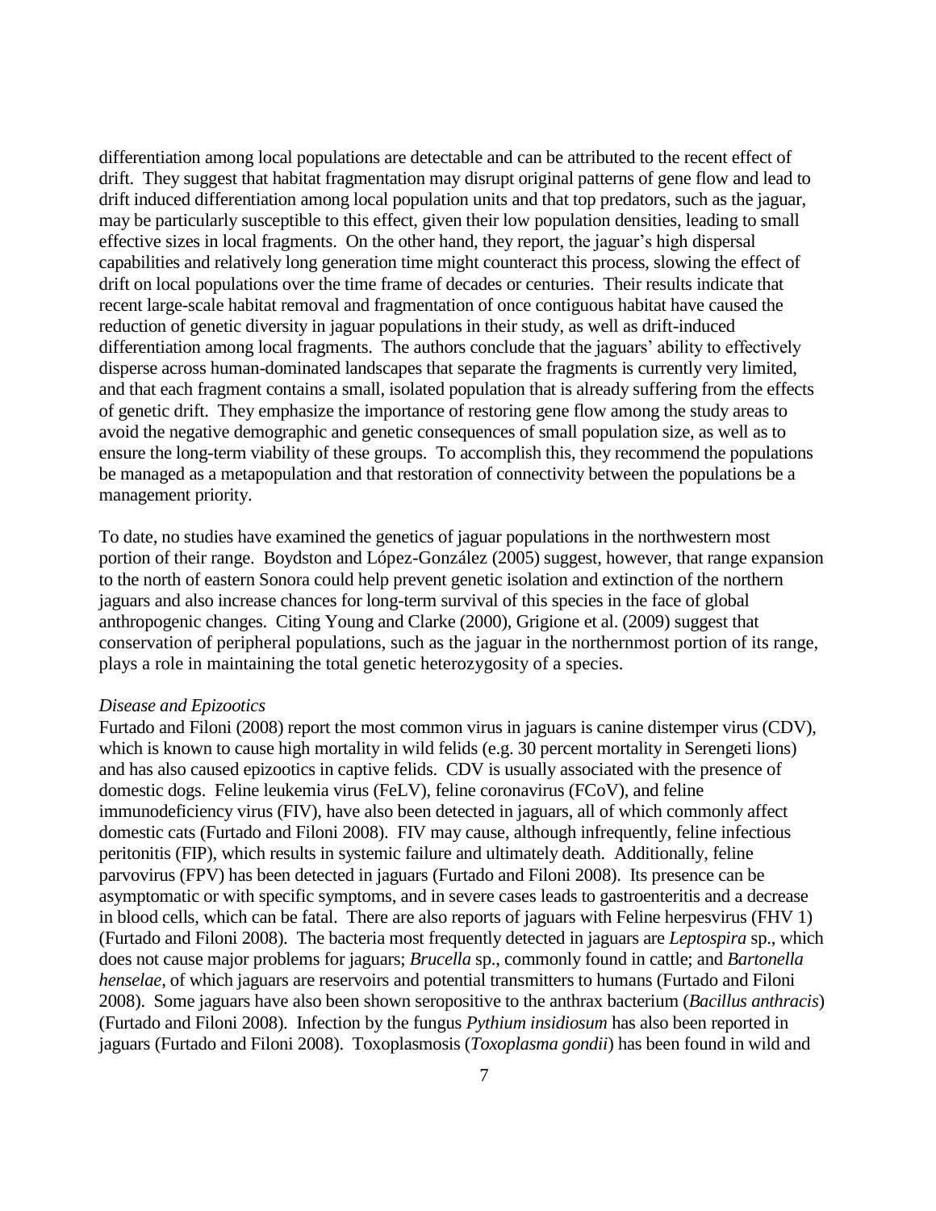differentiation among local populations are detectable and can be attributed to the recent effect of drift. They suggest that habitat fragmentation may disrupt original patterns of gene flow and lead to drift induced differentiation among local population units and that top predators, such as the jaguar, may be particularly susceptible to this effect, given their low population densities, leading to small effective sizes in local fragments. On the other hand, they report, the jaguar's high dispersal capabilities and relatively long generation time might counteract this process, slowing the effect of drift on local populations over the time frame of decades or centuries. Their results indicate that recent large-scale habitat removal and fragmentation of once contiguous habitat have caused the reduction of genetic diversity in jaguar populations in their study, as well as drift-induced differentiation among local fragments. The authors conclude that the jaguars' ability to effectively disperse across human-dominated landscapes that separate the fragments is currently very limited, and that each fragment contains a small, isolated population that is already suffering from the effects of genetic drift. They emphasize the importance of restoring gene flow among the study areas to avoid the negative demographic and genetic consequences of small population size, as well as to ensure the long-term viability of these groups. To accomplish this, they recommend the populations be managed as a metapopulation and that restoration of connectivity between the populations be a management priority.

To date, no studies have examined the genetics of jaguar populations in the northwestern most portion of their range. Boydston and López-González (2005) suggest, however, that range expansion to the north of eastern Sonora could help prevent genetic isolation and extinction of the northern jaguars and also increase chances for long-term survival of this species in the face of global anthropogenic changes. Citing Young and Clarke (2000), Grigione et al. (2009) suggest that conservation of peripheral populations, such as the jaguar in the northernmost portion of its range, plays a role in maintaining the total genetic heterozygosity of a species.

*Disease and Epizootics*

Furtado and Filoni (2008) report the most common virus in jaguars is canine distemper virus (CDV), which is known to cause high mortality in wild felids (e.g. 30 percent mortality in Serengeti lions) and has also caused epizootics in captive felids. CDV is usually associated with the presence of domestic dogs. Feline leukemia virus (FeLV), feline coronavirus (FCoV), and feline immunodeficiency virus (FIV), have also been detected in jaguars, all of which commonly affect domestic cats (Furtado and Filoni 2008). FIV may cause, although infrequently, feline infectious peritonitis (FIP), which results in systemic failure and ultimately death. Additionally, feline parvovirus (FPV) has been detected in jaguars (Furtado and Filoni 2008). Its presence can be asymptomatic or with specific symptoms, and in severe cases leads to gastroenteritis and a decrease in blood cells, which can be fatal. There are also reports of jaguars with Feline herpesvirus (FHV 1) (Furtado and Filoni 2008). The bacteria most frequently detected in jaguars are *Leptospira* sp., which does not cause major problems for jaguars; *Brucella* sp., commonly found in cattle; and *Bartonella henselae*, of which jaguars are reservoirs and potential transmitters to humans (Furtado and Filoni 2008). Some jaguars have also been shown seropositive to the anthrax bacterium (*Bacillus anthracis*) (Furtado and Filoni 2008). Infection by the fungus *Pythium insidiosum* has also been reported in jaguars (Furtado and Filoni 2008). Toxoplasmosis (*Toxoplasma gondii*) has been found in wild and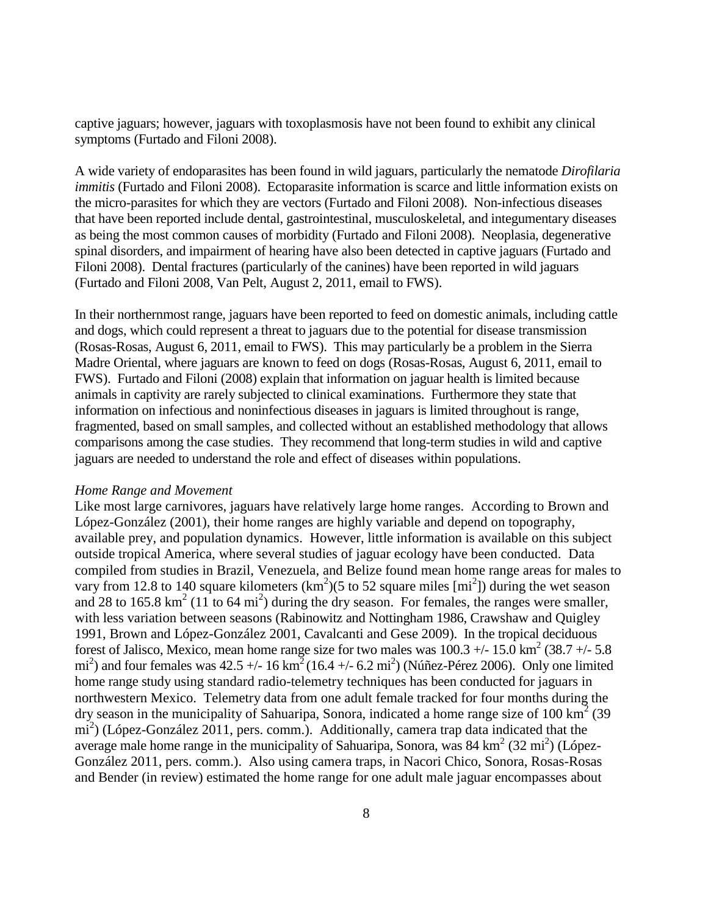captive jaguars; however, jaguars with toxoplasmosis have not been found to exhibit any clinical symptoms (Furtado and Filoni 2008).

A wide variety of endoparasites has been found in wild jaguars, particularly the nematode *Dirofilaria immitis* (Furtado and Filoni 2008). Ectoparasite information is scarce and little information exists on the micro-parasites for which they are vectors (Furtado and Filoni 2008). Non-infectious diseases that have been reported include dental, gastrointestinal, musculoskeletal, and integumentary diseases as being the most common causes of morbidity (Furtado and Filoni 2008). Neoplasia, degenerative spinal disorders, and impairment of hearing have also been detected in captive jaguars (Furtado and Filoni 2008). Dental fractures (particularly of the canines) have been reported in wild jaguars (Furtado and Filoni 2008, Van Pelt, August 2, 2011, email to FWS).

In their northernmost range, jaguars have been reported to feed on domestic animals, including cattle and dogs, which could represent a threat to jaguars due to the potential for disease transmission (Rosas-Rosas, August 6, 2011, email to FWS). This may particularly be a problem in the Sierra Madre Oriental, where jaguars are known to feed on dogs (Rosas-Rosas, August 6, 2011, email to FWS). Furtado and Filoni (2008) explain that information on jaguar health is limited because animals in captivity are rarely subjected to clinical examinations. Furthermore they state that information on infectious and noninfectious diseases in jaguars is limited throughout is range, fragmented, based on small samples, and collected without an established methodology that allows comparisons among the case studies. They recommend that long-term studies in wild and captive jaguars are needed to understand the role and effect of diseases within populations.

*Home Range and Movement*

Like most large carnivores, jaguars have relatively large home ranges. According to Brown and López-González (2001), their home ranges are highly variable and depend on topography, available prey, and population dynamics. However, little information is available on this subject outside tropical America, where several studies of jaguar ecology have been conducted. Data compiled from studies in Brazil, Venezuela, and Belize found mean home range areas for males to vary from 12.8 to 140 square kilometers ($km^2$)(5 to 52 square miles [$mi^2$]) during the wet season and 28 to 165.8 $km^2$ (11 to 64 $mi^2$) during the dry season. For females, the ranges were smaller, with less variation between seasons (Rabinowitz and Nottingham 1986, Crawshaw and Quigley 1991, Brown and López-González 2001, Cavalcanti and Gese 2009). In the tropical deciduous forest of Jalisco, Mexico, mean home range size for two males was 100.3 +/- 15.0 $km^2$ (38.7 +/- 5.8 $mi^2$) and four females was 42.5 +/- 16 $km^2$ (16.4 +/- 6.2 $mi^2$) (Núñez-Pérez 2006). Only one limited home range study using standard radio-telemetry techniques has been conducted for jaguars in northwestern Mexico. Telemetry data from one adult female tracked for four months during the dry season in the municipality of Sahuaripa, Sonora, indicated a home range size of 100 $km^2$ (39 $mi^2$) (López-González 2011, pers. comm.). Additionally, camera trap data indicated that the average male home range in the municipality of Sahuaripa, Sonora, was 84 $km^2$ (32 $mi^2$) (López-González 2011, pers. comm.). Also using camera traps, in Nacori Chico, Sonora, Rosas-Rosas and Bender (in review) estimated the home range for one adult male jaguar encompasses about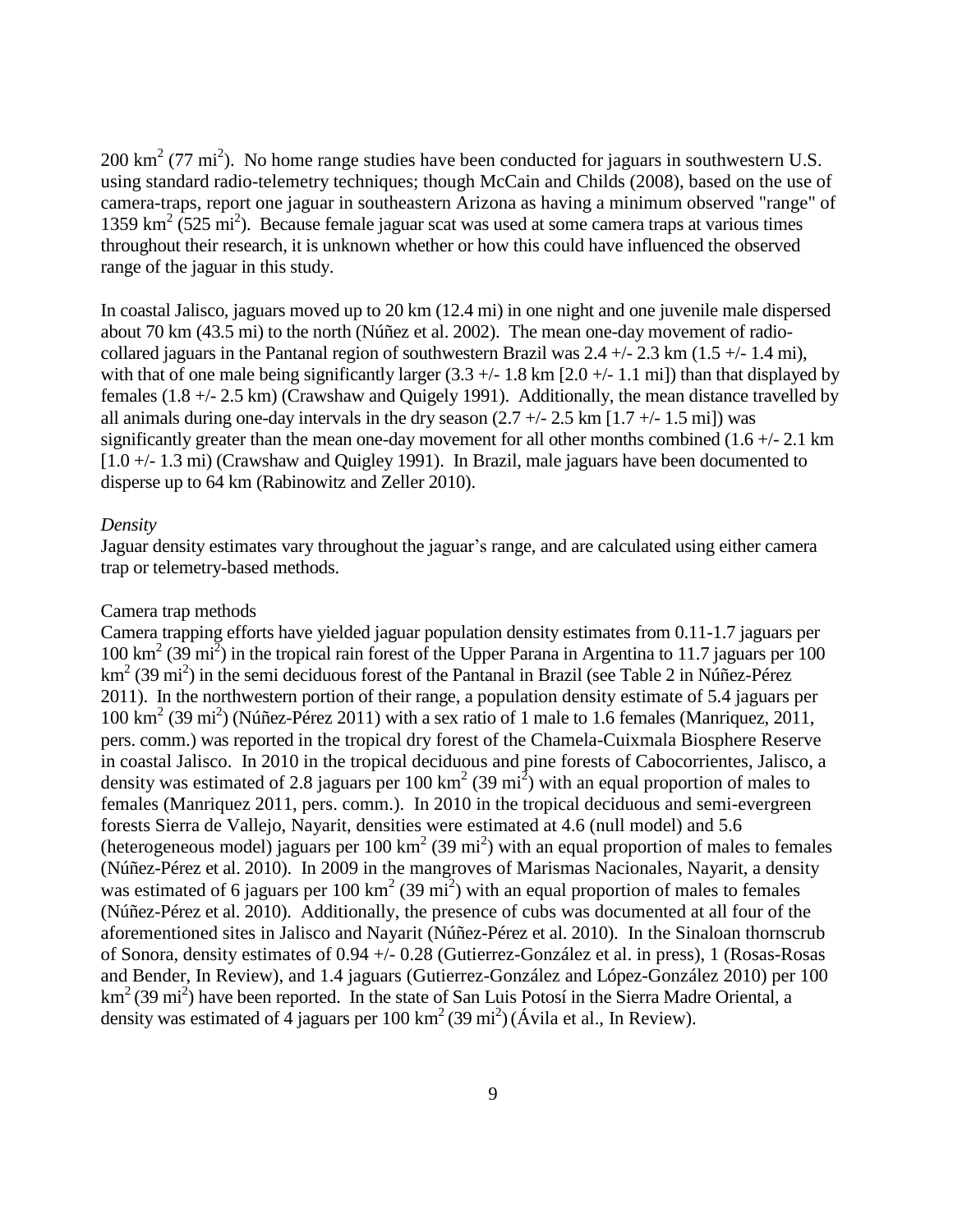200 km$^2$ (77 mi$^2$). No home range studies have been conducted for jaguars in southwestern U.S. using standard radio-telemetry techniques; though McCain and Childs (2008), based on the use of camera-traps, report one jaguar in southeastern Arizona as having a minimum observed "range" of 1359 km$^2$ (525 mi$^2$). Because female jaguar scat was used at some camera traps at various times throughout their research, it is unknown whether or how this could have influenced the observed range of the jaguar in this study.

In coastal Jalisco, jaguars moved up to 20 km (12.4 mi) in one night and one juvenile male dispersed about 70 km (43.5 mi) to the north (Núñez et al. 2002). The mean one-day movement of radio-collared jaguars in the Pantanal region of southwestern Brazil was 2.4 +/- 2.3 km (1.5 +/- 1.4 mi), with that of one male being significantly larger (3.3 +/- 1.8 km [2.0 +/- 1.1 mi]) than that displayed by females (1.8 +/- 2.5 km) (Crawshaw and Quigely 1991). Additionally, the mean distance travelled by all animals during one-day intervals in the dry season (2.7 +/- 2.5 km [1.7 +/- 1.5 mi]) was significantly greater than the mean one-day movement for all other months combined (1.6 +/- 2.1 km [1.0 +/- 1.3 mi) (Crawshaw and Quigley 1991). In Brazil, male jaguars have been documented to disperse up to 64 km (Rabinowitz and Zeller 2010).

*Density*

Jaguar density estimates vary throughout the jaguar's range, and are calculated using either camera trap or telemetry-based methods.

Camera trap methods

Camera trapping efforts have yielded jaguar population density estimates from 0.11-1.7 jaguars per 100 km$^2$ (39 mi$^2$) in the tropical rain forest of the Upper Parana in Argentina to 11.7 jaguars per 100 km$^2$ (39 mi$^2$) in the semi deciduous forest of the Pantanal in Brazil (see Table 2 in Núñez-Pérez 2011). In the northwestern portion of their range, a population density estimate of 5.4 jaguars per 100 km$^2$ (39 mi$^2$) (Núñez-Pérez 2011) with a sex ratio of 1 male to 1.6 females (Manriquez, 2011, pers. comm.) was reported in the tropical dry forest of the Chamela-Cuixmala Biosphere Reserve in coastal Jalisco. In 2010 in the tropical deciduous and pine forests of Cabocorrientes, Jalisco, a density was estimated of 2.8 jaguars per 100 km$^2$ (39 mi$^2$) with an equal proportion of males to females (Manriquez 2011, pers. comm.). In 2010 in the tropical deciduous and semi-evergreen forests Sierra de Vallejo, Nayarit, densities were estimated at 4.6 (null model) and 5.6 (heterogeneous model) jaguars per 100 km$^2$ (39 mi$^2$) with an equal proportion of males to females (Núñez-Pérez et al. 2010). In 2009 in the mangroves of Marismas Nacionales, Nayarit, a density was estimated of 6 jaguars per 100 km$^2$ (39 mi$^2$) with an equal proportion of males to females (Núñez-Pérez et al. 2010). Additionally, the presence of cubs was documented at all four of the aforementioned sites in Jalisco and Nayarit (Núñez-Pérez et al. 2010). In the Sinaloan thornscrub of Sonora, density estimates of 0.94 +/- 0.28 (Gutierrez-González et al. in press), 1 (Rosas-Rosas and Bender, In Review), and 1.4 jaguars (Gutierrez-González and López-González 2010) per 100 km$^2$ (39 mi$^2$) have been reported. In the state of San Luis Potosí in the Sierra Madre Oriental, a density was estimated of 4 jaguars per 100 km$^2$ (39 mi$^2$) (Ávila et al., In Review).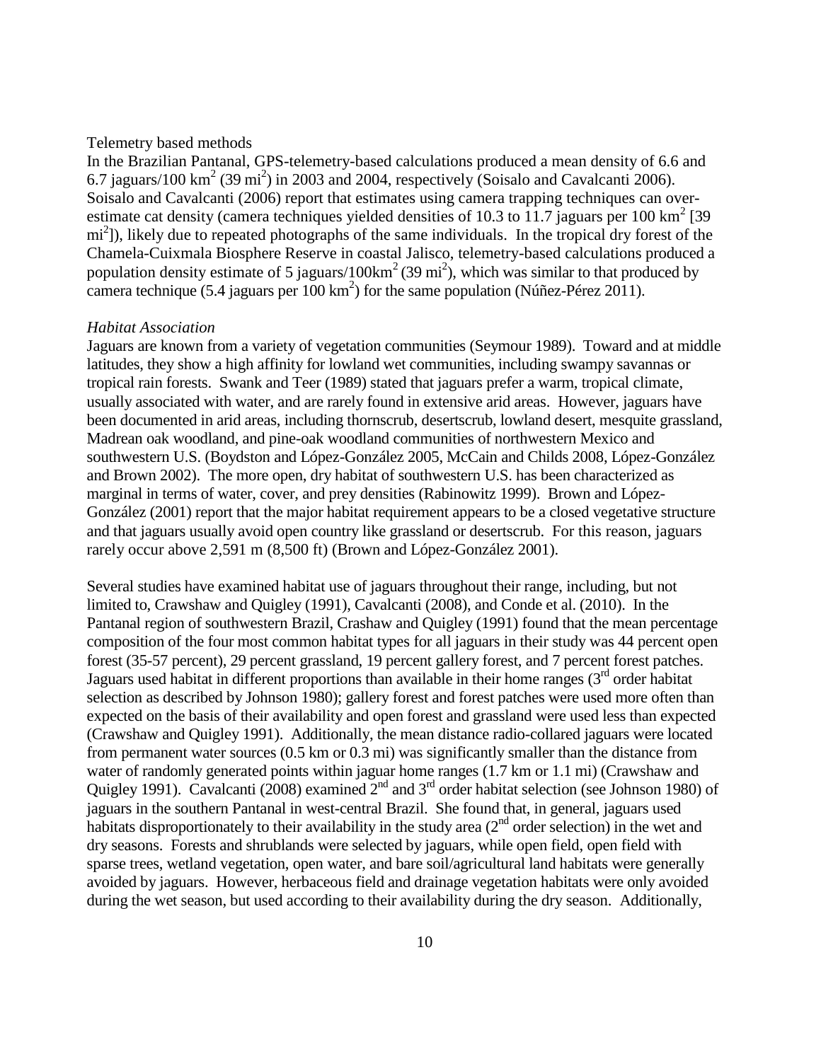Telemetry based methods

In the Brazilian Pantanal, GPS-telemetry-based calculations produced a mean density of 6.6 and 6.7 jaguars/100 $km^2$ (39 $mi^2$) in 2003 and 2004, respectively (Soisalo and Cavalcanti 2006). Soisalo and Cavalcanti (2006) report that estimates using camera trapping techniques can over-estimate cat density (camera techniques yielded densities of 10.3 to 11.7 jaguars per 100 $km^2$ [39 $mi^2$]), likely due to repeated photographs of the same individuals. In the tropical dry forest of the Chamela-Cuixmala Biosphere Reserve in coastal Jalisco, telemetry-based calculations produced a population density estimate of 5 jaguars/100$km^2$ (39 $mi^2$), which was similar to that produced by camera technique (5.4 jaguars per 100 $km^2$) for the same population (Núñez-Pérez 2011).

*Habitat Association*

Jaguars are known from a variety of vegetation communities (Seymour 1989). Toward and at middle latitudes, they show a high affinity for lowland wet communities, including swampy savannas or tropical rain forests. Swank and Teer (1989) stated that jaguars prefer a warm, tropical climate, usually associated with water, and are rarely found in extensive arid areas. However, jaguars have been documented in arid areas, including thornscrub, desertscrub, lowland desert, mesquite grassland, Madrean oak woodland, and pine-oak woodland communities of northwestern Mexico and southwestern U.S. (Boydston and López-González 2005, McCain and Childs 2008, López-González and Brown 2002). The more open, dry habitat of southwestern U.S. has been characterized as marginal in terms of water, cover, and prey densities (Rabinowitz 1999). Brown and López-González (2001) report that the major habitat requirement appears to be a closed vegetative structure and that jaguars usually avoid open country like grassland or desertscrub. For this reason, jaguars rarely occur above 2,591 m (8,500 ft) (Brown and López-González 2001).

Several studies have examined habitat use of jaguars throughout their range, including, but not limited to, Crawshaw and Quigley (1991), Cavalcanti (2008), and Conde et al. (2010). In the Pantanal region of southwestern Brazil, Crashaw and Quigley (1991) found that the mean percentage composition of the four most common habitat types for all jaguars in their study was 44 percent open forest (35-57 percent), 29 percent grassland, 19 percent gallery forest, and 7 percent forest patches. Jaguars used habitat in different proportions than available in their home ranges ($3^{rd}$ order habitat selection as described by Johnson 1980); gallery forest and forest patches were used more often than expected on the basis of their availability and open forest and grassland were used less than expected (Crawshaw and Quigley 1991). Additionally, the mean distance radio-collared jaguars were located from permanent water sources (0.5 km or 0.3 mi) was significantly smaller than the distance from water of randomly generated points within jaguar home ranges (1.7 km or 1.1 mi) (Crawshaw and Quigley 1991). Cavalcanti (2008) examined $2^{nd}$ and $3^{rd}$ order habitat selection (see Johnson 1980) of jaguars in the southern Pantanal in west-central Brazil. She found that, in general, jaguars used habitats disproportionately to their availability in the study area ($2^{nd}$ order selection) in the wet and dry seasons. Forests and shrublands were selected by jaguars, while open field, open field with sparse trees, wetland vegetation, open water, and bare soil/agricultural land habitats were generally avoided by jaguars. However, herbaceous field and drainage vegetation habitats were only avoided during the wet season, but used according to their availability during the dry season. Additionally,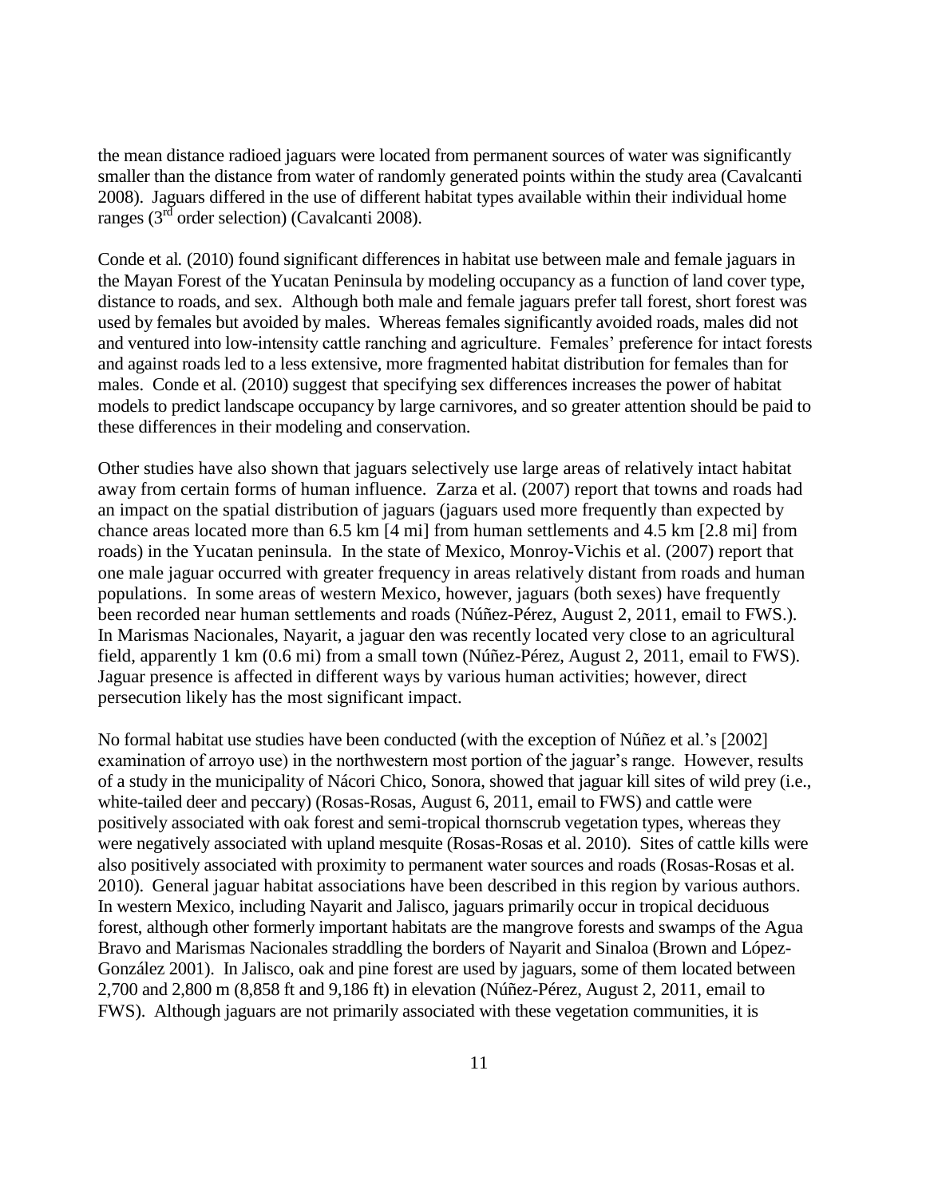the mean distance radioed jaguars were located from permanent sources of water was significantly smaller than the distance from water of randomly generated points within the study area (Cavalcanti 2008). Jaguars differed in the use of different habitat types available within their individual home ranges (3rd order selection) (Cavalcanti 2008).

Conde et al*.* (2010) found significant differences in habitat use between male and female jaguars in the Mayan Forest of the Yucatan Peninsula by modeling occupancy as a function of land cover type, distance to roads, and sex. Although both male and female jaguars prefer tall forest, short forest was used by females but avoided by males. Whereas females significantly avoided roads, males did not and ventured into low-intensity cattle ranching and agriculture. Females' preference for intact forests and against roads led to a less extensive, more fragmented habitat distribution for females than for males. Conde et al*.* (2010) suggest that specifying sex differences increases the power of habitat models to predict landscape occupancy by large carnivores, and so greater attention should be paid to these differences in their modeling and conservation.

Other studies have also shown that jaguars selectively use large areas of relatively intact habitat away from certain forms of human influence. Zarza et al. (2007) report that towns and roads had an impact on the spatial distribution of jaguars (jaguars used more frequently than expected by chance areas located more than 6.5 km [4 mi] from human settlements and 4.5 km [2.8 mi] from roads) in the Yucatan peninsula. In the state of Mexico, Monroy-Vichis et al. (2007) report that one male jaguar occurred with greater frequency in areas relatively distant from roads and human populations. In some areas of western Mexico, however, jaguars (both sexes) have frequently been recorded near human settlements and roads (Núñez-Pérez, August 2, 2011, email to FWS.). In Marismas Nacionales, Nayarit, a jaguar den was recently located very close to an agricultural field, apparently 1 km (0.6 mi) from a small town (Núñez-Pérez, August 2, 2011, email to FWS). Jaguar presence is affected in different ways by various human activities; however, direct persecution likely has the most significant impact.

No formal habitat use studies have been conducted (with the exception of Núñez et al.'s [2002] examination of arroyo use) in the northwestern most portion of the jaguar's range. However, results of a study in the municipality of Nácori Chico, Sonora, showed that jaguar kill sites of wild prey (i.e., white-tailed deer and peccary) (Rosas-Rosas, August 6, 2011, email to FWS) and cattle were positively associated with oak forest and semi-tropical thornscrub vegetation types, whereas they were negatively associated with upland mesquite (Rosas-Rosas et al. 2010). Sites of cattle kills were also positively associated with proximity to permanent water sources and roads (Rosas-Rosas et al*.* 2010). General jaguar habitat associations have been described in this region by various authors. In western Mexico, including Nayarit and Jalisco, jaguars primarily occur in tropical deciduous forest, although other formerly important habitats are the mangrove forests and swamps of the Agua Bravo and Marismas Nacionales straddling the borders of Nayarit and Sinaloa (Brown and López-González 2001). In Jalisco, oak and pine forest are used by jaguars, some of them located between 2,700 and 2,800 m (8,858 ft and 9,186 ft) in elevation (Núñez-Pérez, August 2, 2011, email to FWS). Although jaguars are not primarily associated with these vegetation communities, it is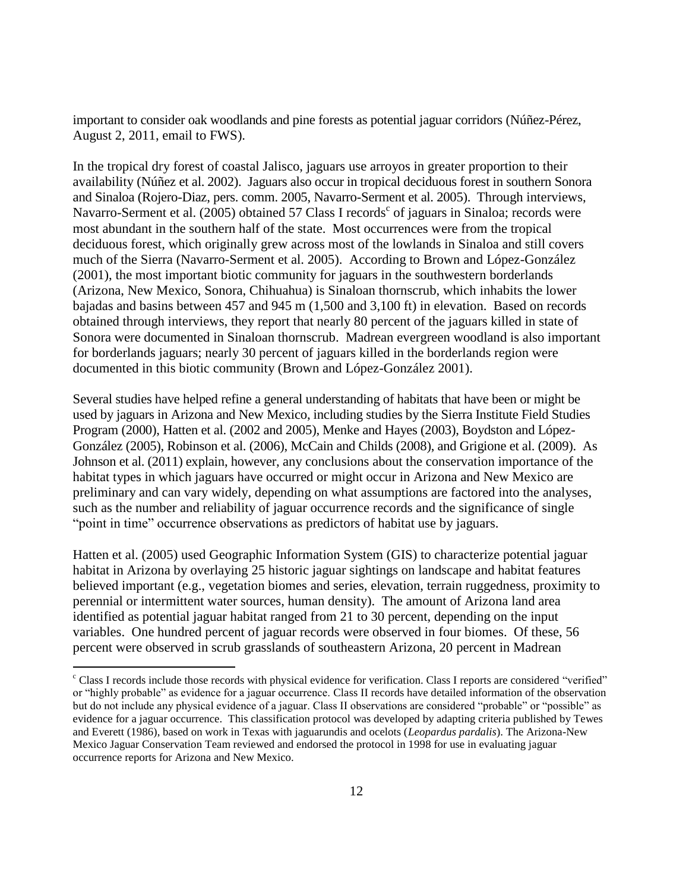important to consider oak woodlands and pine forests as potential jaguar corridors (Núñez-Pérez, August 2, 2011, email to FWS).

In the tropical dry forest of coastal Jalisco, jaguars use arroyos in greater proportion to their availability (Núñez et al. 2002). Jaguars also occur in tropical deciduous forest in southern Sonora and Sinaloa (Rojero-Diaz, pers. comm. 2005, Navarro-Serment et al. 2005). Through interviews, Navarro-Serment et al. (2005) obtained 57 Class I records[c] of jaguars in Sinaloa; records were most abundant in the southern half of the state. Most occurrences were from the tropical deciduous forest, which originally grew across most of the lowlands in Sinaloa and still covers much of the Sierra (Navarro-Serment et al. 2005). According to Brown and López-González (2001), the most important biotic community for jaguars in the southwestern borderlands (Arizona, New Mexico, Sonora, Chihuahua) is Sinaloan thornscrub, which inhabits the lower bajadas and basins between 457 and 945 m (1,500 and 3,100 ft) in elevation. Based on records obtained through interviews, they report that nearly 80 percent of the jaguars killed in state of Sonora were documented in Sinaloan thornscrub. Madrean evergreen woodland is also important for borderlands jaguars; nearly 30 percent of jaguars killed in the borderlands region were documented in this biotic community (Brown and López-González 2001).

Several studies have helped refine a general understanding of habitats that have been or might be used by jaguars in Arizona and New Mexico, including studies by the Sierra Institute Field Studies Program (2000), Hatten et al. (2002 and 2005), Menke and Hayes (2003), Boydston and López-González (2005), Robinson et al. (2006), McCain and Childs (2008), and Grigione et al. (2009). As Johnson et al. (2011) explain, however, any conclusions about the conservation importance of the habitat types in which jaguars have occurred or might occur in Arizona and New Mexico are preliminary and can vary widely, depending on what assumptions are factored into the analyses, such as the number and reliability of jaguar occurrence records and the significance of single "point in time" occurrence observations as predictors of habitat use by jaguars.

Hatten et al. (2005) used Geographic Information System (GIS) to characterize potential jaguar habitat in Arizona by overlaying 25 historic jaguar sightings on landscape and habitat features believed important (e.g., vegetation biomes and series, elevation, terrain ruggedness, proximity to perennial or intermittent water sources, human density). The amount of Arizona land area identified as potential jaguar habitat ranged from 21 to 30 percent, depending on the input variables. One hundred percent of jaguar records were observed in four biomes. Of these, 56 percent were observed in scrub grasslands of southeastern Arizona, 20 percent in Madrean

---

[c] Class I records include those records with physical evidence for verification. Class I reports are considered "verified" or "highly probable" as evidence for a jaguar occurrence. Class II records have detailed information of the observation but do not include any physical evidence of a jaguar. Class II observations are considered "probable" or "possible" as evidence for a jaguar occurrence. This classification protocol was developed by adapting criteria published by Tewes and Everett (1986), based on work in Texas with jaguarundis and ocelots (*Leopardus pardalis*). The Arizona-New Mexico Jaguar Conservation Team reviewed and endorsed the protocol in 1998 for use in evaluating jaguar occurrence reports for Arizona and New Mexico.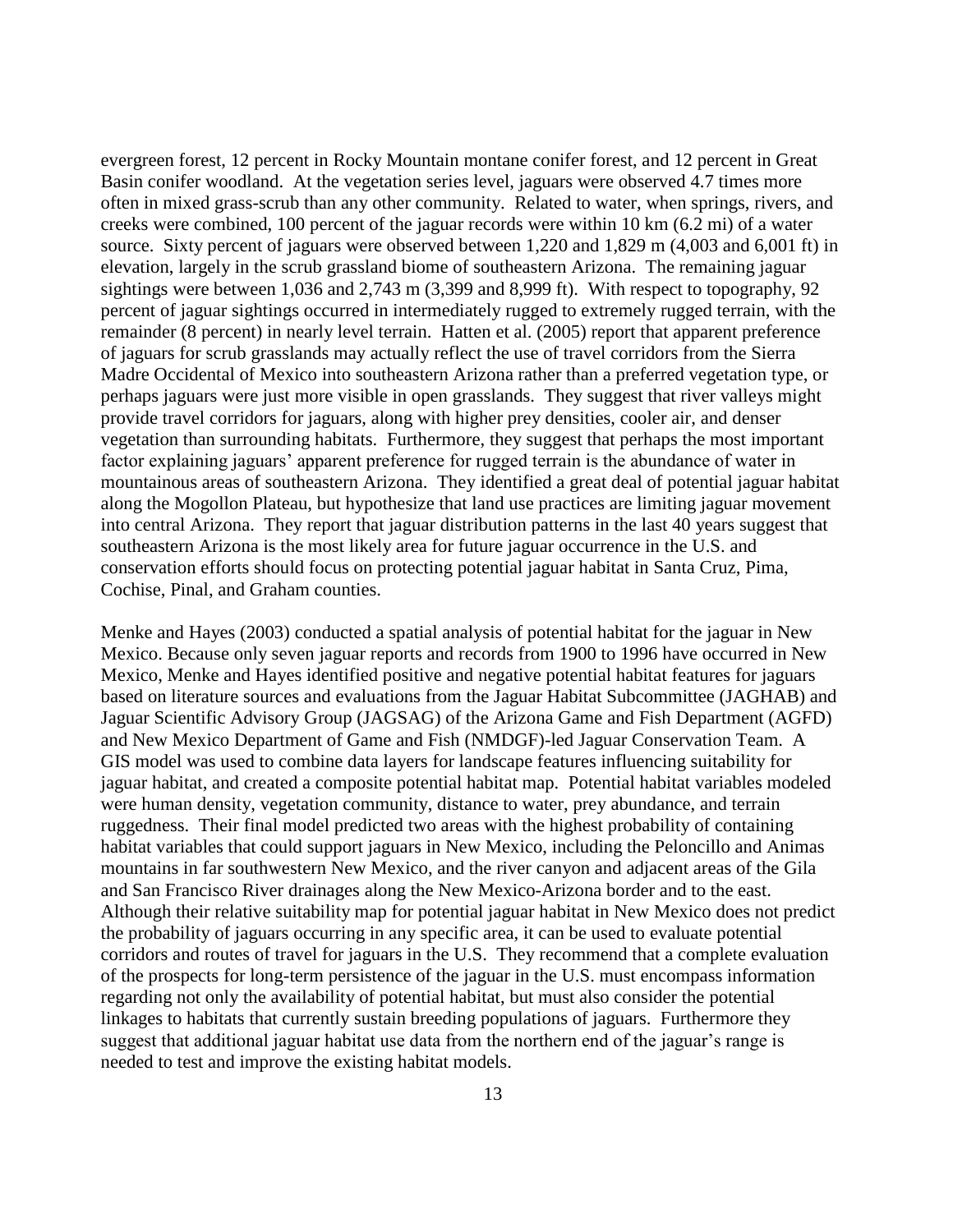evergreen forest, 12 percent in Rocky Mountain montane conifer forest, and 12 percent in Great Basin conifer woodland. At the vegetation series level, jaguars were observed 4.7 times more often in mixed grass-scrub than any other community. Related to water, when springs, rivers, and creeks were combined, 100 percent of the jaguar records were within 10 km (6.2 mi) of a water source. Sixty percent of jaguars were observed between 1,220 and 1,829 m (4,003 and 6,001 ft) in elevation, largely in the scrub grassland biome of southeastern Arizona. The remaining jaguar sightings were between 1,036 and 2,743 m (3,399 and 8,999 ft). With respect to topography, 92 percent of jaguar sightings occurred in intermediately rugged to extremely rugged terrain, with the remainder (8 percent) in nearly level terrain. Hatten et al. (2005) report that apparent preference of jaguars for scrub grasslands may actually reflect the use of travel corridors from the Sierra Madre Occidental of Mexico into southeastern Arizona rather than a preferred vegetation type, or perhaps jaguars were just more visible in open grasslands. They suggest that river valleys might provide travel corridors for jaguars, along with higher prey densities, cooler air, and denser vegetation than surrounding habitats. Furthermore, they suggest that perhaps the most important factor explaining jaguars' apparent preference for rugged terrain is the abundance of water in mountainous areas of southeastern Arizona. They identified a great deal of potential jaguar habitat along the Mogollon Plateau, but hypothesize that land use practices are limiting jaguar movement into central Arizona. They report that jaguar distribution patterns in the last 40 years suggest that southeastern Arizona is the most likely area for future jaguar occurrence in the U.S. and conservation efforts should focus on protecting potential jaguar habitat in Santa Cruz, Pima, Cochise, Pinal, and Graham counties.

Menke and Hayes (2003) conducted a spatial analysis of potential habitat for the jaguar in New Mexico. Because only seven jaguar reports and records from 1900 to 1996 have occurred in New Mexico, Menke and Hayes identified positive and negative potential habitat features for jaguars based on literature sources and evaluations from the Jaguar Habitat Subcommittee (JAGHAB) and Jaguar Scientific Advisory Group (JAGSAG) of the Arizona Game and Fish Department (AGFD) and New Mexico Department of Game and Fish (NMDGF)-led Jaguar Conservation Team. A GIS model was used to combine data layers for landscape features influencing suitability for jaguar habitat, and created a composite potential habitat map. Potential habitat variables modeled were human density, vegetation community, distance to water, prey abundance, and terrain ruggedness. Their final model predicted two areas with the highest probability of containing habitat variables that could support jaguars in New Mexico, including the Peloncillo and Animas mountains in far southwestern New Mexico, and the river canyon and adjacent areas of the Gila and San Francisco River drainages along the New Mexico-Arizona border and to the east. Although their relative suitability map for potential jaguar habitat in New Mexico does not predict the probability of jaguars occurring in any specific area, it can be used to evaluate potential corridors and routes of travel for jaguars in the U.S. They recommend that a complete evaluation of the prospects for long-term persistence of the jaguar in the U.S. must encompass information regarding not only the availability of potential habitat, but must also consider the potential linkages to habitats that currently sustain breeding populations of jaguars. Furthermore they suggest that additional jaguar habitat use data from the northern end of the jaguar's range is needed to test and improve the existing habitat models.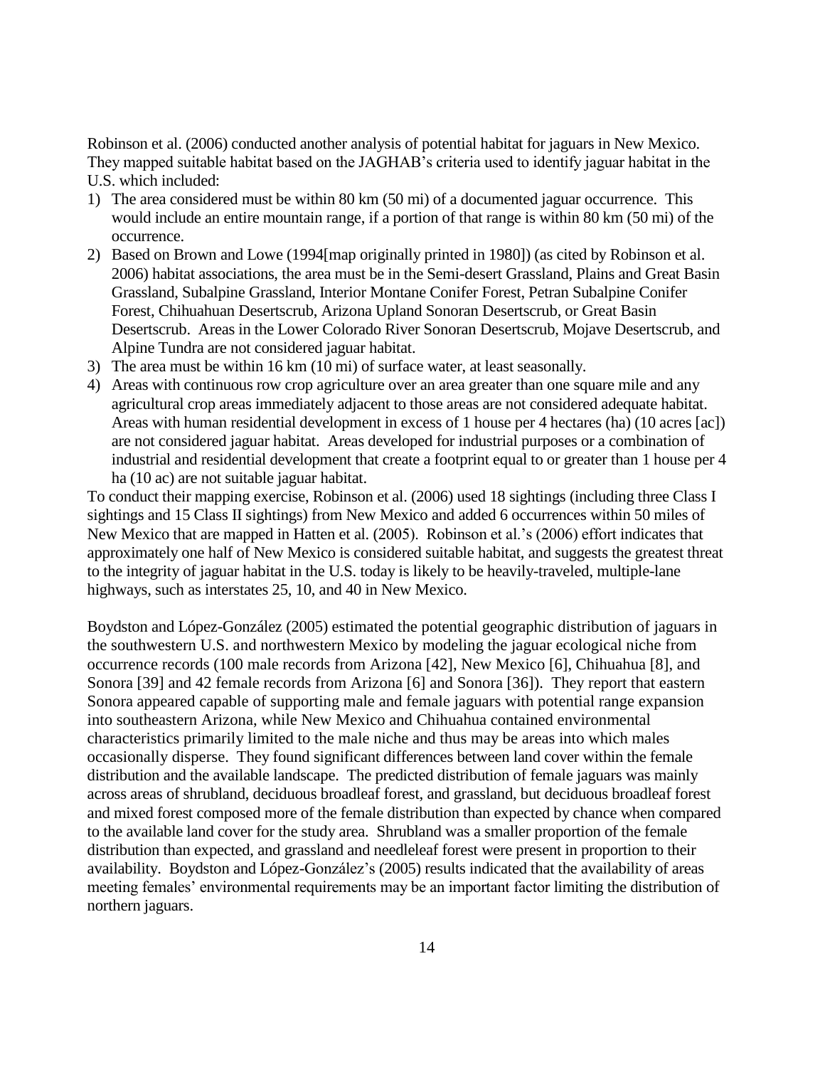Robinson et al. (2006) conducted another analysis of potential habitat for jaguars in New Mexico. They mapped suitable habitat based on the JAGHAB's criteria used to identify jaguar habitat in the U.S. which included:

1) The area considered must be within 80 km (50 mi) of a documented jaguar occurrence. This would include an entire mountain range, if a portion of that range is within 80 km (50 mi) of the occurrence.
2) Based on Brown and Lowe (1994[map originally printed in 1980]) (as cited by Robinson et al. 2006) habitat associations, the area must be in the Semi-desert Grassland, Plains and Great Basin Grassland, Subalpine Grassland, Interior Montane Conifer Forest, Petran Subalpine Conifer Forest, Chihuahuan Desertscrub, Arizona Upland Sonoran Desertscrub, or Great Basin Desertscrub. Areas in the Lower Colorado River Sonoran Desertscrub, Mojave Desertscrub, and Alpine Tundra are not considered jaguar habitat.
3) The area must be within 16 km (10 mi) of surface water, at least seasonally.
4) Areas with continuous row crop agriculture over an area greater than one square mile and any agricultural crop areas immediately adjacent to those areas are not considered adequate habitat. Areas with human residential development in excess of 1 house per 4 hectares (ha) (10 acres [ac]) are not considered jaguar habitat. Areas developed for industrial purposes or a combination of industrial and residential development that create a footprint equal to or greater than 1 house per 4 ha (10 ac) are not suitable jaguar habitat.

To conduct their mapping exercise, Robinson et al. (2006) used 18 sightings (including three Class I sightings and 15 Class II sightings) from New Mexico and added 6 occurrences within 50 miles of New Mexico that are mapped in Hatten et al. (2005). Robinson et al.'s (2006) effort indicates that approximately one half of New Mexico is considered suitable habitat, and suggests the greatest threat to the integrity of jaguar habitat in the U.S. today is likely to be heavily-traveled, multiple-lane highways, such as interstates 25, 10, and 40 in New Mexico.

Boydston and López-González (2005) estimated the potential geographic distribution of jaguars in the southwestern U.S. and northwestern Mexico by modeling the jaguar ecological niche from occurrence records (100 male records from Arizona [42], New Mexico [6], Chihuahua [8], and Sonora [39] and 42 female records from Arizona [6] and Sonora [36]). They report that eastern Sonora appeared capable of supporting male and female jaguars with potential range expansion into southeastern Arizona, while New Mexico and Chihuahua contained environmental characteristics primarily limited to the male niche and thus may be areas into which males occasionally disperse. They found significant differences between land cover within the female distribution and the available landscape. The predicted distribution of female jaguars was mainly across areas of shrubland, deciduous broadleaf forest, and grassland, but deciduous broadleaf forest and mixed forest composed more of the female distribution than expected by chance when compared to the available land cover for the study area. Shrubland was a smaller proportion of the female distribution than expected, and grassland and needleleaf forest were present in proportion to their availability. Boydston and López-González's (2005) results indicated that the availability of areas meeting females' environmental requirements may be an important factor limiting the distribution of northern jaguars.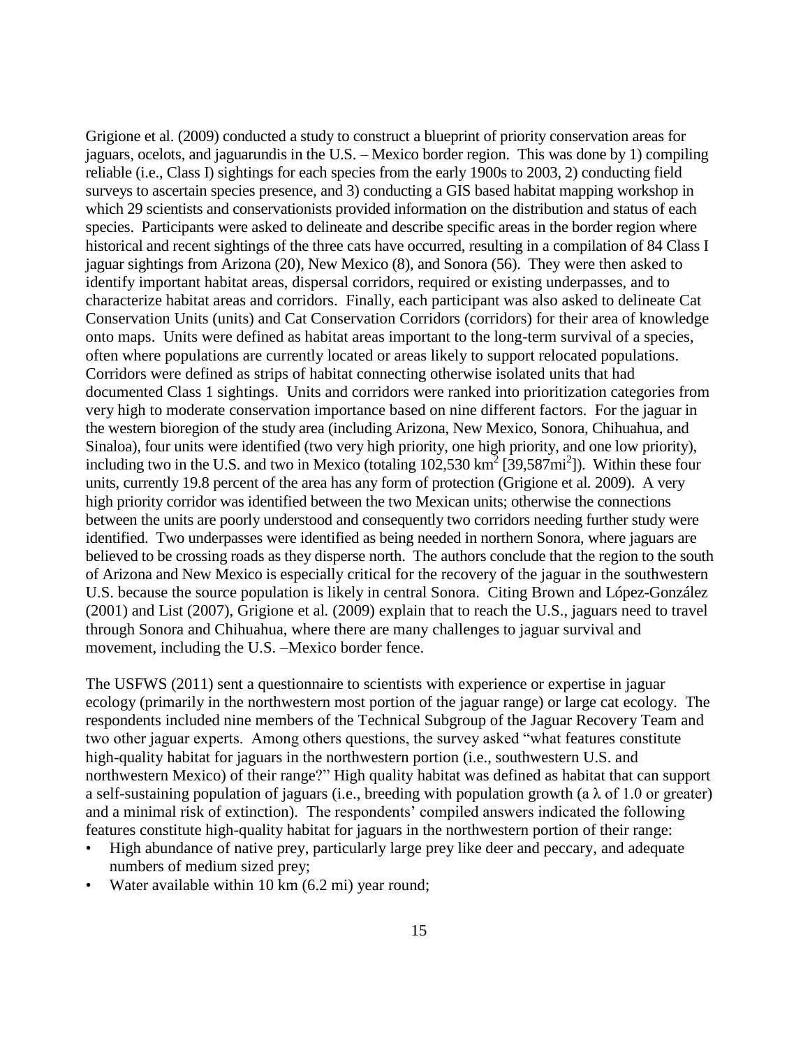Grigione et al. (2009) conducted a study to construct a blueprint of priority conservation areas for jaguars, ocelots, and jaguarundis in the U.S. – Mexico border region. This was done by 1) compiling reliable (i.e., Class I) sightings for each species from the early 1900s to 2003, 2) conducting field surveys to ascertain species presence, and 3) conducting a GIS based habitat mapping workshop in which 29 scientists and conservationists provided information on the distribution and status of each species. Participants were asked to delineate and describe specific areas in the border region where historical and recent sightings of the three cats have occurred, resulting in a compilation of 84 Class I jaguar sightings from Arizona (20), New Mexico (8), and Sonora (56). They were then asked to identify important habitat areas, dispersal corridors, required or existing underpasses, and to characterize habitat areas and corridors. Finally, each participant was also asked to delineate Cat Conservation Units (units) and Cat Conservation Corridors (corridors) for their area of knowledge onto maps. Units were defined as habitat areas important to the long-term survival of a species, often where populations are currently located or areas likely to support relocated populations. Corridors were defined as strips of habitat connecting otherwise isolated units that had documented Class 1 sightings. Units and corridors were ranked into prioritization categories from very high to moderate conservation importance based on nine different factors. For the jaguar in the western bioregion of the study area (including Arizona, New Mexico, Sonora, Chihuahua, and Sinaloa), four units were identified (two very high priority, one high priority, and one low priority), including two in the U.S. and two in Mexico (totaling 102,530 $km^2$ [39,587$mi^2$]). Within these four units, currently 19.8 percent of the area has any form of protection (Grigione et al. 2009). A very high priority corridor was identified between the two Mexican units; otherwise the connections between the units are poorly understood and consequently two corridors needing further study were identified. Two underpasses were identified as being needed in northern Sonora, where jaguars are believed to be crossing roads as they disperse north. The authors conclude that the region to the south of Arizona and New Mexico is especially critical for the recovery of the jaguar in the southwestern U.S. because the source population is likely in central Sonora. Citing Brown and López-González (2001) and List (2007), Grigione et al. (2009) explain that to reach the U.S., jaguars need to travel through Sonora and Chihuahua, where there are many challenges to jaguar survival and movement, including the U.S. –Mexico border fence.

The USFWS (2011) sent a questionnaire to scientists with experience or expertise in jaguar ecology (primarily in the northwestern most portion of the jaguar range) or large cat ecology. The respondents included nine members of the Technical Subgroup of the Jaguar Recovery Team and two other jaguar experts. Among others questions, the survey asked "what features constitute high-quality habitat for jaguars in the northwestern portion (i.e., southwestern U.S. and northwestern Mexico) of their range?" High quality habitat was defined as habitat that can support a self-sustaining population of jaguars (i.e., breeding with population growth (a $\lambda$ of 1.0 or greater) and a minimal risk of extinction). The respondents' compiled answers indicated the following features constitute high-quality habitat for jaguars in the northwestern portion of their range:

- High abundance of native prey, particularly large prey like deer and peccary, and adequate numbers of medium sized prey;
- Water available within 10 km (6.2 mi) year round;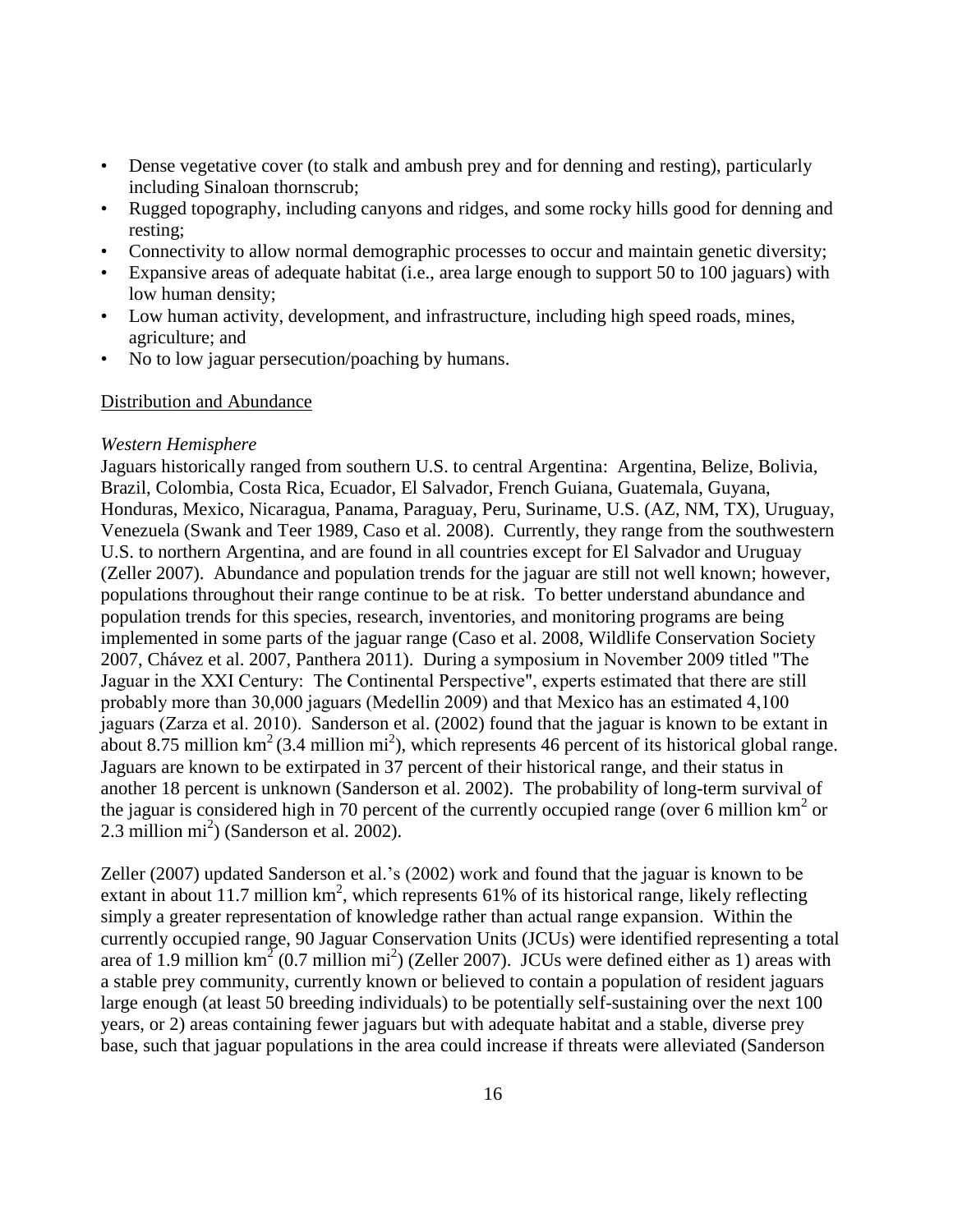- Dense vegetative cover (to stalk and ambush prey and for denning and resting), particularly including Sinaloan thornscrub;
- Rugged topography, including canyons and ridges, and some rocky hills good for denning and resting;
- Connectivity to allow normal demographic processes to occur and maintain genetic diversity;
- Expansive areas of adequate habitat (i.e., area large enough to support 50 to 100 jaguars) with low human density;
- Low human activity, development, and infrastructure, including high speed roads, mines, agriculture; and
- No to low jaguar persecution/poaching by humans.

<u>Distribution and Abundance</u>

*Western Hemisphere*

Jaguars historically ranged from southern U.S. to central Argentina: Argentina, Belize, Bolivia, Brazil, Colombia, Costa Rica, Ecuador, El Salvador, French Guiana, Guatemala, Guyana, Honduras, Mexico, Nicaragua, Panama, Paraguay, Peru, Suriname, U.S. (AZ, NM, TX), Uruguay, Venezuela (Swank and Teer 1989, Caso et al. 2008). Currently, they range from the southwestern U.S. to northern Argentina, and are found in all countries except for El Salvador and Uruguay (Zeller 2007). Abundance and population trends for the jaguar are still not well known; however, populations throughout their range continue to be at risk. To better understand abundance and population trends for this species, research, inventories, and monitoring programs are being implemented in some parts of the jaguar range (Caso et al. 2008, Wildlife Conservation Society 2007, Chávez et al. 2007, Panthera 2011). During a symposium in November 2009 titled "The Jaguar in the XXI Century: The Continental Perspective", experts estimated that there are still probably more than 30,000 jaguars (Medellin 2009) and that Mexico has an estimated 4,100 jaguars (Zarza et al. 2010). Sanderson et al. (2002) found that the jaguar is known to be extant in about 8.75 million km$^2$ (3.4 million mi$^2$), which represents 46 percent of its historical global range. Jaguars are known to be extirpated in 37 percent of their historical range, and their status in another 18 percent is unknown (Sanderson et al. 2002). The probability of long-term survival of the jaguar is considered high in 70 percent of the currently occupied range (over 6 million km$^2$ or 2.3 million mi$^2$) (Sanderson et al. 2002).

Zeller (2007) updated Sanderson et al.'s (2002) work and found that the jaguar is known to be extant in about 11.7 million km$^2$, which represents 61% of its historical range, likely reflecting simply a greater representation of knowledge rather than actual range expansion. Within the currently occupied range, 90 Jaguar Conservation Units (JCUs) were identified representing a total area of 1.9 million km$^2$ (0.7 million mi$^2$) (Zeller 2007). JCUs were defined either as 1) areas with a stable prey community, currently known or believed to contain a population of resident jaguars large enough (at least 50 breeding individuals) to be potentially self-sustaining over the next 100 years, or 2) areas containing fewer jaguars but with adequate habitat and a stable, diverse prey base, such that jaguar populations in the area could increase if threats were alleviated (Sanderson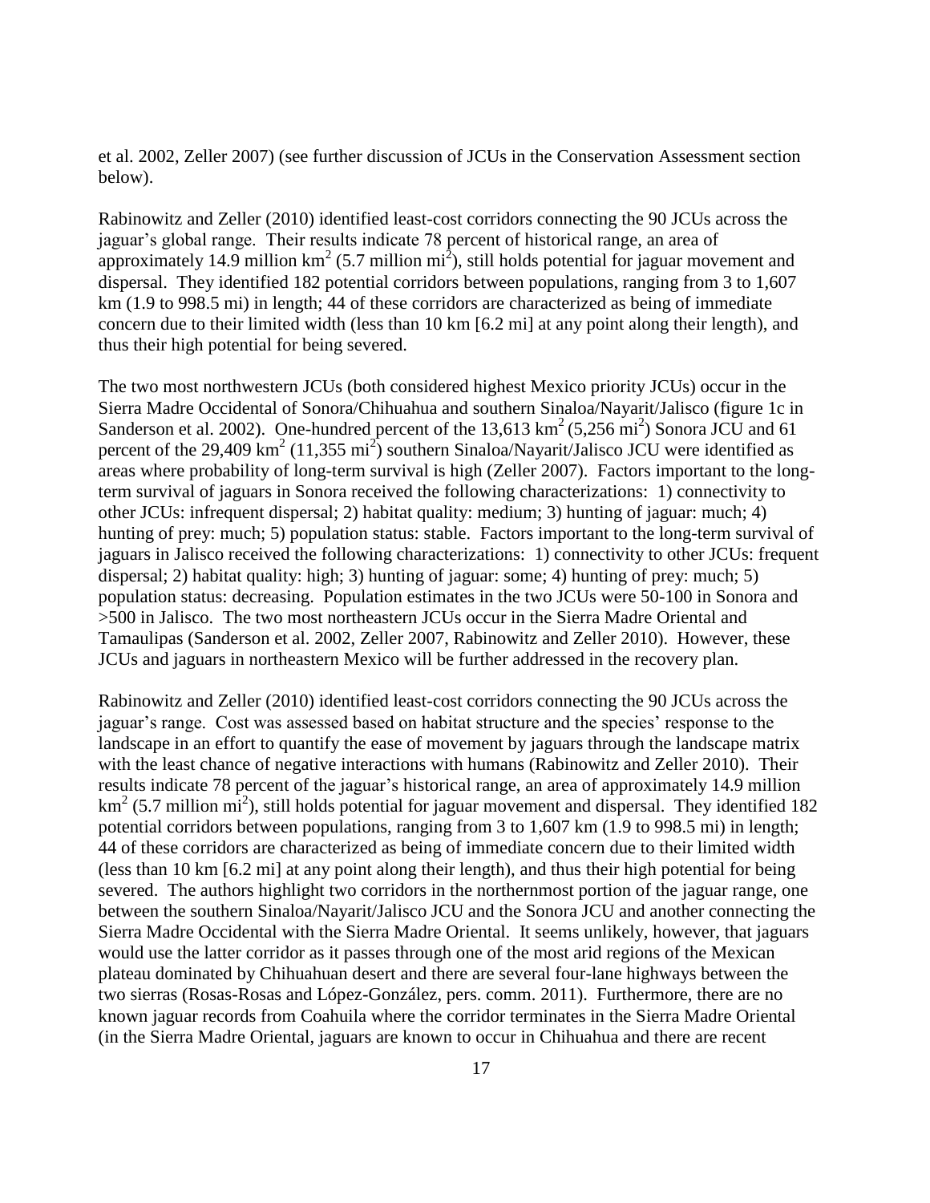et al. 2002, Zeller 2007) (see further discussion of JCUs in the Conservation Assessment section below).

Rabinowitz and Zeller (2010) identified least-cost corridors connecting the 90 JCUs across the jaguar's global range. Their results indicate 78 percent of historical range, an area of approximately 14.9 million $km^2$ (5.7 million $mi^2$), still holds potential for jaguar movement and dispersal. They identified 182 potential corridors between populations, ranging from 3 to 1,607 km (1.9 to 998.5 mi) in length; 44 of these corridors are characterized as being of immediate concern due to their limited width (less than 10 km [6.2 mi] at any point along their length), and thus their high potential for being severed.

The two most northwestern JCUs (both considered highest Mexico priority JCUs) occur in the Sierra Madre Occidental of Sonora/Chihuahua and southern Sinaloa/Nayarit/Jalisco (figure 1c in Sanderson et al. 2002). One-hundred percent of the 13,613 $km^2$ (5,256 $mi^2$) Sonora JCU and 61 percent of the 29,409 $km^2$ (11,355 $mi^2$) southern Sinaloa/Nayarit/Jalisco JCU were identified as areas where probability of long-term survival is high (Zeller 2007). Factors important to the long-term survival of jaguars in Sonora received the following characterizations: 1) connectivity to other JCUs: infrequent dispersal; 2) habitat quality: medium; 3) hunting of jaguar: much; 4) hunting of prey: much; 5) population status: stable. Factors important to the long-term survival of jaguars in Jalisco received the following characterizations: 1) connectivity to other JCUs: frequent dispersal; 2) habitat quality: high; 3) hunting of jaguar: some; 4) hunting of prey: much; 5) population status: decreasing. Population estimates in the two JCUs were 50-100 in Sonora and >500 in Jalisco. The two most northeastern JCUs occur in the Sierra Madre Oriental and Tamaulipas (Sanderson et al. 2002, Zeller 2007, Rabinowitz and Zeller 2010). However, these JCUs and jaguars in northeastern Mexico will be further addressed in the recovery plan.

Rabinowitz and Zeller (2010) identified least-cost corridors connecting the 90 JCUs across the jaguar's range. Cost was assessed based on habitat structure and the species' response to the landscape in an effort to quantify the ease of movement by jaguars through the landscape matrix with the least chance of negative interactions with humans (Rabinowitz and Zeller 2010). Their results indicate 78 percent of the jaguar's historical range, an area of approximately 14.9 million $km^2$ (5.7 million $mi^2$), still holds potential for jaguar movement and dispersal. They identified 182 potential corridors between populations, ranging from 3 to 1,607 km (1.9 to 998.5 mi) in length; 44 of these corridors are characterized as being of immediate concern due to their limited width (less than 10 km [6.2 mi] at any point along their length), and thus their high potential for being severed. The authors highlight two corridors in the northernmost portion of the jaguar range, one between the southern Sinaloa/Nayarit/Jalisco JCU and the Sonora JCU and another connecting the Sierra Madre Occidental with the Sierra Madre Oriental. It seems unlikely, however, that jaguars would use the latter corridor as it passes through one of the most arid regions of the Mexican plateau dominated by Chihuahuan desert and there are several four-lane highways between the two sierras (Rosas-Rosas and López-González, pers. comm. 2011). Furthermore, there are no known jaguar records from Coahuila where the corridor terminates in the Sierra Madre Oriental (in the Sierra Madre Oriental, jaguars are known to occur in Chihuahua and there are recent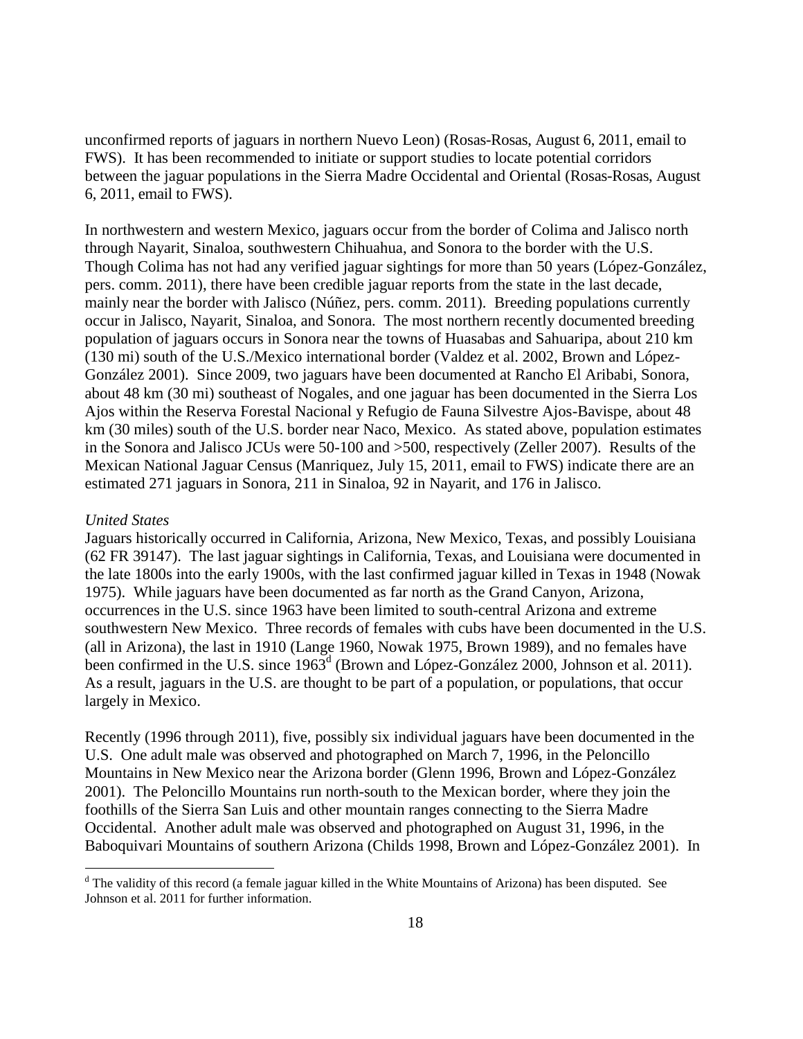unconfirmed reports of jaguars in northern Nuevo Leon) (Rosas-Rosas, August 6, 2011, email to FWS). It has been recommended to initiate or support studies to locate potential corridors between the jaguar populations in the Sierra Madre Occidental and Oriental (Rosas-Rosas, August 6, 2011, email to FWS).

In northwestern and western Mexico, jaguars occur from the border of Colima and Jalisco north through Nayarit, Sinaloa, southwestern Chihuahua, and Sonora to the border with the U.S. Though Colima has not had any verified jaguar sightings for more than 50 years (López-González, pers. comm. 2011), there have been credible jaguar reports from the state in the last decade, mainly near the border with Jalisco (Núñez, pers. comm. 2011). Breeding populations currently occur in Jalisco, Nayarit, Sinaloa, and Sonora. The most northern recently documented breeding population of jaguars occurs in Sonora near the towns of Huasabas and Sahuaripa, about 210 km (130 mi) south of the U.S./Mexico international border (Valdez et al. 2002, Brown and López-González 2001). Since 2009, two jaguars have been documented at Rancho El Aribabi, Sonora, about 48 km (30 mi) southeast of Nogales, and one jaguar has been documented in the Sierra Los Ajos within the Reserva Forestal Nacional y Refugio de Fauna Silvestre Ajos-Bavispe, about 48 km (30 miles) south of the U.S. border near Naco, Mexico. As stated above, population estimates in the Sonora and Jalisco JCUs were 50-100 and >500, respectively (Zeller 2007). Results of the Mexican National Jaguar Census (Manriquez, July 15, 2011, email to FWS) indicate there are an estimated 271 jaguars in Sonora, 211 in Sinaloa, 92 in Nayarit, and 176 in Jalisco.

*United States*

Jaguars historically occurred in California, Arizona, New Mexico, Texas, and possibly Louisiana (62 FR 39147). The last jaguar sightings in California, Texas, and Louisiana were documented in the late 1800s into the early 1900s, with the last confirmed jaguar killed in Texas in 1948 (Nowak 1975). While jaguars have been documented as far north as the Grand Canyon, Arizona, occurrences in the U.S. since 1963 have been limited to south-central Arizona and extreme southwestern New Mexico. Three records of females with cubs have been documented in the U.S. (all in Arizona), the last in 1910 (Lange 1960, Nowak 1975, Brown 1989), and no females have been confirmed in the U.S. since 1963[d] (Brown and López-González 2000, Johnson et al. 2011). As a result, jaguars in the U.S. are thought to be part of a population, or populations, that occur largely in Mexico.

Recently (1996 through 2011), five, possibly six individual jaguars have been documented in the U.S. One adult male was observed and photographed on March 7, 1996, in the Peloncillo Mountains in New Mexico near the Arizona border (Glenn 1996, Brown and López-González 2001). The Peloncillo Mountains run north-south to the Mexican border, where they join the foothills of the Sierra San Luis and other mountain ranges connecting to the Sierra Madre Occidental. Another adult male was observed and photographed on August 31, 1996, in the Baboquivari Mountains of southern Arizona (Childs 1998, Brown and López-González 2001). In

[d] The validity of this record (a female jaguar killed in the White Mountains of Arizona) has been disputed. See Johnson et al. 2011 for further information.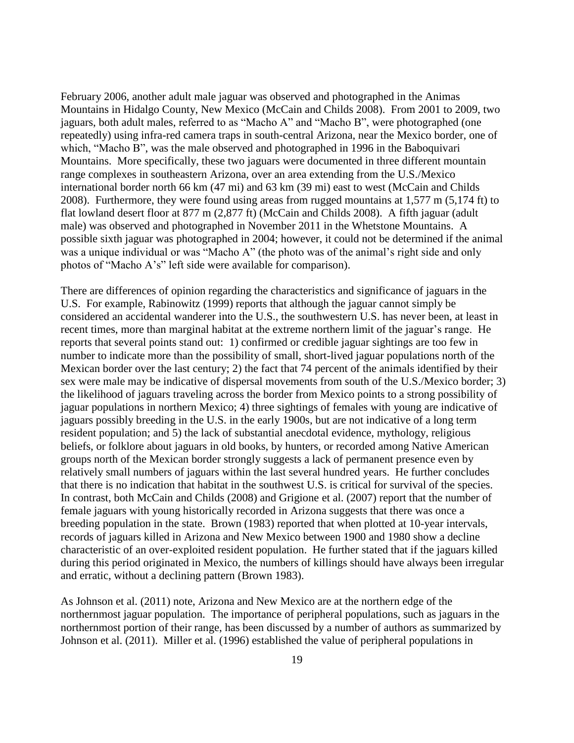February 2006, another adult male jaguar was observed and photographed in the Animas Mountains in Hidalgo County, New Mexico (McCain and Childs 2008). From 2001 to 2009, two jaguars, both adult males, referred to as "Macho A" and "Macho B", were photographed (one repeatedly) using infra-red camera traps in south-central Arizona, near the Mexico border, one of which, "Macho B", was the male observed and photographed in 1996 in the Baboquivari Mountains. More specifically, these two jaguars were documented in three different mountain range complexes in southeastern Arizona, over an area extending from the U.S./Mexico international border north 66 km (47 mi) and 63 km (39 mi) east to west (McCain and Childs 2008). Furthermore, they were found using areas from rugged mountains at 1,577 m (5,174 ft) to flat lowland desert floor at 877 m (2,877 ft) (McCain and Childs 2008). A fifth jaguar (adult male) was observed and photographed in November 2011 in the Whetstone Mountains. A possible sixth jaguar was photographed in 2004; however, it could not be determined if the animal was a unique individual or was "Macho A" (the photo was of the animal's right side and only photos of "Macho A's" left side were available for comparison).

There are differences of opinion regarding the characteristics and significance of jaguars in the U.S. For example, Rabinowitz (1999) reports that although the jaguar cannot simply be considered an accidental wanderer into the U.S., the southwestern U.S. has never been, at least in recent times, more than marginal habitat at the extreme northern limit of the jaguar's range. He reports that several points stand out: 1) confirmed or credible jaguar sightings are too few in number to indicate more than the possibility of small, short-lived jaguar populations north of the Mexican border over the last century; 2) the fact that 74 percent of the animals identified by their sex were male may be indicative of dispersal movements from south of the U.S./Mexico border; 3) the likelihood of jaguars traveling across the border from Mexico points to a strong possibility of jaguar populations in northern Mexico; 4) three sightings of females with young are indicative of jaguars possibly breeding in the U.S. in the early 1900s, but are not indicative of a long term resident population; and 5) the lack of substantial anecdotal evidence, mythology, religious beliefs, or folklore about jaguars in old books, by hunters, or recorded among Native American groups north of the Mexican border strongly suggests a lack of permanent presence even by relatively small numbers of jaguars within the last several hundred years. He further concludes that there is no indication that habitat in the southwest U.S. is critical for survival of the species. In contrast, both McCain and Childs (2008) and Grigione et al. (2007) report that the number of female jaguars with young historically recorded in Arizona suggests that there was once a breeding population in the state. Brown (1983) reported that when plotted at 10-year intervals, records of jaguars killed in Arizona and New Mexico between 1900 and 1980 show a decline characteristic of an over-exploited resident population. He further stated that if the jaguars killed during this period originated in Mexico, the numbers of killings should have always been irregular and erratic, without a declining pattern (Brown 1983).

As Johnson et al. (2011) note, Arizona and New Mexico are at the northern edge of the northernmost jaguar population. The importance of peripheral populations, such as jaguars in the northernmost portion of their range, has been discussed by a number of authors as summarized by Johnson et al. (2011). Miller et al. (1996) established the value of peripheral populations in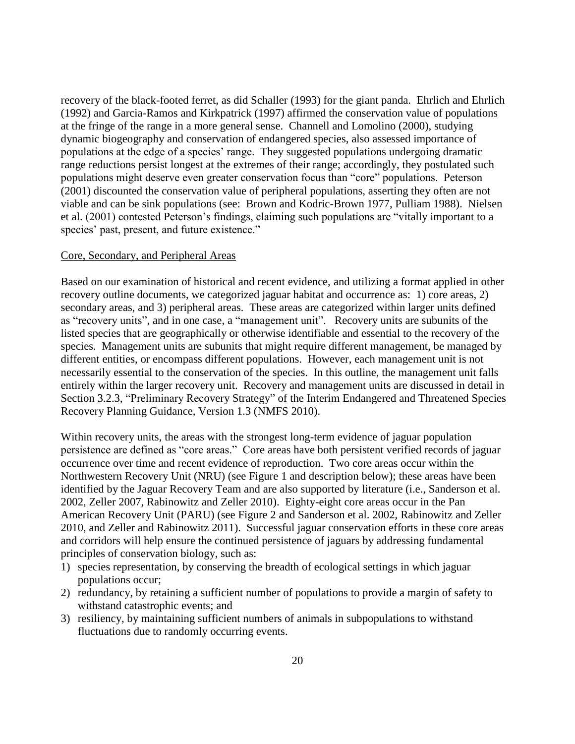recovery of the black-footed ferret, as did Schaller (1993) for the giant panda. Ehrlich and Ehrlich (1992) and Garcia-Ramos and Kirkpatrick (1997) affirmed the conservation value of populations at the fringe of the range in a more general sense. Channell and Lomolino (2000), studying dynamic biogeography and conservation of endangered species, also assessed importance of populations at the edge of a species' range. They suggested populations undergoing dramatic range reductions persist longest at the extremes of their range; accordingly, they postulated such populations might deserve even greater conservation focus than "core" populations. Peterson (2001) discounted the conservation value of peripheral populations, asserting they often are not viable and can be sink populations (see: Brown and Kodric-Brown 1977, Pulliam 1988). Nielsen et al. (2001) contested Peterson's findings, claiming such populations are "vitally important to a species' past, present, and future existence."

Core, Secondary, and Peripheral Areas

Based on our examination of historical and recent evidence, and utilizing a format applied in other recovery outline documents, we categorized jaguar habitat and occurrence as: 1) core areas, 2) secondary areas, and 3) peripheral areas. These areas are categorized within larger units defined as "recovery units", and in one case, a "management unit". Recovery units are subunits of the listed species that are geographically or otherwise identifiable and essential to the recovery of the species. Management units are subunits that might require different management, be managed by different entities, or encompass different populations. However, each management unit is not necessarily essential to the conservation of the species. In this outline, the management unit falls entirely within the larger recovery unit. Recovery and management units are discussed in detail in Section 3.2.3, "Preliminary Recovery Strategy" of the Interim Endangered and Threatened Species Recovery Planning Guidance, Version 1.3 (NMFS 2010).

Within recovery units, the areas with the strongest long-term evidence of jaguar population persistence are defined as "core areas." Core areas have both persistent verified records of jaguar occurrence over time and recent evidence of reproduction. Two core areas occur within the Northwestern Recovery Unit (NRU) (see Figure 1 and description below); these areas have been identified by the Jaguar Recovery Team and are also supported by literature (i.e., Sanderson et al. 2002, Zeller 2007, Rabinowitz and Zeller 2010). Eighty-eight core areas occur in the Pan American Recovery Unit (PARU) (see Figure 2 and Sanderson et al. 2002, Rabinowitz and Zeller 2010, and Zeller and Rabinowitz 2011). Successful jaguar conservation efforts in these core areas and corridors will help ensure the continued persistence of jaguars by addressing fundamental principles of conservation biology, such as:

1) species representation, by conserving the breadth of ecological settings in which jaguar populations occur;
2) redundancy, by retaining a sufficient number of populations to provide a margin of safety to withstand catastrophic events; and
3) resiliency, by maintaining sufficient numbers of animals in subpopulations to withstand fluctuations due to randomly occurring events.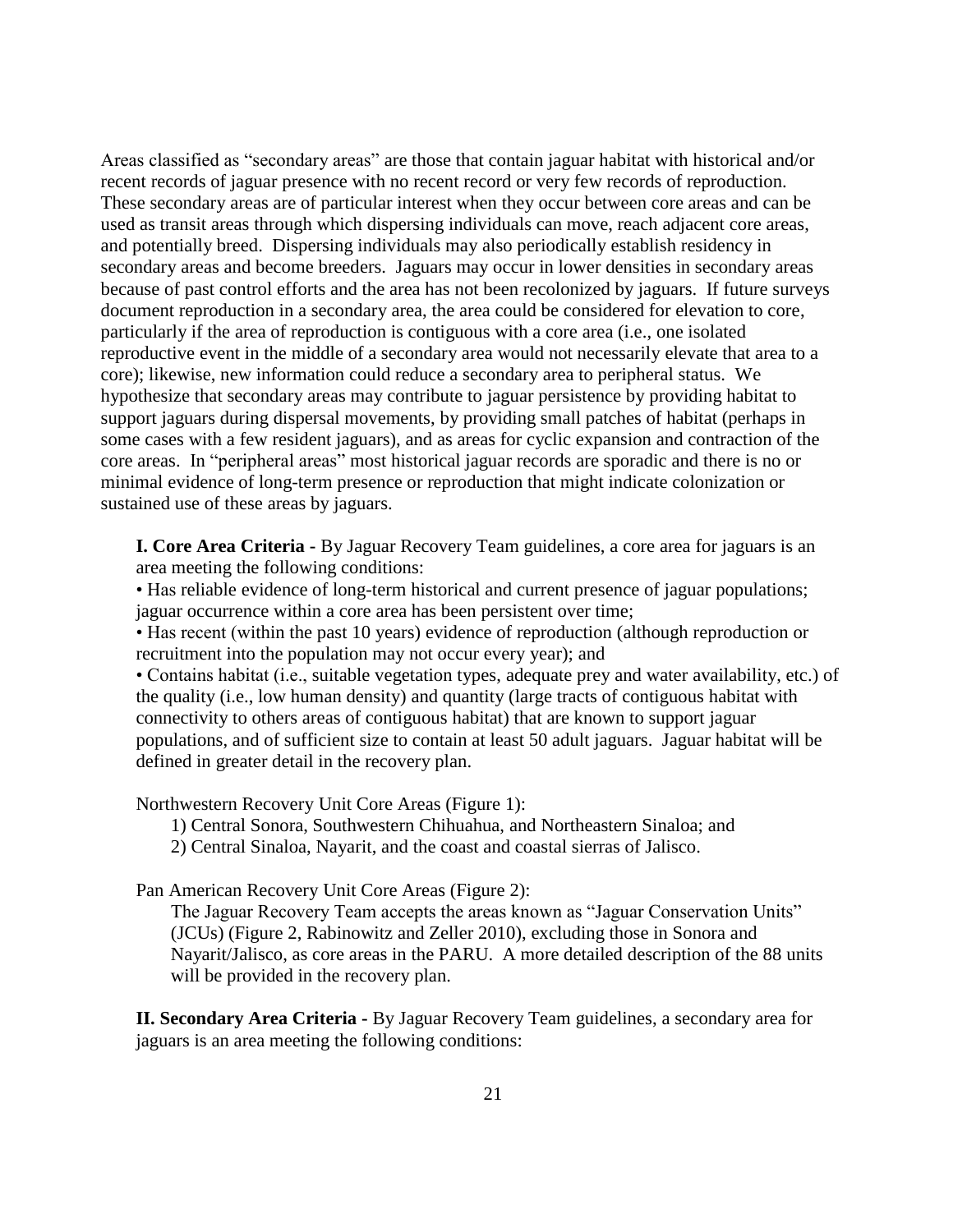Areas classified as "secondary areas" are those that contain jaguar habitat with historical and/or recent records of jaguar presence with no recent record or very few records of reproduction. These secondary areas are of particular interest when they occur between core areas and can be used as transit areas through which dispersing individuals can move, reach adjacent core areas, and potentially breed. Dispersing individuals may also periodically establish residency in secondary areas and become breeders. Jaguars may occur in lower densities in secondary areas because of past control efforts and the area has not been recolonized by jaguars. If future surveys document reproduction in a secondary area, the area could be considered for elevation to core, particularly if the area of reproduction is contiguous with a core area (i.e., one isolated reproductive event in the middle of a secondary area would not necessarily elevate that area to a core); likewise, new information could reduce a secondary area to peripheral status. We hypothesize that secondary areas may contribute to jaguar persistence by providing habitat to support jaguars during dispersal movements, by providing small patches of habitat (perhaps in some cases with a few resident jaguars), and as areas for cyclic expansion and contraction of the core areas. In "peripheral areas" most historical jaguar records are sporadic and there is no or minimal evidence of long-term presence or reproduction that might indicate colonization or sustained use of these areas by jaguars.

**I. Core Area Criteria -** By Jaguar Recovery Team guidelines, a core area for jaguars is an area meeting the following conditions:

- Has reliable evidence of long-term historical and current presence of jaguar populations; jaguar occurrence within a core area has been persistent over time;
- Has recent (within the past 10 years) evidence of reproduction (although reproduction or recruitment into the population may not occur every year); and
- Contains habitat (i.e., suitable vegetation types, adequate prey and water availability, etc.) of the quality (i.e., low human density) and quantity (large tracts of contiguous habitat with connectivity to others areas of contiguous habitat) that are known to support jaguar populations, and of sufficient size to contain at least 50 adult jaguars. Jaguar habitat will be defined in greater detail in the recovery plan.

Northwestern Recovery Unit Core Areas (Figure 1):

1) Central Sonora, Southwestern Chihuahua, and Northeastern Sinaloa; and
2) Central Sinaloa, Nayarit, and the coast and coastal sierras of Jalisco.

Pan American Recovery Unit Core Areas (Figure 2):

The Jaguar Recovery Team accepts the areas known as "Jaguar Conservation Units" (JCUs) (Figure 2, Rabinowitz and Zeller 2010), excluding those in Sonora and Nayarit/Jalisco, as core areas in the PARU. A more detailed description of the 88 units will be provided in the recovery plan.

**II. Secondary Area Criteria -** By Jaguar Recovery Team guidelines, a secondary area for jaguars is an area meeting the following conditions: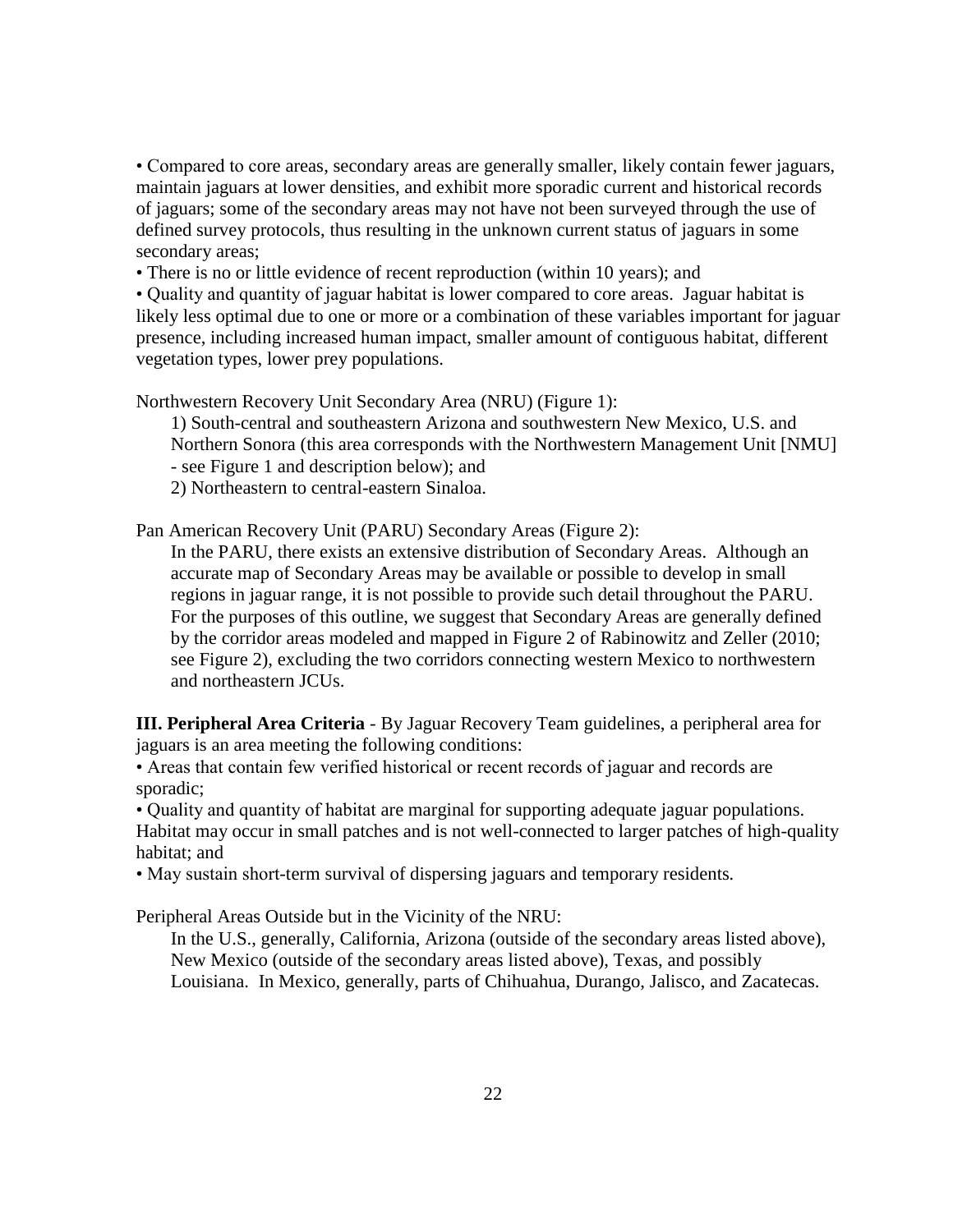• Compared to core areas, secondary areas are generally smaller, likely contain fewer jaguars, maintain jaguars at lower densities, and exhibit more sporadic current and historical records of jaguars; some of the secondary areas may not have not been surveyed through the use of defined survey protocols, thus resulting in the unknown current status of jaguars in some secondary areas;

• There is no or little evidence of recent reproduction (within 10 years); and

• Quality and quantity of jaguar habitat is lower compared to core areas. Jaguar habitat is likely less optimal due to one or more or a combination of these variables important for jaguar presence, including increased human impact, smaller amount of contiguous habitat, different vegetation types, lower prey populations.

Northwestern Recovery Unit Secondary Area (NRU) (Figure 1):

1) South-central and southeastern Arizona and southwestern New Mexico, U.S. and Northern Sonora (this area corresponds with the Northwestern Management Unit [NMU] - see Figure 1 and description below); and

2) Northeastern to central-eastern Sinaloa.

Pan American Recovery Unit (PARU) Secondary Areas (Figure 2):

In the PARU, there exists an extensive distribution of Secondary Areas. Although an accurate map of Secondary Areas may be available or possible to develop in small regions in jaguar range, it is not possible to provide such detail throughout the PARU. For the purposes of this outline, we suggest that Secondary Areas are generally defined by the corridor areas modeled and mapped in Figure 2 of Rabinowitz and Zeller (2010; see Figure 2), excluding the two corridors connecting western Mexico to northwestern and northeastern JCUs.

**III. Peripheral Area Criteria** - By Jaguar Recovery Team guidelines, a peripheral area for jaguars is an area meeting the following conditions:

• Areas that contain few verified historical or recent records of jaguar and records are sporadic;

• Quality and quantity of habitat are marginal for supporting adequate jaguar populations. Habitat may occur in small patches and is not well-connected to larger patches of high-quality habitat; and

• May sustain short-term survival of dispersing jaguars and temporary residents.

Peripheral Areas Outside but in the Vicinity of the NRU:

In the U.S., generally, California, Arizona (outside of the secondary areas listed above), New Mexico (outside of the secondary areas listed above), Texas, and possibly Louisiana. In Mexico, generally, parts of Chihuahua, Durango, Jalisco, and Zacatecas.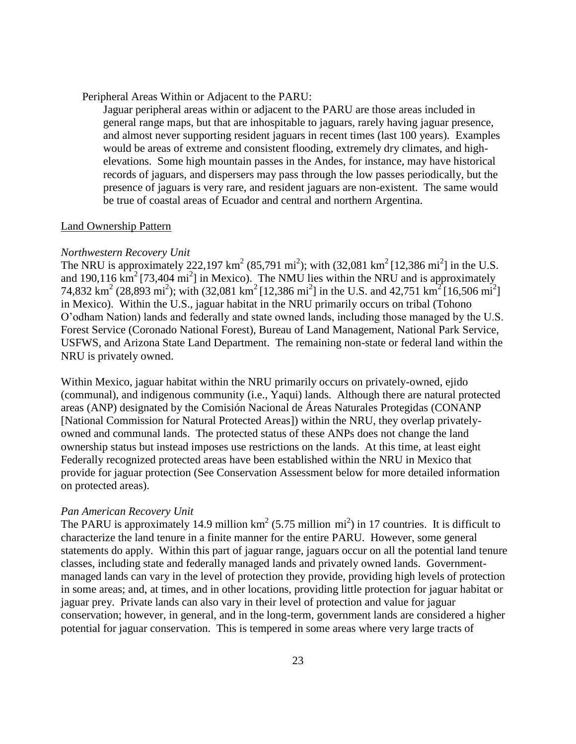Peripheral Areas Within or Adjacent to the PARU:

Jaguar peripheral areas within or adjacent to the PARU are those areas included in general range maps, but that are inhospitable to jaguars, rarely having jaguar presence, and almost never supporting resident jaguars in recent times (last 100 years). Examples would be areas of extreme and consistent flooding, extremely dry climates, and high-elevations. Some high mountain passes in the Andes, for instance, may have historical records of jaguars, and dispersers may pass through the low passes periodically, but the presence of jaguars is very rare, and resident jaguars are non-existent. The same would be true of coastal areas of Ecuador and central and northern Argentina.

## Land Ownership Pattern

### *Northwestern Recovery Unit*

The NRU is approximately 222,197 km$^2$ (85,791 mi$^2$); with (32,081 km$^2$ [12,386 mi$^2$] in the U.S. and 190,116 km$^2$ [73,404 mi$^2$] in Mexico). The NMU lies within the NRU and is approximately 74,832 km$^2$ (28,893 mi$^2$); with (32,081 km$^2$ [12,386 mi$^2$] in the U.S. and 42,751 km$^2$ [16,506 mi$^2$] in Mexico). Within the U.S., jaguar habitat in the NRU primarily occurs on tribal (Tohono O'odham Nation) lands and federally and state owned lands, including those managed by the U.S. Forest Service (Coronado National Forest), Bureau of Land Management, National Park Service, USFWS, and Arizona State Land Department. The remaining non-state or federal land within the NRU is privately owned.

Within Mexico, jaguar habitat within the NRU primarily occurs on privately-owned, ejido (communal), and indigenous community (i.e., Yaqui) lands. Although there are natural protected areas (ANP) designated by the Comisión Nacional de Áreas Naturales Protegidas (CONANP [National Commission for Natural Protected Areas]) within the NRU, they overlap privately-owned and communal lands. The protected status of these ANPs does not change the land ownership status but instead imposes use restrictions on the lands. At this time, at least eight Federally recognized protected areas have been established within the NRU in Mexico that provide for jaguar protection (See Conservation Assessment below for more detailed information on protected areas).

### *Pan American Recovery Unit*

The PARU is approximately 14.9 million km$^2$ (5.75 million mi$^2$) in 17 countries. It is difficult to characterize the land tenure in a finite manner for the entire PARU. However, some general statements do apply. Within this part of jaguar range, jaguars occur on all the potential land tenure classes, including state and federally managed lands and privately owned lands. Government-managed lands can vary in the level of protection they provide, providing high levels of protection in some areas; and, at times, and in other locations, providing little protection for jaguar habitat or jaguar prey. Private lands can also vary in their level of protection and value for jaguar conservation; however, in general, and in the long-term, government lands are considered a higher potential for jaguar conservation. This is tempered in some areas where very large tracts of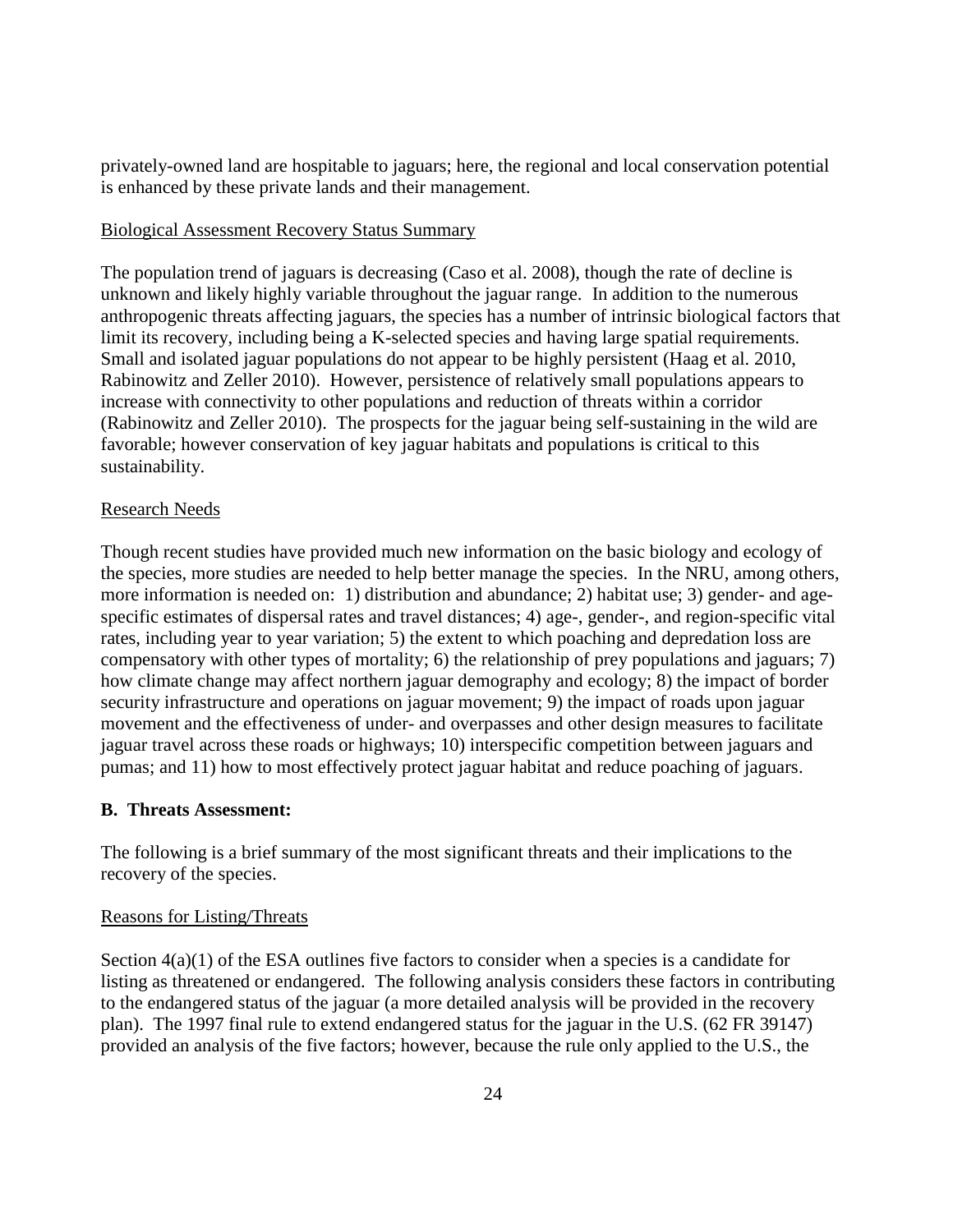privately-owned land are hospitable to jaguars; here, the regional and local conservation potential is enhanced by these private lands and their management.

Biological Assessment Recovery Status Summary

The population trend of jaguars is decreasing (Caso et al. 2008), though the rate of decline is unknown and likely highly variable throughout the jaguar range. In addition to the numerous anthropogenic threats affecting jaguars, the species has a number of intrinsic biological factors that limit its recovery, including being a K-selected species and having large spatial requirements. Small and isolated jaguar populations do not appear to be highly persistent (Haag et al. 2010, Rabinowitz and Zeller 2010). However, persistence of relatively small populations appears to increase with connectivity to other populations and reduction of threats within a corridor (Rabinowitz and Zeller 2010). The prospects for the jaguar being self-sustaining in the wild are favorable; however conservation of key jaguar habitats and populations is critical to this sustainability.

Research Needs

Though recent studies have provided much new information on the basic biology and ecology of the species, more studies are needed to help better manage the species. In the NRU, among others, more information is needed on: 1) distribution and abundance; 2) habitat use; 3) gender- and age-specific estimates of dispersal rates and travel distances; 4) age-, gender-, and region-specific vital rates, including year to year variation; 5) the extent to which poaching and depredation loss are compensatory with other types of mortality; 6) the relationship of prey populations and jaguars; 7) how climate change may affect northern jaguar demography and ecology; 8) the impact of border security infrastructure and operations on jaguar movement; 9) the impact of roads upon jaguar movement and the effectiveness of under- and overpasses and other design measures to facilitate jaguar travel across these roads or highways; 10) interspecific competition between jaguars and pumas; and 11) how to most effectively protect jaguar habitat and reduce poaching of jaguars.

**B. Threats Assessment:**

The following is a brief summary of the most significant threats and their implications to the recovery of the species.

Reasons for Listing/Threats

Section 4(a)(1) of the ESA outlines five factors to consider when a species is a candidate for listing as threatened or endangered. The following analysis considers these factors in contributing to the endangered status of the jaguar (a more detailed analysis will be provided in the recovery plan). The 1997 final rule to extend endangered status for the jaguar in the U.S. (62 FR 39147) provided an analysis of the five factors; however, because the rule only applied to the U.S., the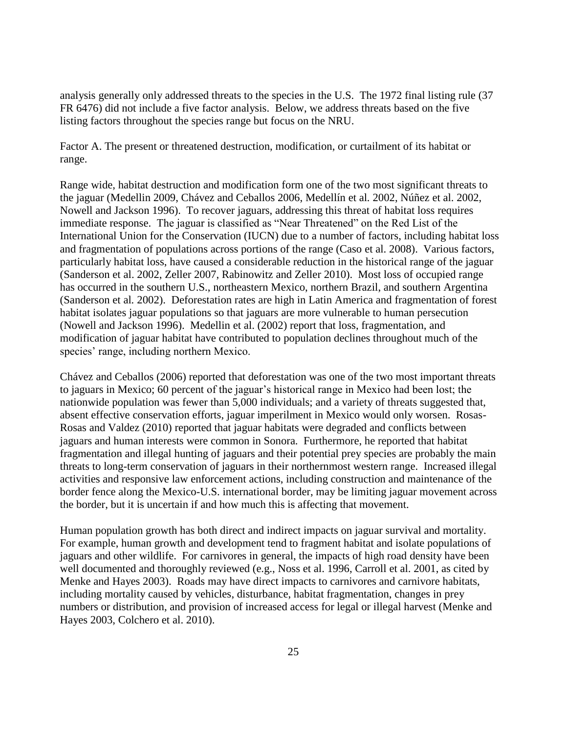analysis generally only addressed threats to the species in the U.S. The 1972 final listing rule (37 FR 6476) did not include a five factor analysis. Below, we address threats based on the five listing factors throughout the species range but focus on the NRU.

Factor A. The present or threatened destruction, modification, or curtailment of its habitat or range.

Range wide, habitat destruction and modification form one of the two most significant threats to the jaguar (Medellin 2009, Chávez and Ceballos 2006, Medellín et al. 2002, Núñez et al. 2002, Nowell and Jackson 1996). To recover jaguars, addressing this threat of habitat loss requires immediate response. The jaguar is classified as "Near Threatened" on the Red List of the International Union for the Conservation (IUCN) due to a number of factors, including habitat loss and fragmentation of populations across portions of the range (Caso et al. 2008). Various factors, particularly habitat loss, have caused a considerable reduction in the historical range of the jaguar (Sanderson et al. 2002, Zeller 2007, Rabinowitz and Zeller 2010). Most loss of occupied range has occurred in the southern U.S., northeastern Mexico, northern Brazil, and southern Argentina (Sanderson et al. 2002). Deforestation rates are high in Latin America and fragmentation of forest habitat isolates jaguar populations so that jaguars are more vulnerable to human persecution (Nowell and Jackson 1996). Medellin et al. (2002) report that loss, fragmentation, and modification of jaguar habitat have contributed to population declines throughout much of the species' range, including northern Mexico.

Chávez and Ceballos (2006) reported that deforestation was one of the two most important threats to jaguars in Mexico; 60 percent of the jaguar's historical range in Mexico had been lost; the nationwide population was fewer than 5,000 individuals; and a variety of threats suggested that, absent effective conservation efforts, jaguar imperilment in Mexico would only worsen. Rosas-Rosas and Valdez (2010) reported that jaguar habitats were degraded and conflicts between jaguars and human interests were common in Sonora. Furthermore, he reported that habitat fragmentation and illegal hunting of jaguars and their potential prey species are probably the main threats to long-term conservation of jaguars in their northernmost western range. Increased illegal activities and responsive law enforcement actions, including construction and maintenance of the border fence along the Mexico-U.S. international border, may be limiting jaguar movement across the border, but it is uncertain if and how much this is affecting that movement.

Human population growth has both direct and indirect impacts on jaguar survival and mortality. For example, human growth and development tend to fragment habitat and isolate populations of jaguars and other wildlife. For carnivores in general, the impacts of high road density have been well documented and thoroughly reviewed (e.g., Noss et al. 1996, Carroll et al. 2001, as cited by Menke and Hayes 2003). Roads may have direct impacts to carnivores and carnivore habitats, including mortality caused by vehicles, disturbance, habitat fragmentation, changes in prey numbers or distribution, and provision of increased access for legal or illegal harvest (Menke and Hayes 2003, Colchero et al. 2010).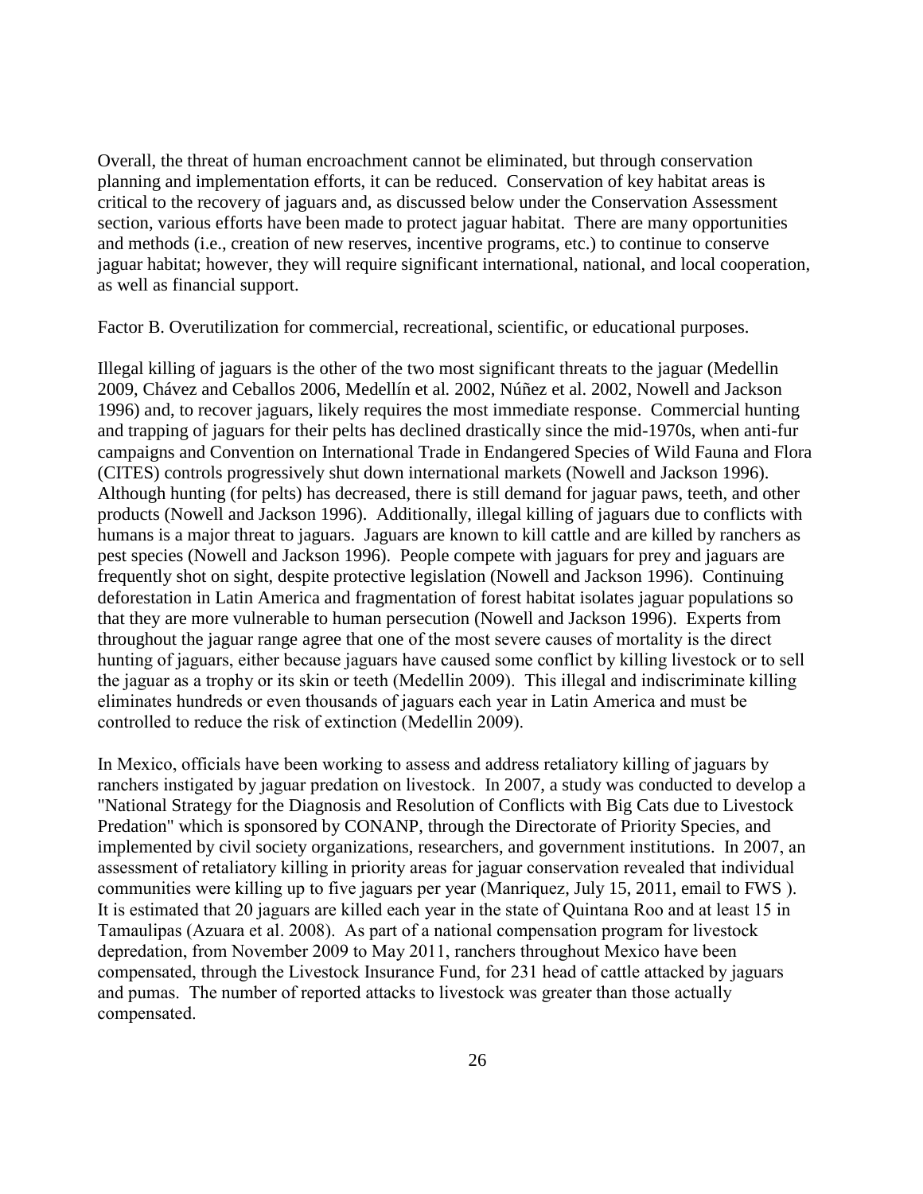Overall, the threat of human encroachment cannot be eliminated, but through conservation planning and implementation efforts, it can be reduced. Conservation of key habitat areas is critical to the recovery of jaguars and, as discussed below under the Conservation Assessment section, various efforts have been made to protect jaguar habitat. There are many opportunities and methods (i.e., creation of new reserves, incentive programs, etc.) to continue to conserve jaguar habitat; however, they will require significant international, national, and local cooperation, as well as financial support.

Factor B. Overutilization for commercial, recreational, scientific, or educational purposes.

Illegal killing of jaguars is the other of the two most significant threats to the jaguar (Medellin 2009, Chávez and Ceballos 2006, Medellín et al*.* 2002, Núñez et al. 2002, Nowell and Jackson 1996) and, to recover jaguars, likely requires the most immediate response. Commercial hunting and trapping of jaguars for their pelts has declined drastically since the mid-1970s, when anti-fur campaigns and Convention on International Trade in Endangered Species of Wild Fauna and Flora (CITES) controls progressively shut down international markets (Nowell and Jackson 1996). Although hunting (for pelts) has decreased, there is still demand for jaguar paws, teeth, and other products (Nowell and Jackson 1996). Additionally, illegal killing of jaguars due to conflicts with humans is a major threat to jaguars. Jaguars are known to kill cattle and are killed by ranchers as pest species (Nowell and Jackson 1996). People compete with jaguars for prey and jaguars are frequently shot on sight, despite protective legislation (Nowell and Jackson 1996). Continuing deforestation in Latin America and fragmentation of forest habitat isolates jaguar populations so that they are more vulnerable to human persecution (Nowell and Jackson 1996). Experts from throughout the jaguar range agree that one of the most severe causes of mortality is the direct hunting of jaguars, either because jaguars have caused some conflict by killing livestock or to sell the jaguar as a trophy or its skin or teeth (Medellin 2009). This illegal and indiscriminate killing eliminates hundreds or even thousands of jaguars each year in Latin America and must be controlled to reduce the risk of extinction (Medellin 2009).

In Mexico, officials have been working to assess and address retaliatory killing of jaguars by ranchers instigated by jaguar predation on livestock. In 2007, a study was conducted to develop a "National Strategy for the Diagnosis and Resolution of Conflicts with Big Cats due to Livestock Predation" which is sponsored by CONANP, through the Directorate of Priority Species, and implemented by civil society organizations, researchers, and government institutions. In 2007, an assessment of retaliatory killing in priority areas for jaguar conservation revealed that individual communities were killing up to five jaguars per year (Manriquez, July 15, 2011, email to FWS ). It is estimated that 20 jaguars are killed each year in the state of Quintana Roo and at least 15 in Tamaulipas (Azuara et al. 2008). As part of a national compensation program for livestock depredation, from November 2009 to May 2011, ranchers throughout Mexico have been compensated, through the Livestock Insurance Fund, for 231 head of cattle attacked by jaguars and pumas. The number of reported attacks to livestock was greater than those actually compensated.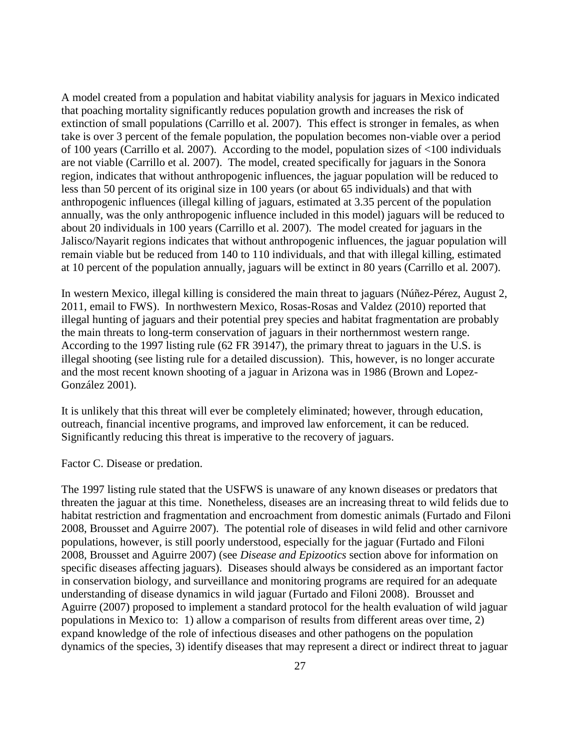A model created from a population and habitat viability analysis for jaguars in Mexico indicated that poaching mortality significantly reduces population growth and increases the risk of extinction of small populations (Carrillo et al. 2007). This effect is stronger in females, as when take is over 3 percent of the female population, the population becomes non-viable over a period of 100 years (Carrillo et al*.* 2007). According to the model, population sizes of <100 individuals are not viable (Carrillo et al*.* 2007). The model, created specifically for jaguars in the Sonora region, indicates that without anthropogenic influences, the jaguar population will be reduced to less than 50 percent of its original size in 100 years (or about 65 individuals) and that with anthropogenic influences (illegal killing of jaguars, estimated at 3.35 percent of the population annually, was the only anthropogenic influence included in this model) jaguars will be reduced to about 20 individuals in 100 years (Carrillo et al*.* 2007). The model created for jaguars in the Jalisco/Nayarit regions indicates that without anthropogenic influences, the jaguar population will remain viable but be reduced from 140 to 110 individuals, and that with illegal killing, estimated at 10 percent of the population annually, jaguars will be extinct in 80 years (Carrillo et al*.* 2007).

In western Mexico, illegal killing is considered the main threat to jaguars (Núñez-Pérez, August 2, 2011, email to FWS). In northwestern Mexico, Rosas-Rosas and Valdez (2010) reported that illegal hunting of jaguars and their potential prey species and habitat fragmentation are probably the main threats to long-term conservation of jaguars in their northernmost western range. According to the 1997 listing rule (62 FR 39147), the primary threat to jaguars in the U.S. is illegal shooting (see listing rule for a detailed discussion). This, however, is no longer accurate and the most recent known shooting of a jaguar in Arizona was in 1986 (Brown and Lopez-González 2001).

It is unlikely that this threat will ever be completely eliminated; however, through education, outreach, financial incentive programs, and improved law enforcement, it can be reduced. Significantly reducing this threat is imperative to the recovery of jaguars.

Factor C. Disease or predation.

The 1997 listing rule stated that the USFWS is unaware of any known diseases or predators that threaten the jaguar at this time. Nonetheless, diseases are an increasing threat to wild felids due to habitat restriction and fragmentation and encroachment from domestic animals (Furtado and Filoni 2008, Brousset and Aguirre 2007). The potential role of diseases in wild felid and other carnivore populations, however, is still poorly understood, especially for the jaguar (Furtado and Filoni 2008, Brousset and Aguirre 2007) (see *Disease and Epizootics* section above for information on specific diseases affecting jaguars). Diseases should always be considered as an important factor in conservation biology, and surveillance and monitoring programs are required for an adequate understanding of disease dynamics in wild jaguar (Furtado and Filoni 2008). Brousset and Aguirre (2007) proposed to implement a standard protocol for the health evaluation of wild jaguar populations in Mexico to: 1) allow a comparison of results from different areas over time, 2) expand knowledge of the role of infectious diseases and other pathogens on the population dynamics of the species, 3) identify diseases that may represent a direct or indirect threat to jaguar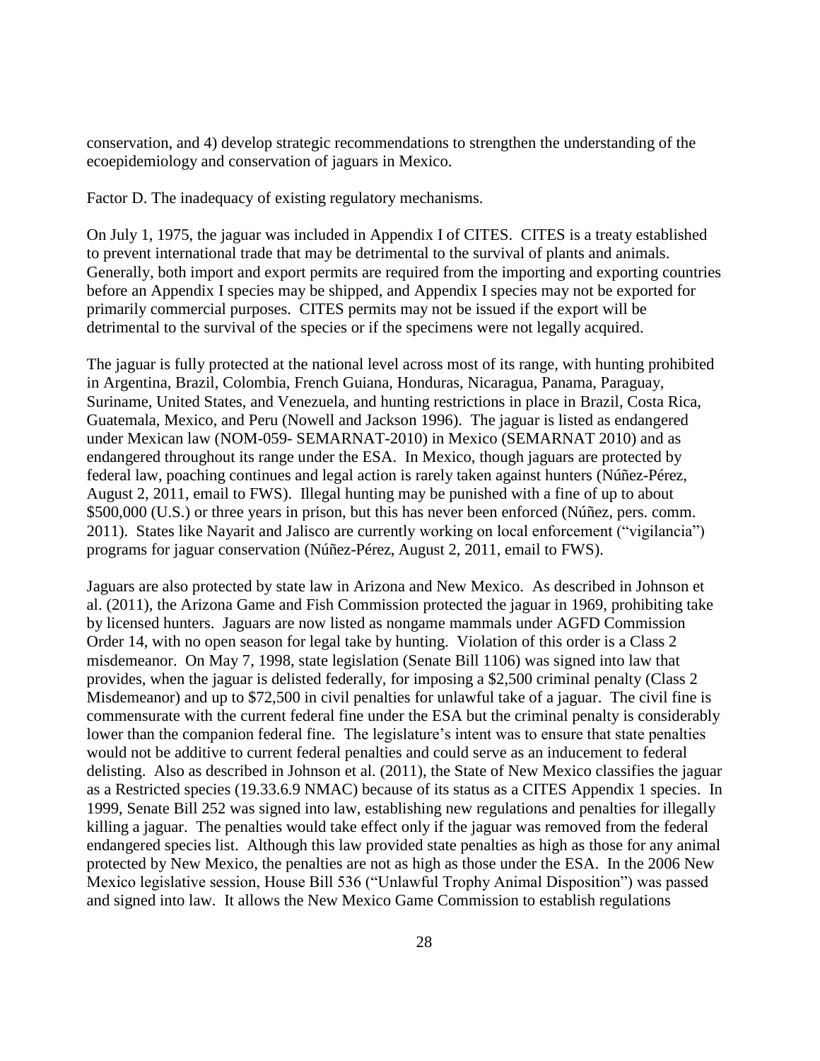conservation, and 4) develop strategic recommendations to strengthen the understanding of the ecoepidemiology and conservation of jaguars in Mexico.

Factor D. The inadequacy of existing regulatory mechanisms.

On July 1, 1975, the jaguar was included in Appendix I of CITES. CITES is a treaty established to prevent international trade that may be detrimental to the survival of plants and animals. Generally, both import and export permits are required from the importing and exporting countries before an Appendix I species may be shipped, and Appendix I species may not be exported for primarily commercial purposes. CITES permits may not be issued if the export will be detrimental to the survival of the species or if the specimens were not legally acquired.

The jaguar is fully protected at the national level across most of its range, with hunting prohibited in Argentina, Brazil, Colombia, French Guiana, Honduras, Nicaragua, Panama, Paraguay, Suriname, United States, and Venezuela, and hunting restrictions in place in Brazil, Costa Rica, Guatemala, Mexico, and Peru (Nowell and Jackson 1996). The jaguar is listed as endangered under Mexican law (NOM-059- SEMARNAT-2010) in Mexico (SEMARNAT 2010) and as endangered throughout its range under the ESA. In Mexico, though jaguars are protected by federal law, poaching continues and legal action is rarely taken against hunters (Núñez-Pérez, August 2, 2011, email to FWS). Illegal hunting may be punished with a fine of up to about \$500,000 (U.S.) or three years in prison, but this has never been enforced (Núñez, pers. comm. 2011). States like Nayarit and Jalisco are currently working on local enforcement ("vigilancia") programs for jaguar conservation (Núñez-Pérez, August 2, 2011, email to FWS).

Jaguars are also protected by state law in Arizona and New Mexico. As described in Johnson et al. (2011), the Arizona Game and Fish Commission protected the jaguar in 1969, prohibiting take by licensed hunters. Jaguars are now listed as nongame mammals under AGFD Commission Order 14, with no open season for legal take by hunting. Violation of this order is a Class 2 misdemeanor. On May 7, 1998, state legislation (Senate Bill 1106) was signed into law that provides, when the jaguar is delisted federally, for imposing a \$2,500 criminal penalty (Class 2 Misdemeanor) and up to \$72,500 in civil penalties for unlawful take of a jaguar. The civil fine is commensurate with the current federal fine under the ESA but the criminal penalty is considerably lower than the companion federal fine. The legislature's intent was to ensure that state penalties would not be additive to current federal penalties and could serve as an inducement to federal delisting. Also as described in Johnson et al. (2011), the State of New Mexico classifies the jaguar as a Restricted species (19.33.6.9 NMAC) because of its status as a CITES Appendix 1 species. In 1999, Senate Bill 252 was signed into law, establishing new regulations and penalties for illegally killing a jaguar. The penalties would take effect only if the jaguar was removed from the federal endangered species list. Although this law provided state penalties as high as those for any animal protected by New Mexico, the penalties are not as high as those under the ESA. In the 2006 New Mexico legislative session, House Bill 536 ("Unlawful Trophy Animal Disposition") was passed and signed into law. It allows the New Mexico Game Commission to establish regulations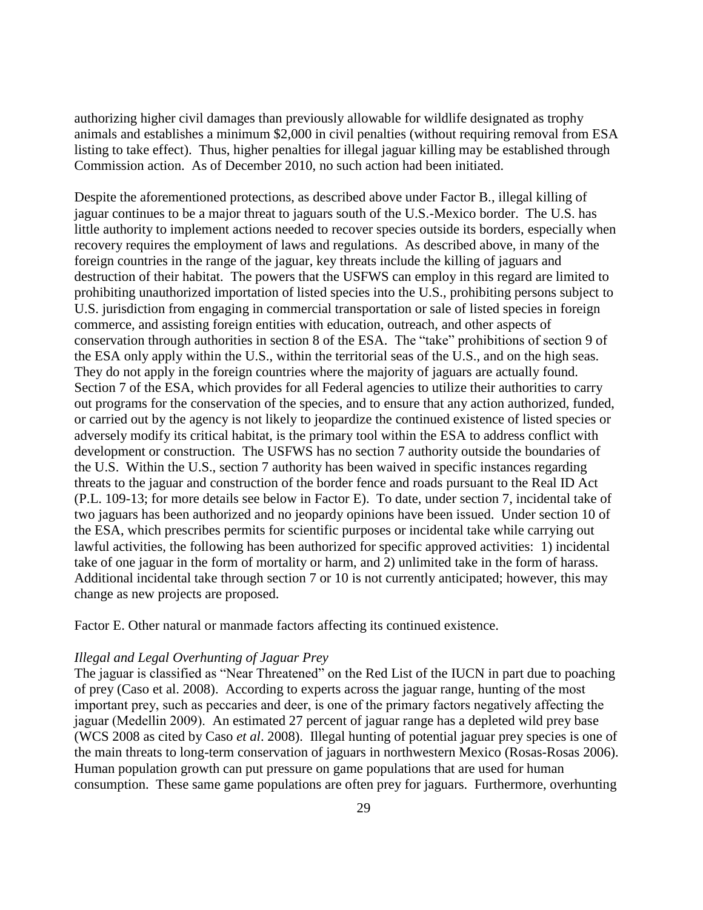authorizing higher civil damages than previously allowable for wildlife designated as trophy animals and establishes a minimum $2,000 in civil penalties (without requiring removal from ESA listing to take effect). Thus, higher penalties for illegal jaguar killing may be established through Commission action. As of December 2010, no such action had been initiated.

Despite the aforementioned protections, as described above under Factor B., illegal killing of jaguar continues to be a major threat to jaguars south of the U.S.-Mexico border. The U.S. has little authority to implement actions needed to recover species outside its borders, especially when recovery requires the employment of laws and regulations. As described above, in many of the foreign countries in the range of the jaguar, key threats include the killing of jaguars and destruction of their habitat. The powers that the USFWS can employ in this regard are limited to prohibiting unauthorized importation of listed species into the U.S., prohibiting persons subject to U.S. jurisdiction from engaging in commercial transportation or sale of listed species in foreign commerce, and assisting foreign entities with education, outreach, and other aspects of conservation through authorities in section 8 of the ESA. The "take" prohibitions of section 9 of the ESA only apply within the U.S., within the territorial seas of the U.S., and on the high seas. They do not apply in the foreign countries where the majority of jaguars are actually found. Section 7 of the ESA, which provides for all Federal agencies to utilize their authorities to carry out programs for the conservation of the species, and to ensure that any action authorized, funded, or carried out by the agency is not likely to jeopardize the continued existence of listed species or adversely modify its critical habitat, is the primary tool within the ESA to address conflict with development or construction. The USFWS has no section 7 authority outside the boundaries of the U.S. Within the U.S., section 7 authority has been waived in specific instances regarding threats to the jaguar and construction of the border fence and roads pursuant to the Real ID Act (P.L. 109-13; for more details see below in Factor E). To date, under section 7, incidental take of two jaguars has been authorized and no jeopardy opinions have been issued. Under section 10 of the ESA, which prescribes permits for scientific purposes or incidental take while carrying out lawful activities, the following has been authorized for specific approved activities: 1) incidental take of one jaguar in the form of mortality or harm, and 2) unlimited take in the form of harass. Additional incidental take through section 7 or 10 is not currently anticipated; however, this may change as new projects are proposed.

Factor E. Other natural or manmade factors affecting its continued existence.

*Illegal and Legal Overhunting of Jaguar Prey*

The jaguar is classified as "Near Threatened" on the Red List of the IUCN in part due to poaching of prey (Caso et al. 2008). According to experts across the jaguar range, hunting of the most important prey, such as peccaries and deer, is one of the primary factors negatively affecting the jaguar (Medellin 2009). An estimated 27 percent of jaguar range has a depleted wild prey base (WCS 2008 as cited by Caso *et al*. 2008). Illegal hunting of potential jaguar prey species is one of the main threats to long-term conservation of jaguars in northwestern Mexico (Rosas-Rosas 2006). Human population growth can put pressure on game populations that are used for human consumption. These same game populations are often prey for jaguars. Furthermore, overhunting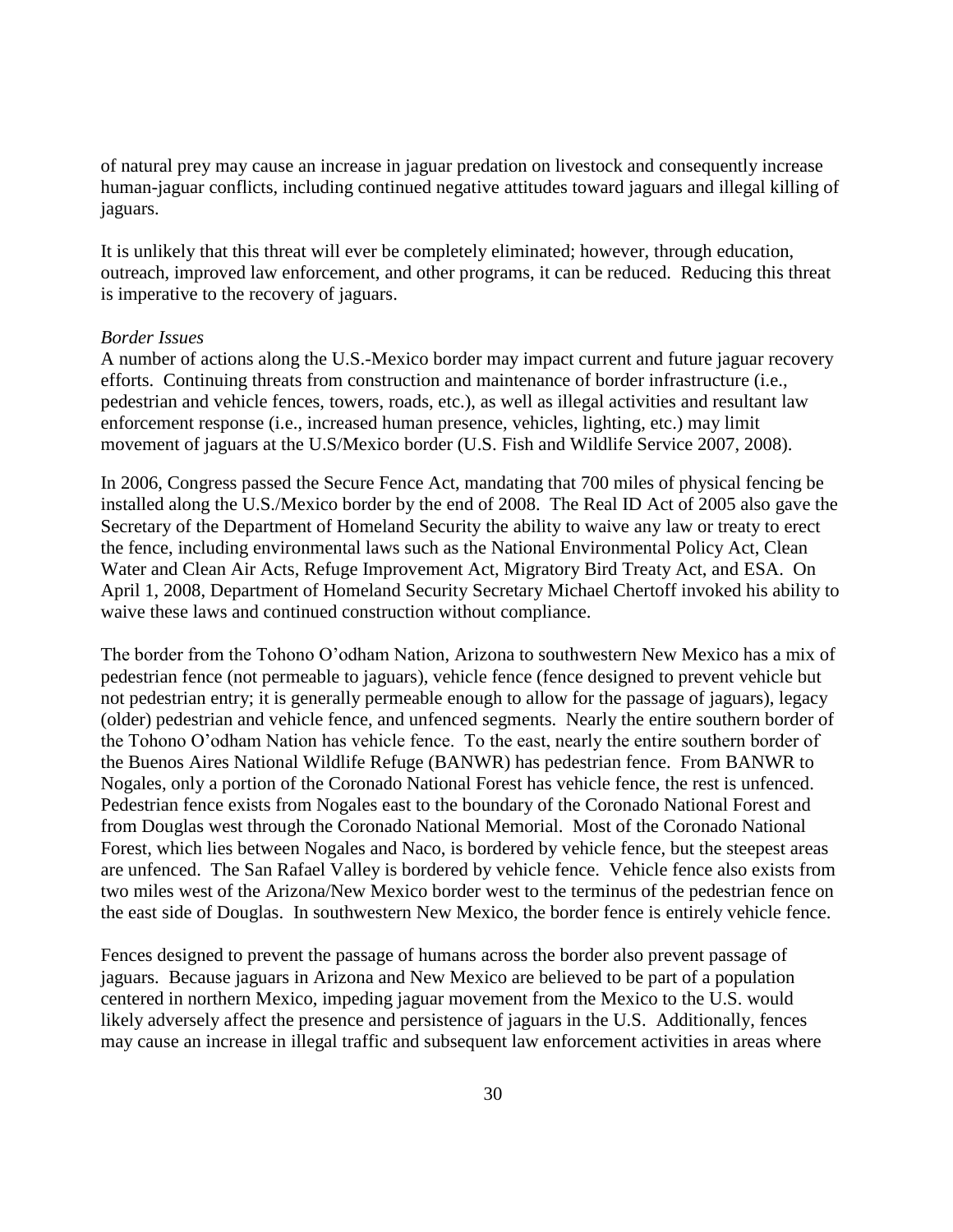of natural prey may cause an increase in jaguar predation on livestock and consequently increase human-jaguar conflicts, including continued negative attitudes toward jaguars and illegal killing of jaguars.

It is unlikely that this threat will ever be completely eliminated; however, through education, outreach, improved law enforcement, and other programs, it can be reduced. Reducing this threat is imperative to the recovery of jaguars.

*Border Issues*

A number of actions along the U.S.-Mexico border may impact current and future jaguar recovery efforts. Continuing threats from construction and maintenance of border infrastructure (i.e., pedestrian and vehicle fences, towers, roads, etc.), as well as illegal activities and resultant law enforcement response (i.e., increased human presence, vehicles, lighting, etc.) may limit movement of jaguars at the U.S/Mexico border (U.S. Fish and Wildlife Service 2007, 2008).

In 2006, Congress passed the Secure Fence Act, mandating that 700 miles of physical fencing be installed along the U.S./Mexico border by the end of 2008. The Real ID Act of 2005 also gave the Secretary of the Department of Homeland Security the ability to waive any law or treaty to erect the fence, including environmental laws such as the National Environmental Policy Act, Clean Water and Clean Air Acts, Refuge Improvement Act, Migratory Bird Treaty Act, and ESA. On April 1, 2008, Department of Homeland Security Secretary Michael Chertoff invoked his ability to waive these laws and continued construction without compliance.

The border from the Tohono O'odham Nation, Arizona to southwestern New Mexico has a mix of pedestrian fence (not permeable to jaguars), vehicle fence (fence designed to prevent vehicle but not pedestrian entry; it is generally permeable enough to allow for the passage of jaguars), legacy (older) pedestrian and vehicle fence, and unfenced segments. Nearly the entire southern border of the Tohono O'odham Nation has vehicle fence. To the east, nearly the entire southern border of the Buenos Aires National Wildlife Refuge (BANWR) has pedestrian fence. From BANWR to Nogales, only a portion of the Coronado National Forest has vehicle fence, the rest is unfenced. Pedestrian fence exists from Nogales east to the boundary of the Coronado National Forest and from Douglas west through the Coronado National Memorial. Most of the Coronado National Forest, which lies between Nogales and Naco, is bordered by vehicle fence, but the steepest areas are unfenced. The San Rafael Valley is bordered by vehicle fence. Vehicle fence also exists from two miles west of the Arizona/New Mexico border west to the terminus of the pedestrian fence on the east side of Douglas. In southwestern New Mexico, the border fence is entirely vehicle fence.

Fences designed to prevent the passage of humans across the border also prevent passage of jaguars. Because jaguars in Arizona and New Mexico are believed to be part of a population centered in northern Mexico, impeding jaguar movement from the Mexico to the U.S. would likely adversely affect the presence and persistence of jaguars in the U.S. Additionally, fences may cause an increase in illegal traffic and subsequent law enforcement activities in areas where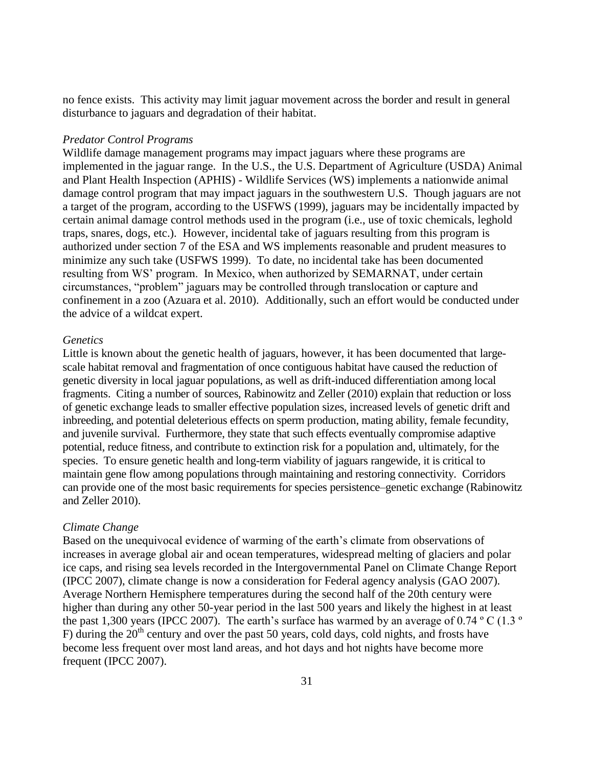no fence exists. This activity may limit jaguar movement across the border and result in general disturbance to jaguars and degradation of their habitat.

*Predator Control Programs*

Wildlife damage management programs may impact jaguars where these programs are implemented in the jaguar range. In the U.S., the U.S. Department of Agriculture (USDA) Animal and Plant Health Inspection (APHIS) - Wildlife Services (WS) implements a nationwide animal damage control program that may impact jaguars in the southwestern U.S. Though jaguars are not a target of the program, according to the USFWS (1999), jaguars may be incidentally impacted by certain animal damage control methods used in the program (i.e., use of toxic chemicals, leghold traps, snares, dogs, etc.). However, incidental take of jaguars resulting from this program is authorized under section 7 of the ESA and WS implements reasonable and prudent measures to minimize any such take (USFWS 1999). To date, no incidental take has been documented resulting from WS' program. In Mexico, when authorized by SEMARNAT, under certain circumstances, "problem" jaguars may be controlled through translocation or capture and confinement in a zoo (Azuara et al. 2010). Additionally, such an effort would be conducted under the advice of a wildcat expert.

*Genetics*

Little is known about the genetic health of jaguars, however, it has been documented that large-scale habitat removal and fragmentation of once contiguous habitat have caused the reduction of genetic diversity in local jaguar populations, as well as drift-induced differentiation among local fragments. Citing a number of sources, Rabinowitz and Zeller (2010) explain that reduction or loss of genetic exchange leads to smaller effective population sizes, increased levels of genetic drift and inbreeding, and potential deleterious effects on sperm production, mating ability, female fecundity, and juvenile survival. Furthermore, they state that such effects eventually compromise adaptive potential, reduce fitness, and contribute to extinction risk for a population and, ultimately, for the species. To ensure genetic health and long-term viability of jaguars rangewide, it is critical to maintain gene flow among populations through maintaining and restoring connectivity. Corridors can provide one of the most basic requirements for species persistence–genetic exchange (Rabinowitz and Zeller 2010).

*Climate Change*

Based on the unequivocal evidence of warming of the earth's climate from observations of increases in average global air and ocean temperatures, widespread melting of glaciers and polar ice caps, and rising sea levels recorded in the Intergovernmental Panel on Climate Change Report (IPCC 2007), climate change is now a consideration for Federal agency analysis (GAO 2007). Average Northern Hemisphere temperatures during the second half of the 20th century were higher than during any other 50-year period in the last 500 years and likely the highest in at least the past 1,300 years (IPCC 2007). The earth's surface has warmed by an average of 0.74 º C (1.3 º F) during the $20^{th}$ century and over the past 50 years, cold days, cold nights, and frosts have become less frequent over most land areas, and hot days and hot nights have become more frequent (IPCC 2007).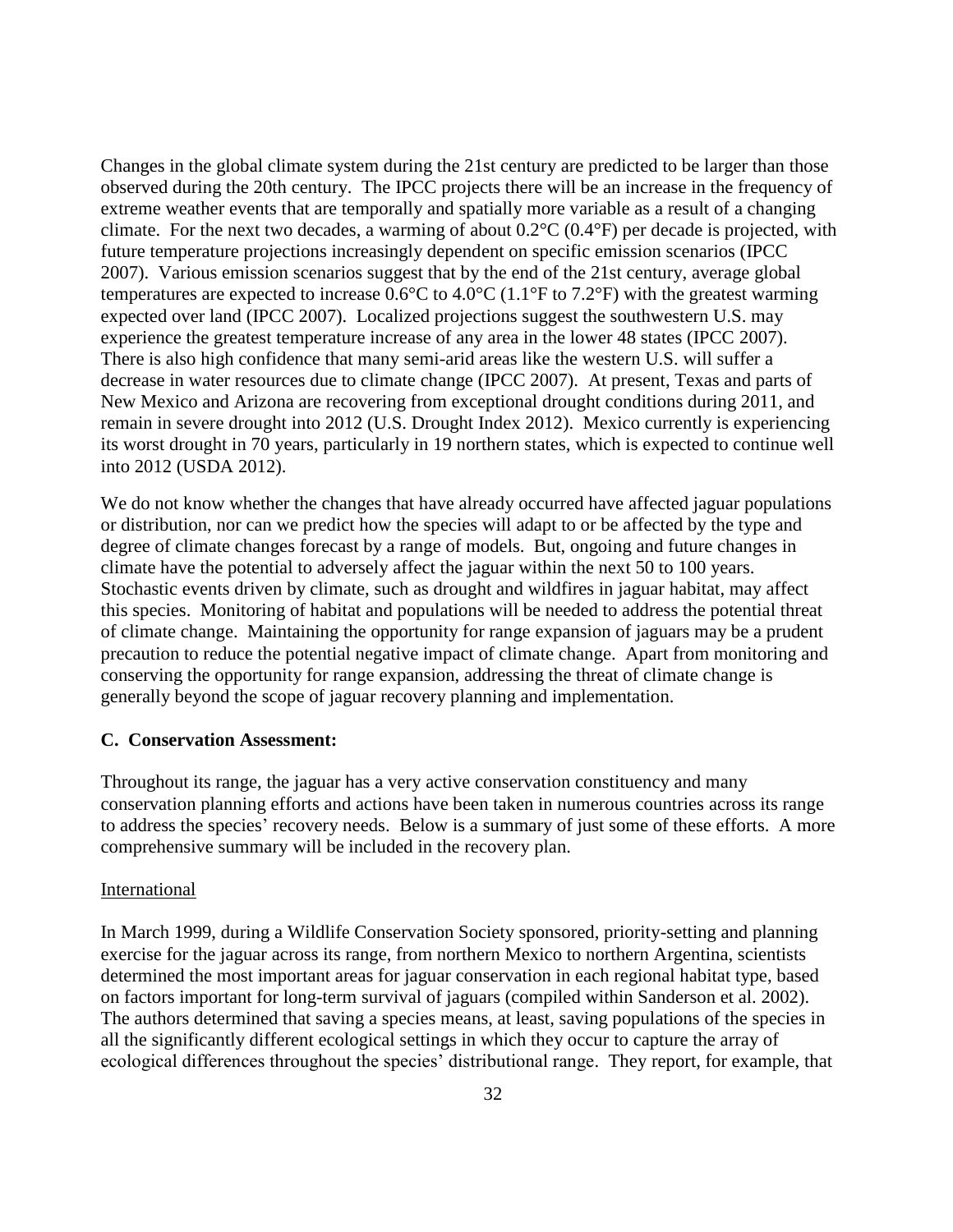Changes in the global climate system during the 21st century are predicted to be larger than those observed during the 20th century. The IPCC projects there will be an increase in the frequency of extreme weather events that are temporally and spatially more variable as a result of a changing climate. For the next two decades, a warming of about 0.2°C (0.4°F) per decade is projected, with future temperature projections increasingly dependent on specific emission scenarios (IPCC 2007). Various emission scenarios suggest that by the end of the 21st century, average global temperatures are expected to increase 0.6°C to 4.0°C (1.1°F to 7.2°F) with the greatest warming expected over land (IPCC 2007). Localized projections suggest the southwestern U.S. may experience the greatest temperature increase of any area in the lower 48 states (IPCC 2007). There is also high confidence that many semi-arid areas like the western U.S. will suffer a decrease in water resources due to climate change (IPCC 2007). At present, Texas and parts of New Mexico and Arizona are recovering from exceptional drought conditions during 2011, and remain in severe drought into 2012 (U.S. Drought Index 2012). Mexico currently is experiencing its worst drought in 70 years, particularly in 19 northern states, which is expected to continue well into 2012 (USDA 2012).

We do not know whether the changes that have already occurred have affected jaguar populations or distribution, nor can we predict how the species will adapt to or be affected by the type and degree of climate changes forecast by a range of models. But, ongoing and future changes in climate have the potential to adversely affect the jaguar within the next 50 to 100 years. Stochastic events driven by climate, such as drought and wildfires in jaguar habitat, may affect this species. Monitoring of habitat and populations will be needed to address the potential threat of climate change. Maintaining the opportunity for range expansion of jaguars may be a prudent precaution to reduce the potential negative impact of climate change. Apart from monitoring and conserving the opportunity for range expansion, addressing the threat of climate change is generally beyond the scope of jaguar recovery planning and implementation.

### C. Conservation Assessment:

Throughout its range, the jaguar has a very active conservation constituency and many conservation planning efforts and actions have been taken in numerous countries across its range to address the species' recovery needs. Below is a summary of just some of these efforts. A more comprehensive summary will be included in the recovery plan.

#### International

In March 1999, during a Wildlife Conservation Society sponsored, priority-setting and planning exercise for the jaguar across its range, from northern Mexico to northern Argentina, scientists determined the most important areas for jaguar conservation in each regional habitat type, based on factors important for long-term survival of jaguars (compiled within Sanderson et al. 2002). The authors determined that saving a species means, at least, saving populations of the species in all the significantly different ecological settings in which they occur to capture the array of ecological differences throughout the species' distributional range. They report, for example, that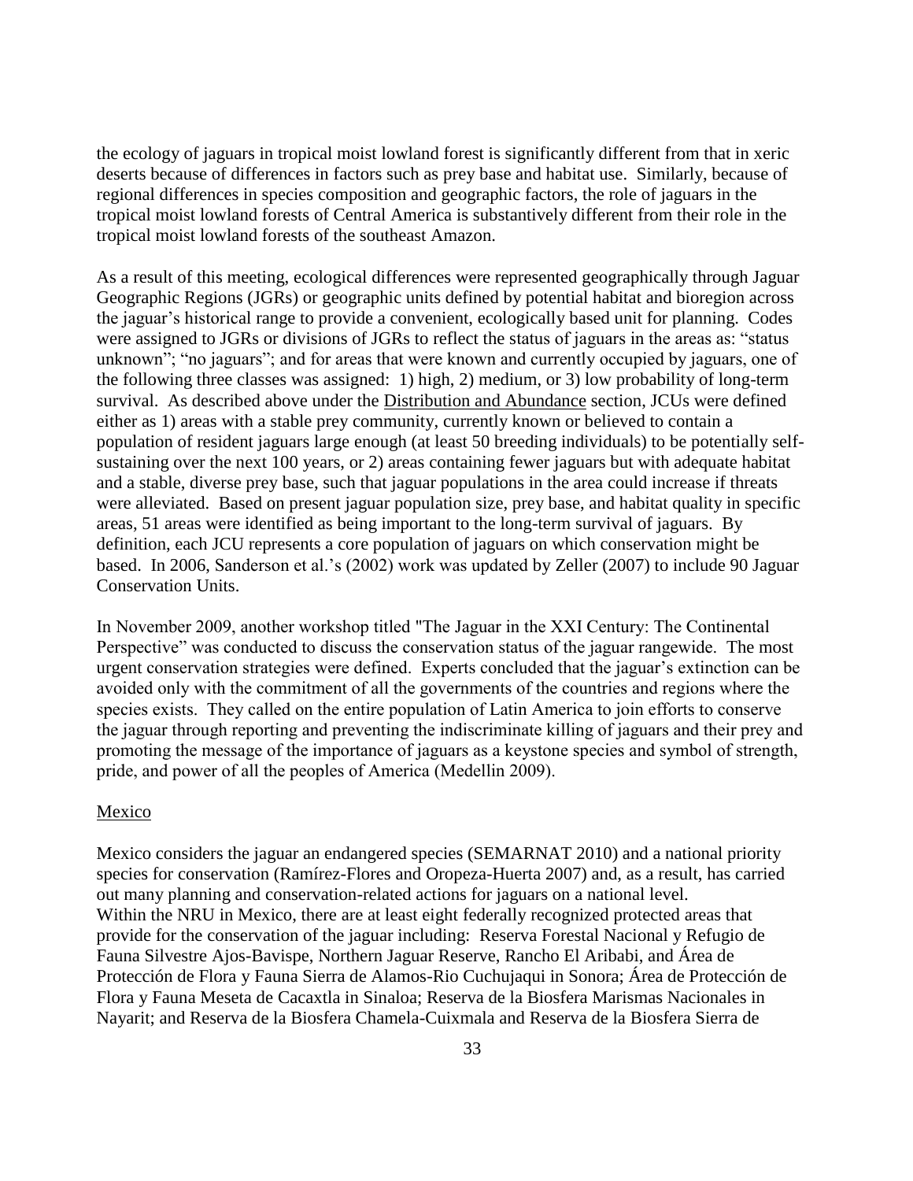the ecology of jaguars in tropical moist lowland forest is significantly different from that in xeric deserts because of differences in factors such as prey base and habitat use. Similarly, because of regional differences in species composition and geographic factors, the role of jaguars in the tropical moist lowland forests of Central America is substantively different from their role in the tropical moist lowland forests of the southeast Amazon.

As a result of this meeting, ecological differences were represented geographically through Jaguar Geographic Regions (JGRs) or geographic units defined by potential habitat and bioregion across the jaguar's historical range to provide a convenient, ecologically based unit for planning. Codes were assigned to JGRs or divisions of JGRs to reflect the status of jaguars in the areas as: "status unknown"; "no jaguars"; and for areas that were known and currently occupied by jaguars, one of the following three classes was assigned: 1) high, 2) medium, or 3) low probability of long-term survival. As described above under the Distribution and Abundance section, JCUs were defined either as 1) areas with a stable prey community, currently known or believed to contain a population of resident jaguars large enough (at least 50 breeding individuals) to be potentially self-sustaining over the next 100 years, or 2) areas containing fewer jaguars but with adequate habitat and a stable, diverse prey base, such that jaguar populations in the area could increase if threats were alleviated. Based on present jaguar population size, prey base, and habitat quality in specific areas, 51 areas were identified as being important to the long-term survival of jaguars. By definition, each JCU represents a core population of jaguars on which conservation might be based. In 2006, Sanderson et al.'s (2002) work was updated by Zeller (2007) to include 90 Jaguar Conservation Units.

In November 2009, another workshop titled "The Jaguar in the XXI Century: The Continental Perspective" was conducted to discuss the conservation status of the jaguar rangewide. The most urgent conservation strategies were defined. Experts concluded that the jaguar's extinction can be avoided only with the commitment of all the governments of the countries and regions where the species exists. They called on the entire population of Latin America to join efforts to conserve the jaguar through reporting and preventing the indiscriminate killing of jaguars and their prey and promoting the message of the importance of jaguars as a keystone species and symbol of strength, pride, and power of all the peoples of America (Medellin 2009).

## Mexico

Mexico considers the jaguar an endangered species (SEMARNAT 2010) and a national priority species for conservation (Ramírez-Flores and Oropeza-Huerta 2007) and, as a result, has carried out many planning and conservation-related actions for jaguars on a national level.
Within the NRU in Mexico, there are at least eight federally recognized protected areas that provide for the conservation of the jaguar including: Reserva Forestal Nacional y Refugio de Fauna Silvestre Ajos-Bavispe, Northern Jaguar Reserve, Rancho El Aribabi, and Área de Protección de Flora y Fauna Sierra de Alamos-Rio Cuchujaqui in Sonora; Área de Protección de Flora y Fauna Meseta de Cacaxtla in Sinaloa; Reserva de la Biosfera Marismas Nacionales in Nayarit; and Reserva de la Biosfera Chamela-Cuixmala and Reserva de la Biosfera Sierra de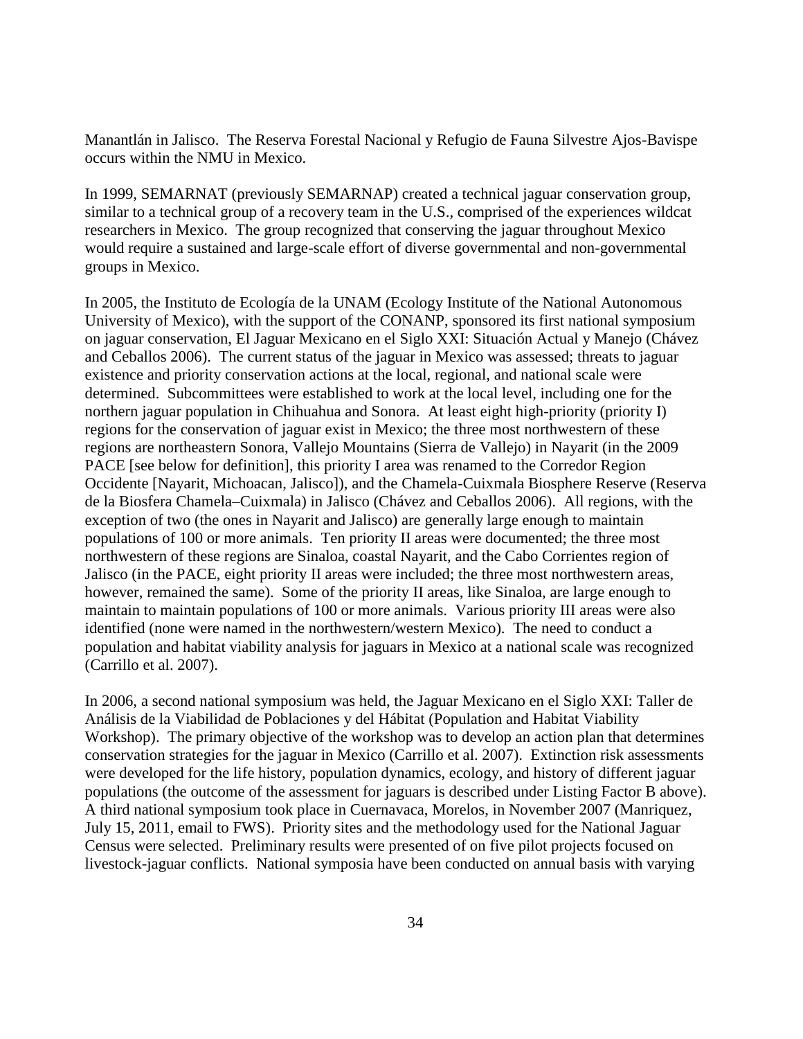Manantlán in Jalisco. The Reserva Forestal Nacional y Refugio de Fauna Silvestre Ajos-Bavispe occurs within the NMU in Mexico.

In 1999, SEMARNAT (previously SEMARNAP) created a technical jaguar conservation group, similar to a technical group of a recovery team in the U.S., comprised of the experiences wildcat researchers in Mexico. The group recognized that conserving the jaguar throughout Mexico would require a sustained and large-scale effort of diverse governmental and non-governmental groups in Mexico.

In 2005, the Instituto de Ecología de la UNAM (Ecology Institute of the National Autonomous University of Mexico), with the support of the CONANP, sponsored its first national symposium on jaguar conservation, El Jaguar Mexicano en el Siglo XXI: Situación Actual y Manejo (Chávez and Ceballos 2006). The current status of the jaguar in Mexico was assessed; threats to jaguar existence and priority conservation actions at the local, regional, and national scale were determined. Subcommittees were established to work at the local level, including one for the northern jaguar population in Chihuahua and Sonora. At least eight high-priority (priority I) regions for the conservation of jaguar exist in Mexico; the three most northwestern of these regions are northeastern Sonora, Vallejo Mountains (Sierra de Vallejo) in Nayarit (in the 2009 PACE [see below for definition], this priority I area was renamed to the Corredor Region Occidente [Nayarit, Michoacan, Jalisco]), and the Chamela-Cuixmala Biosphere Reserve (Reserva de la Biosfera Chamela–Cuixmala) in Jalisco (Chávez and Ceballos 2006). All regions, with the exception of two (the ones in Nayarit and Jalisco) are generally large enough to maintain populations of 100 or more animals. Ten priority II areas were documented; the three most northwestern of these regions are Sinaloa, coastal Nayarit, and the Cabo Corrientes region of Jalisco (in the PACE, eight priority II areas were included; the three most northwestern areas, however, remained the same). Some of the priority II areas, like Sinaloa, are large enough to maintain to maintain populations of 100 or more animals. Various priority III areas were also identified (none were named in the northwestern/western Mexico). The need to conduct a population and habitat viability analysis for jaguars in Mexico at a national scale was recognized (Carrillo et al. 2007).

In 2006, a second national symposium was held, the Jaguar Mexicano en el Siglo XXI: Taller de Análisis de la Viabilidad de Poblaciones y del Hábitat (Population and Habitat Viability Workshop). The primary objective of the workshop was to develop an action plan that determines conservation strategies for the jaguar in Mexico (Carrillo et al. 2007). Extinction risk assessments were developed for the life history, population dynamics, ecology, and history of different jaguar populations (the outcome of the assessment for jaguars is described under Listing Factor B above). A third national symposium took place in Cuernavaca, Morelos, in November 2007 (Manriquez, July 15, 2011, email to FWS). Priority sites and the methodology used for the National Jaguar Census were selected. Preliminary results were presented of on five pilot projects focused on livestock-jaguar conflicts. National symposia have been conducted on annual basis with varying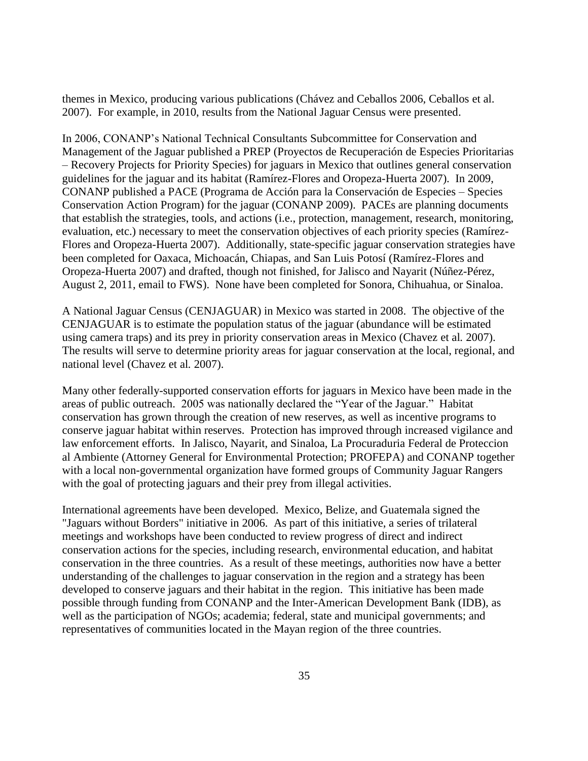themes in Mexico, producing various publications (Chávez and Ceballos 2006, Ceballos et al. 2007). For example, in 2010, results from the National Jaguar Census were presented.

In 2006, CONANP's National Technical Consultants Subcommittee for Conservation and Management of the Jaguar published a PREP (Proyectos de Recuperación de Especies Prioritarias – Recovery Projects for Priority Species) for jaguars in Mexico that outlines general conservation guidelines for the jaguar and its habitat (Ramírez-Flores and Oropeza-Huerta 2007). In 2009, CONANP published a PACE (Programa de Acción para la Conservación de Especies – Species Conservation Action Program) for the jaguar (CONANP 2009). PACEs are planning documents that establish the strategies, tools, and actions (i.e., protection, management, research, monitoring, evaluation, etc.) necessary to meet the conservation objectives of each priority species (Ramírez-Flores and Oropeza-Huerta 2007). Additionally, state-specific jaguar conservation strategies have been completed for Oaxaca, Michoacán, Chiapas, and San Luis Potosí (Ramírez-Flores and Oropeza-Huerta 2007) and drafted, though not finished, for Jalisco and Nayarit (Núñez-Pérez, August 2, 2011, email to FWS). None have been completed for Sonora, Chihuahua, or Sinaloa.

A National Jaguar Census (CENJAGUAR) in Mexico was started in 2008. The objective of the CENJAGUAR is to estimate the population status of the jaguar (abundance will be estimated using camera traps) and its prey in priority conservation areas in Mexico (Chavez et al*.* 2007). The results will serve to determine priority areas for jaguar conservation at the local, regional, and national level (Chavez et al*.* 2007).

Many other federally-supported conservation efforts for jaguars in Mexico have been made in the areas of public outreach. 2005 was nationally declared the "Year of the Jaguar." Habitat conservation has grown through the creation of new reserves, as well as incentive programs to conserve jaguar habitat within reserves. Protection has improved through increased vigilance and law enforcement efforts. In Jalisco, Nayarit, and Sinaloa, La Procuraduria Federal de Proteccion al Ambiente (Attorney General for Environmental Protection; PROFEPA) and CONANP together with a local non-governmental organization have formed groups of Community Jaguar Rangers with the goal of protecting jaguars and their prey from illegal activities.

International agreements have been developed. Mexico, Belize, and Guatemala signed the "Jaguars without Borders" initiative in 2006. As part of this initiative, a series of trilateral meetings and workshops have been conducted to review progress of direct and indirect conservation actions for the species, including research, environmental education, and habitat conservation in the three countries. As a result of these meetings, authorities now have a better understanding of the challenges to jaguar conservation in the region and a strategy has been developed to conserve jaguars and their habitat in the region. This initiative has been made possible through funding from CONANP and the Inter-American Development Bank (IDB), as well as the participation of NGOs; academia; federal, state and municipal governments; and representatives of communities located in the Mayan region of the three countries.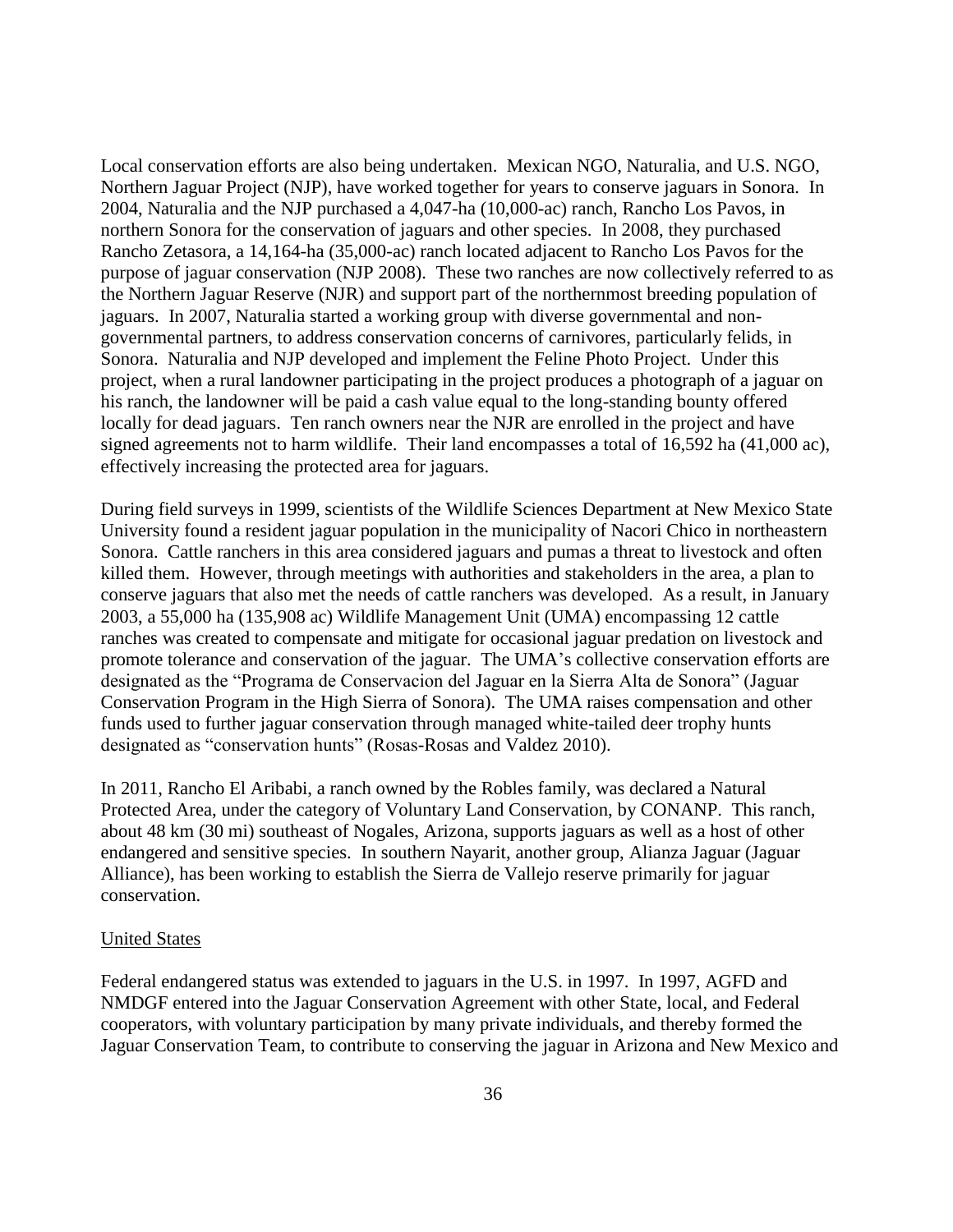Local conservation efforts are also being undertaken. Mexican NGO, Naturalia, and U.S. NGO, Northern Jaguar Project (NJP), have worked together for years to conserve jaguars in Sonora. In 2004, Naturalia and the NJP purchased a 4,047-ha (10,000-ac) ranch, Rancho Los Pavos, in northern Sonora for the conservation of jaguars and other species. In 2008, they purchased Rancho Zetasora, a 14,164-ha (35,000-ac) ranch located adjacent to Rancho Los Pavos for the purpose of jaguar conservation (NJP 2008). These two ranches are now collectively referred to as the Northern Jaguar Reserve (NJR) and support part of the northernmost breeding population of jaguars. In 2007, Naturalia started a working group with diverse governmental and non-governmental partners, to address conservation concerns of carnivores, particularly felids, in Sonora. Naturalia and NJP developed and implement the Feline Photo Project. Under this project, when a rural landowner participating in the project produces a photograph of a jaguar on his ranch, the landowner will be paid a cash value equal to the long-standing bounty offered locally for dead jaguars. Ten ranch owners near the NJR are enrolled in the project and have signed agreements not to harm wildlife. Their land encompasses a total of 16,592 ha (41,000 ac), effectively increasing the protected area for jaguars.

During field surveys in 1999, scientists of the Wildlife Sciences Department at New Mexico State University found a resident jaguar population in the municipality of Nacori Chico in northeastern Sonora. Cattle ranchers in this area considered jaguars and pumas a threat to livestock and often killed them. However, through meetings with authorities and stakeholders in the area, a plan to conserve jaguars that also met the needs of cattle ranchers was developed. As a result, in January 2003, a 55,000 ha (135,908 ac) Wildlife Management Unit (UMA) encompassing 12 cattle ranches was created to compensate and mitigate for occasional jaguar predation on livestock and promote tolerance and conservation of the jaguar. The UMA's collective conservation efforts are designated as the "Programa de Conservacion del Jaguar en la Sierra Alta de Sonora" (Jaguar Conservation Program in the High Sierra of Sonora). The UMA raises compensation and other funds used to further jaguar conservation through managed white-tailed deer trophy hunts designated as "conservation hunts" (Rosas-Rosas and Valdez 2010).

In 2011, Rancho El Aribabi, a ranch owned by the Robles family, was declared a Natural Protected Area, under the category of Voluntary Land Conservation, by CONANP. This ranch, about 48 km (30 mi) southeast of Nogales, Arizona, supports jaguars as well as a host of other endangered and sensitive species. In southern Nayarit, another group, Alianza Jaguar (Jaguar Alliance), has been working to establish the Sierra de Vallejo reserve primarily for jaguar conservation.

United States

Federal endangered status was extended to jaguars in the U.S. in 1997. In 1997, AGFD and NMDGF entered into the Jaguar Conservation Agreement with other State, local, and Federal cooperators, with voluntary participation by many private individuals, and thereby formed the Jaguar Conservation Team, to contribute to conserving the jaguar in Arizona and New Mexico and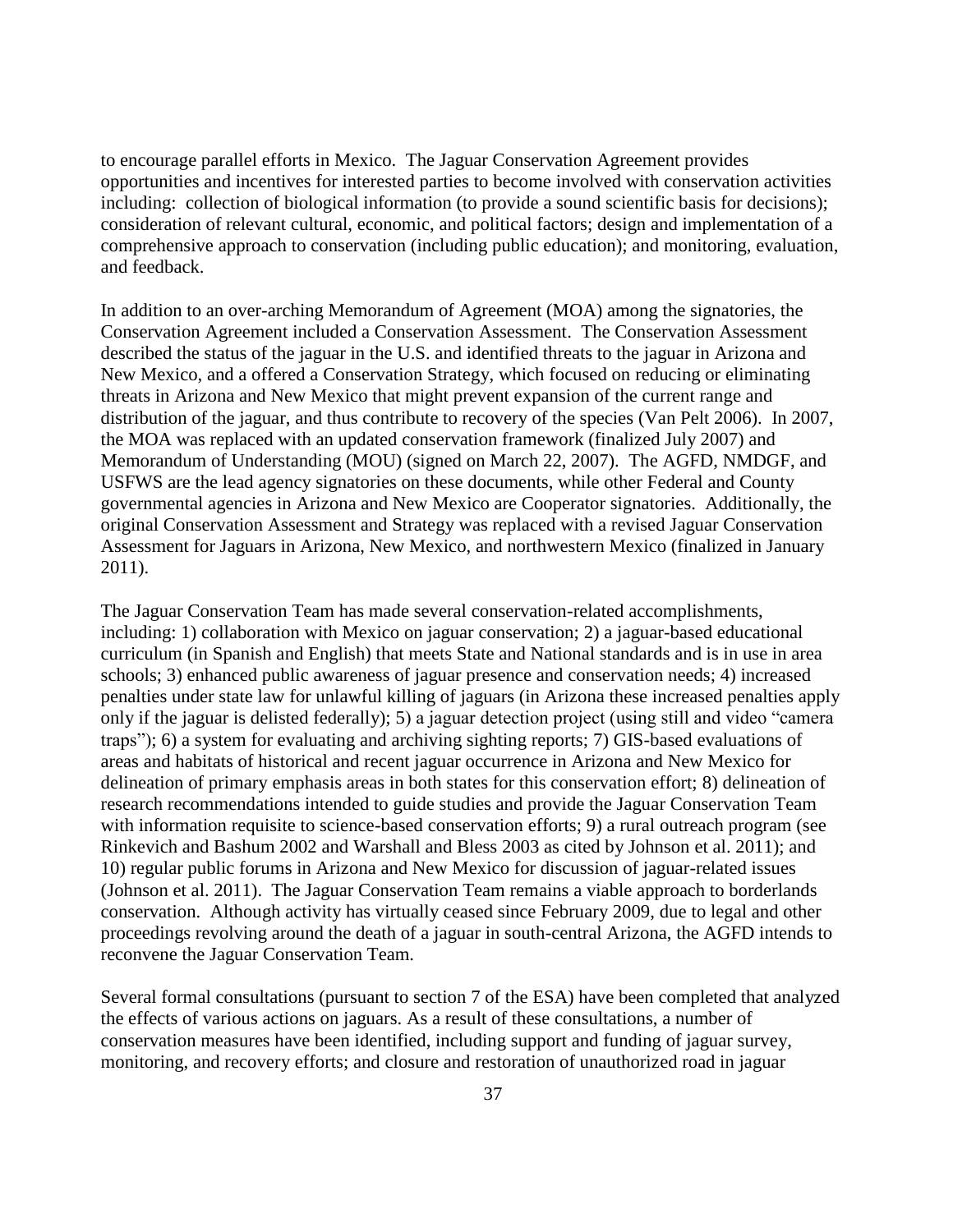to encourage parallel efforts in Mexico. The Jaguar Conservation Agreement provides opportunities and incentives for interested parties to become involved with conservation activities including: collection of biological information (to provide a sound scientific basis for decisions); consideration of relevant cultural, economic, and political factors; design and implementation of a comprehensive approach to conservation (including public education); and monitoring, evaluation, and feedback.

In addition to an over-arching Memorandum of Agreement (MOA) among the signatories, the Conservation Agreement included a Conservation Assessment. The Conservation Assessment described the status of the jaguar in the U.S. and identified threats to the jaguar in Arizona and New Mexico, and a offered a Conservation Strategy, which focused on reducing or eliminating threats in Arizona and New Mexico that might prevent expansion of the current range and distribution of the jaguar, and thus contribute to recovery of the species (Van Pelt 2006). In 2007, the MOA was replaced with an updated conservation framework (finalized July 2007) and Memorandum of Understanding (MOU) (signed on March 22, 2007). The AGFD, NMDGF, and USFWS are the lead agency signatories on these documents, while other Federal and County governmental agencies in Arizona and New Mexico are Cooperator signatories. Additionally, the original Conservation Assessment and Strategy was replaced with a revised Jaguar Conservation Assessment for Jaguars in Arizona, New Mexico, and northwestern Mexico (finalized in January 2011).

The Jaguar Conservation Team has made several conservation-related accomplishments, including: 1) collaboration with Mexico on jaguar conservation; 2) a jaguar-based educational curriculum (in Spanish and English) that meets State and National standards and is in use in area schools; 3) enhanced public awareness of jaguar presence and conservation needs; 4) increased penalties under state law for unlawful killing of jaguars (in Arizona these increased penalties apply only if the jaguar is delisted federally); 5) a jaguar detection project (using still and video "camera traps"); 6) a system for evaluating and archiving sighting reports; 7) GIS-based evaluations of areas and habitats of historical and recent jaguar occurrence in Arizona and New Mexico for delineation of primary emphasis areas in both states for this conservation effort; 8) delineation of research recommendations intended to guide studies and provide the Jaguar Conservation Team with information requisite to science-based conservation efforts; 9) a rural outreach program (see Rinkevich and Bashum 2002 and Warshall and Bless 2003 as cited by Johnson et al. 2011); and 10) regular public forums in Arizona and New Mexico for discussion of jaguar-related issues (Johnson et al. 2011). The Jaguar Conservation Team remains a viable approach to borderlands conservation. Although activity has virtually ceased since February 2009, due to legal and other proceedings revolving around the death of a jaguar in south-central Arizona, the AGFD intends to reconvene the Jaguar Conservation Team.

Several formal consultations (pursuant to section 7 of the ESA) have been completed that analyzed the effects of various actions on jaguars. As a result of these consultations, a number of conservation measures have been identified, including support and funding of jaguar survey, monitoring, and recovery efforts; and closure and restoration of unauthorized road in jaguar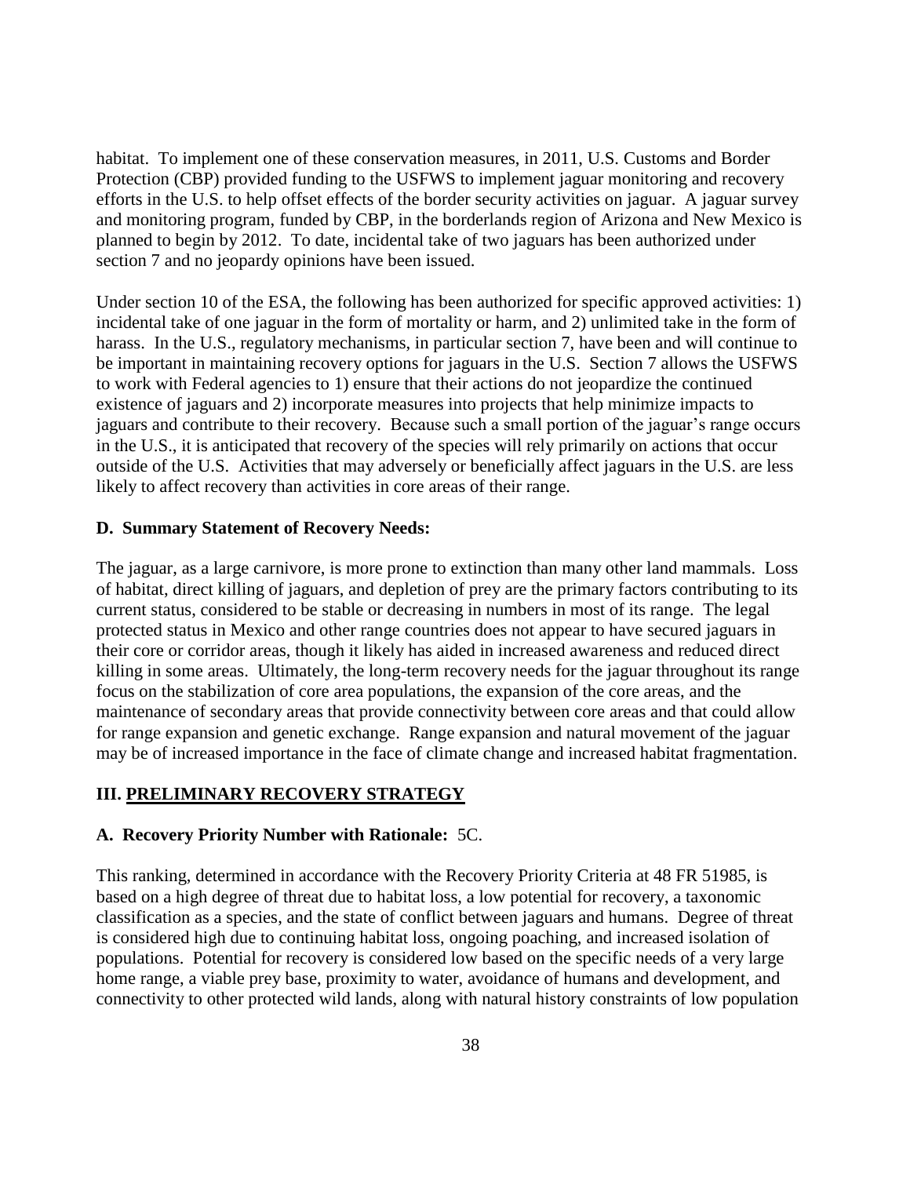habitat. To implement one of these conservation measures, in 2011, U.S. Customs and Border Protection (CBP) provided funding to the USFWS to implement jaguar monitoring and recovery efforts in the U.S. to help offset effects of the border security activities on jaguar. A jaguar survey and monitoring program, funded by CBP, in the borderlands region of Arizona and New Mexico is planned to begin by 2012. To date, incidental take of two jaguars has been authorized under section 7 and no jeopardy opinions have been issued.

Under section 10 of the ESA, the following has been authorized for specific approved activities: 1) incidental take of one jaguar in the form of mortality or harm, and 2) unlimited take in the form of harass. In the U.S., regulatory mechanisms, in particular section 7, have been and will continue to be important in maintaining recovery options for jaguars in the U.S. Section 7 allows the USFWS to work with Federal agencies to 1) ensure that their actions do not jeopardize the continued existence of jaguars and 2) incorporate measures into projects that help minimize impacts to jaguars and contribute to their recovery. Because such a small portion of the jaguar's range occurs in the U.S., it is anticipated that recovery of the species will rely primarily on actions that occur outside of the U.S. Activities that may adversely or beneficially affect jaguars in the U.S. are less likely to affect recovery than activities in core areas of their range.

### D. Summary Statement of Recovery Needs:

The jaguar, as a large carnivore, is more prone to extinction than many other land mammals. Loss of habitat, direct killing of jaguars, and depletion of prey are the primary factors contributing to its current status, considered to be stable or decreasing in numbers in most of its range. The legal protected status in Mexico and other range countries does not appear to have secured jaguars in their core or corridor areas, though it likely has aided in increased awareness and reduced direct killing in some areas. Ultimately, the long-term recovery needs for the jaguar throughout its range focus on the stabilization of core area populations, the expansion of the core areas, and the maintenance of secondary areas that provide connectivity between core areas and that could allow for range expansion and genetic exchange. Range expansion and natural movement of the jaguar may be of increased importance in the face of climate change and increased habitat fragmentation.

## III. PRELIMINARY RECOVERY STRATEGY

### A. Recovery Priority Number with Rationale: 5C.

This ranking, determined in accordance with the Recovery Priority Criteria at 48 FR 51985, is based on a high degree of threat due to habitat loss, a low potential for recovery, a taxonomic classification as a species, and the state of conflict between jaguars and humans. Degree of threat is considered high due to continuing habitat loss, ongoing poaching, and increased isolation of populations. Potential for recovery is considered low based on the specific needs of a very large home range, a viable prey base, proximity to water, avoidance of humans and development, and connectivity to other protected wild lands, along with natural history constraints of low population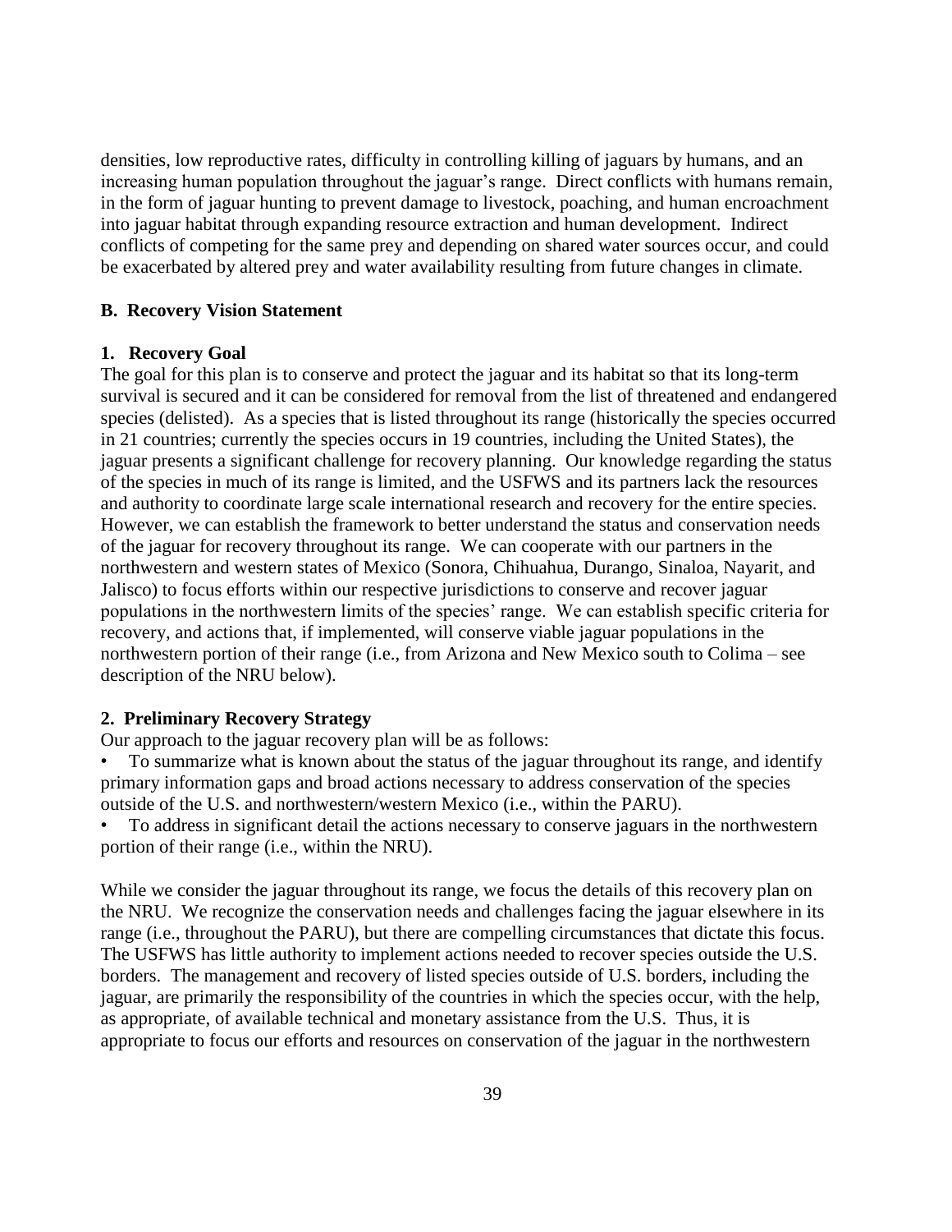densities, low reproductive rates, difficulty in controlling killing of jaguars by humans, and an increasing human population throughout the jaguar's range. Direct conflicts with humans remain, in the form of jaguar hunting to prevent damage to livestock, poaching, and human encroachment into jaguar habitat through expanding resource extraction and human development. Indirect conflicts of competing for the same prey and depending on shared water sources occur, and could be exacerbated by altered prey and water availability resulting from future changes in climate.

### B. Recovery Vision Statement

#### 1. Recovery Goal

The goal for this plan is to conserve and protect the jaguar and its habitat so that its long-term survival is secured and it can be considered for removal from the list of threatened and endangered species (delisted). As a species that is listed throughout its range (historically the species occurred in 21 countries; currently the species occurs in 19 countries, including the United States), the jaguar presents a significant challenge for recovery planning. Our knowledge regarding the status of the species in much of its range is limited, and the USFWS and its partners lack the resources and authority to coordinate large scale international research and recovery for the entire species. However, we can establish the framework to better understand the status and conservation needs of the jaguar for recovery throughout its range. We can cooperate with our partners in the northwestern and western states of Mexico (Sonora, Chihuahua, Durango, Sinaloa, Nayarit, and Jalisco) to focus efforts within our respective jurisdictions to conserve and recover jaguar populations in the northwestern limits of the species' range. We can establish specific criteria for recovery, and actions that, if implemented, will conserve viable jaguar populations in the northwestern portion of their range (i.e., from Arizona and New Mexico south to Colima – see description of the NRU below).

#### 2. Preliminary Recovery Strategy

Our approach to the jaguar recovery plan will be as follows:

- To summarize what is known about the status of the jaguar throughout its range, and identify primary information gaps and broad actions necessary to address conservation of the species outside of the U.S. and northwestern/western Mexico (i.e., within the PARU).
- To address in significant detail the actions necessary to conserve jaguars in the northwestern portion of their range (i.e., within the NRU).

While we consider the jaguar throughout its range, we focus the details of this recovery plan on the NRU. We recognize the conservation needs and challenges facing the jaguar elsewhere in its range (i.e., throughout the PARU), but there are compelling circumstances that dictate this focus. The USFWS has little authority to implement actions needed to recover species outside the U.S. borders. The management and recovery of listed species outside of U.S. borders, including the jaguar, are primarily the responsibility of the countries in which the species occur, with the help, as appropriate, of available technical and monetary assistance from the U.S. Thus, it is appropriate to focus our efforts and resources on conservation of the jaguar in the northwestern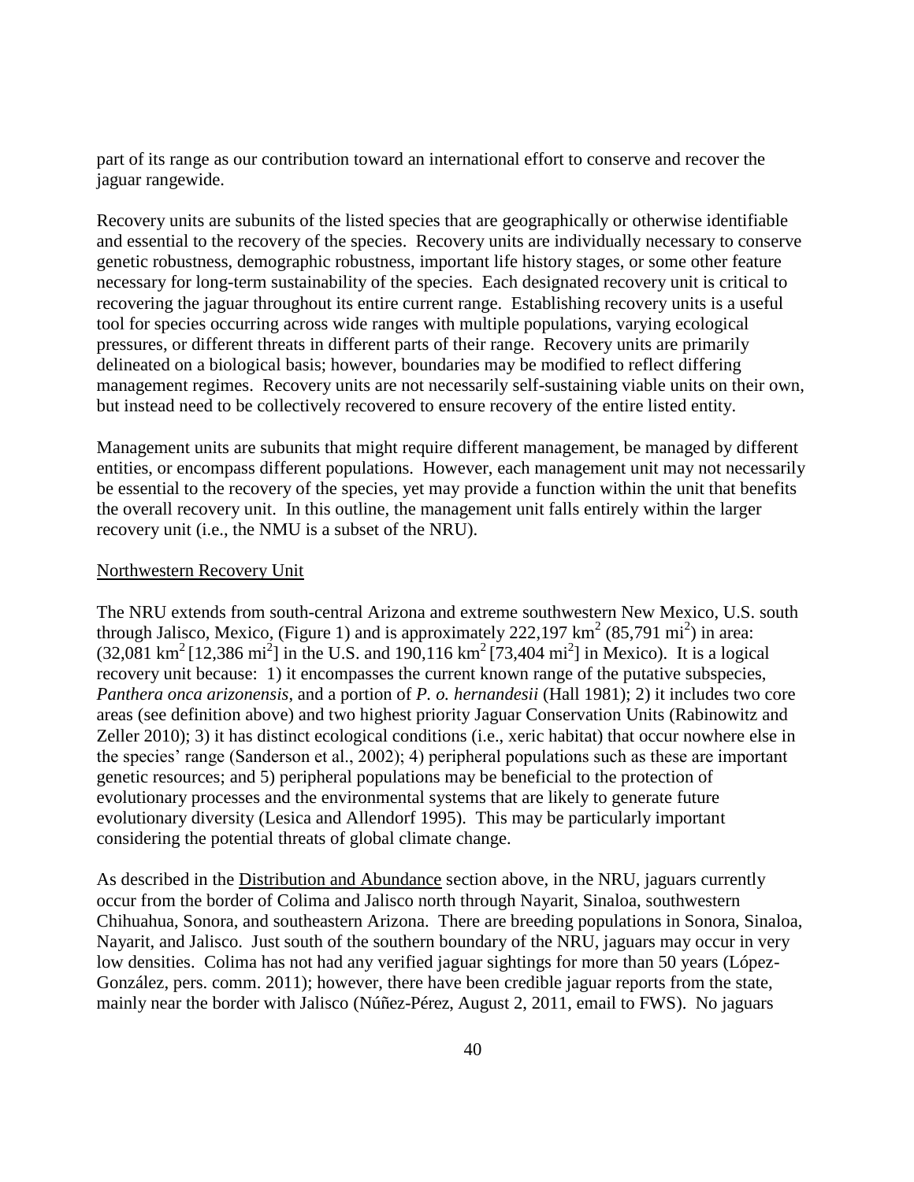part of its range as our contribution toward an international effort to conserve and recover the jaguar rangewide.

Recovery units are subunits of the listed species that are geographically or otherwise identifiable and essential to the recovery of the species. Recovery units are individually necessary to conserve genetic robustness, demographic robustness, important life history stages, or some other feature necessary for long-term sustainability of the species. Each designated recovery unit is critical to recovering the jaguar throughout its entire current range. Establishing recovery units is a useful tool for species occurring across wide ranges with multiple populations, varying ecological pressures, or different threats in different parts of their range. Recovery units are primarily delineated on a biological basis; however, boundaries may be modified to reflect differing management regimes. Recovery units are not necessarily self-sustaining viable units on their own, but instead need to be collectively recovered to ensure recovery of the entire listed entity.

Management units are subunits that might require different management, be managed by different entities, or encompass different populations. However, each management unit may not necessarily be essential to the recovery of the species, yet may provide a function within the unit that benefits the overall recovery unit. In this outline, the management unit falls entirely within the larger recovery unit (i.e., the NMU is a subset of the NRU).

## Northwestern Recovery Unit

The NRU extends from south-central Arizona and extreme southwestern New Mexico, U.S. south through Jalisco, Mexico, (Figure 1) and is approximately 222,197 $km^2$ (85,791 $mi^2$) in area: (32,081 $km^2$ [12,386 $mi^2$] in the U.S. and 190,116 $km^2$ [73,404 $mi^2$] in Mexico). It is a logical recovery unit because: 1) it encompasses the current known range of the putative subspecies, *Panthera onca arizonensis*, and a portion of *P. o. hernandesii* (Hall 1981); 2) it includes two core areas (see definition above) and two highest priority Jaguar Conservation Units (Rabinowitz and Zeller 2010); 3) it has distinct ecological conditions (i.e., xeric habitat) that occur nowhere else in the species' range (Sanderson et al., 2002); 4) peripheral populations such as these are important genetic resources; and 5) peripheral populations may be beneficial to the protection of evolutionary processes and the environmental systems that are likely to generate future evolutionary diversity (Lesica and Allendorf 1995). This may be particularly important considering the potential threats of global climate change.

As described in the Distribution and Abundance section above, in the NRU, jaguars currently occur from the border of Colima and Jalisco north through Nayarit, Sinaloa, southwestern Chihuahua, Sonora, and southeastern Arizona. There are breeding populations in Sonora, Sinaloa, Nayarit, and Jalisco. Just south of the southern boundary of the NRU, jaguars may occur in very low densities. Colima has not had any verified jaguar sightings for more than 50 years (López-González, pers. comm. 2011); however, there have been credible jaguar reports from the state, mainly near the border with Jalisco (Núñez-Pérez, August 2, 2011, email to FWS). No jaguars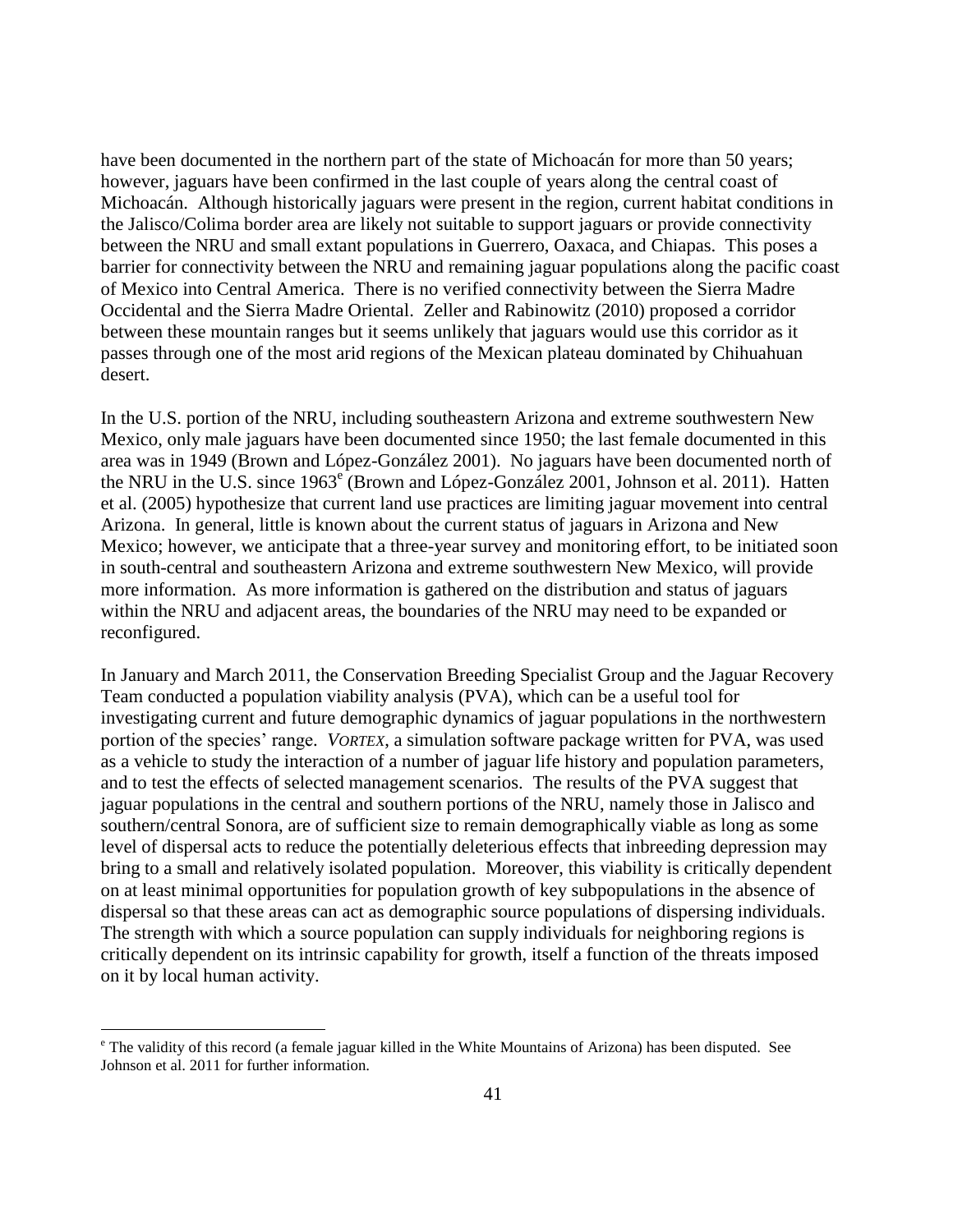have been documented in the northern part of the state of Michoacán for more than 50 years; however, jaguars have been confirmed in the last couple of years along the central coast of Michoacán. Although historically jaguars were present in the region, current habitat conditions in the Jalisco/Colima border area are likely not suitable to support jaguars or provide connectivity between the NRU and small extant populations in Guerrero, Oaxaca, and Chiapas. This poses a barrier for connectivity between the NRU and remaining jaguar populations along the pacific coast of Mexico into Central America. There is no verified connectivity between the Sierra Madre Occidental and the Sierra Madre Oriental. Zeller and Rabinowitz (2010) proposed a corridor between these mountain ranges but it seems unlikely that jaguars would use this corridor as it passes through one of the most arid regions of the Mexican plateau dominated by Chihuahuan desert.

In the U.S. portion of the NRU, including southeastern Arizona and extreme southwestern New Mexico, only male jaguars have been documented since 1950; the last female documented in this area was in 1949 (Brown and López-González 2001). No jaguars have been documented north of the NRU in the U.S. since 1963[e] (Brown and López-González 2001, Johnson et al. 2011). Hatten et al. (2005) hypothesize that current land use practices are limiting jaguar movement into central Arizona. In general, little is known about the current status of jaguars in Arizona and New Mexico; however, we anticipate that a three-year survey and monitoring effort, to be initiated soon in south-central and southeastern Arizona and extreme southwestern New Mexico, will provide more information. As more information is gathered on the distribution and status of jaguars within the NRU and adjacent areas, the boundaries of the NRU may need to be expanded or reconfigured.

In January and March 2011, the Conservation Breeding Specialist Group and the Jaguar Recovery Team conducted a population viability analysis (PVA), which can be a useful tool for investigating current and future demographic dynamics of jaguar populations in the northwestern portion of the species' range. *VORTEX*, a simulation software package written for PVA, was used as a vehicle to study the interaction of a number of jaguar life history and population parameters, and to test the effects of selected management scenarios. The results of the PVA suggest that jaguar populations in the central and southern portions of the NRU, namely those in Jalisco and southern/central Sonora, are of sufficient size to remain demographically viable as long as some level of dispersal acts to reduce the potentially deleterious effects that inbreeding depression may bring to a small and relatively isolated population. Moreover, this viability is critically dependent on at least minimal opportunities for population growth of key subpopulations in the absence of dispersal so that these areas can act as demographic source populations of dispersing individuals. The strength with which a source population can supply individuals for neighboring regions is critically dependent on its intrinsic capability for growth, itself a function of the threats imposed on it by local human activity.

[e] The validity of this record (a female jaguar killed in the White Mountains of Arizona) has been disputed. See Johnson et al. 2011 for further information.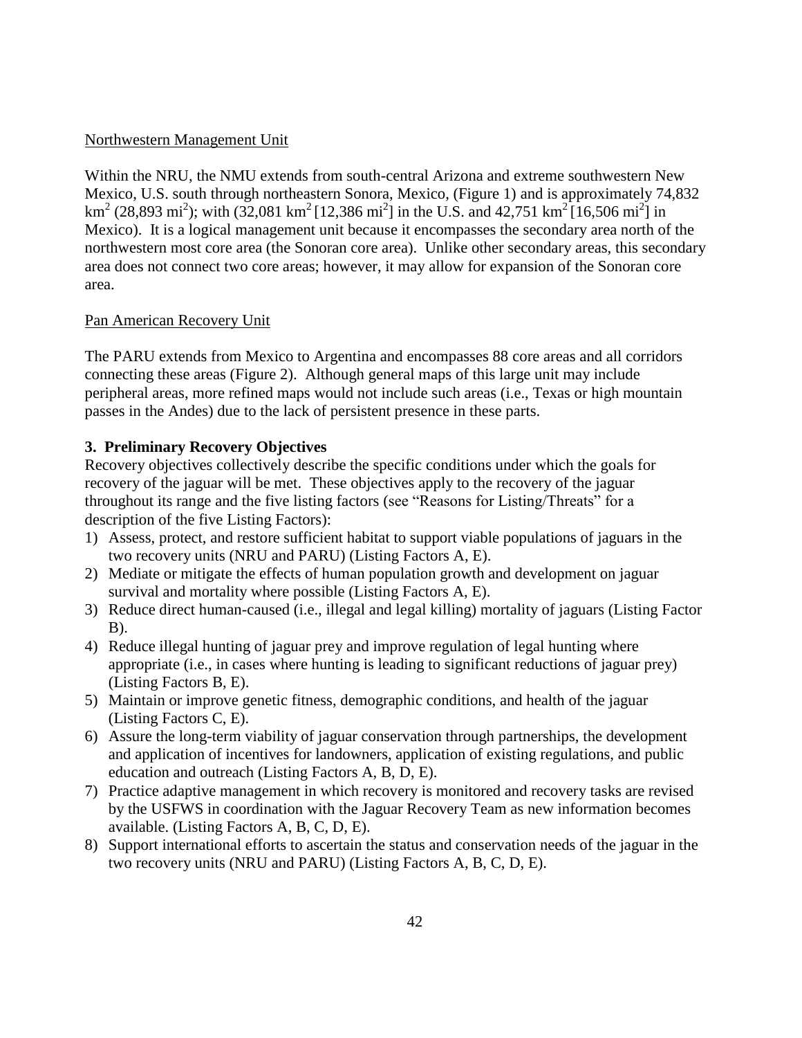Northwestern Management Unit

Within the NRU, the NMU extends from south-central Arizona and extreme southwestern New Mexico, U.S. south through northeastern Sonora, Mexico, (Figure 1) and is approximately 74,832 $km^2$ (28,893 $mi^2$); with (32,081 $km^2$ [12,386 $mi^2$] in the U.S. and 42,751 $km^2$ [16,506 $mi^2$] in Mexico). It is a logical management unit because it encompasses the secondary area north of the northwestern most core area (the Sonoran core area). Unlike other secondary areas, this secondary area does not connect two core areas; however, it may allow for expansion of the Sonoran core area.

Pan American Recovery Unit

The PARU extends from Mexico to Argentina and encompasses 88 core areas and all corridors connecting these areas (Figure 2). Although general maps of this large unit may include peripheral areas, more refined maps would not include such areas (i.e., Texas or high mountain passes in the Andes) due to the lack of persistent presence in these parts.

### 3. Preliminary Recovery Objectives

Recovery objectives collectively describe the specific conditions under which the goals for recovery of the jaguar will be met. These objectives apply to the recovery of the jaguar throughout its range and the five listing factors (see "Reasons for Listing/Threats" for a description of the five Listing Factors):

1) Assess, protect, and restore sufficient habitat to support viable populations of jaguars in the two recovery units (NRU and PARU) (Listing Factors A, E).
2) Mediate or mitigate the effects of human population growth and development on jaguar survival and mortality where possible (Listing Factors A, E).
3) Reduce direct human-caused (i.e., illegal and legal killing) mortality of jaguars (Listing Factor B).
4) Reduce illegal hunting of jaguar prey and improve regulation of legal hunting where appropriate (i.e., in cases where hunting is leading to significant reductions of jaguar prey) (Listing Factors B, E).
5) Maintain or improve genetic fitness, demographic conditions, and health of the jaguar (Listing Factors C, E).
6) Assure the long-term viability of jaguar conservation through partnerships, the development and application of incentives for landowners, application of existing regulations, and public education and outreach (Listing Factors A, B, D, E).
7) Practice adaptive management in which recovery is monitored and recovery tasks are revised by the USFWS in coordination with the Jaguar Recovery Team as new information becomes available. (Listing Factors A, B, C, D, E).
8) Support international efforts to ascertain the status and conservation needs of the jaguar in the two recovery units (NRU and PARU) (Listing Factors A, B, C, D, E).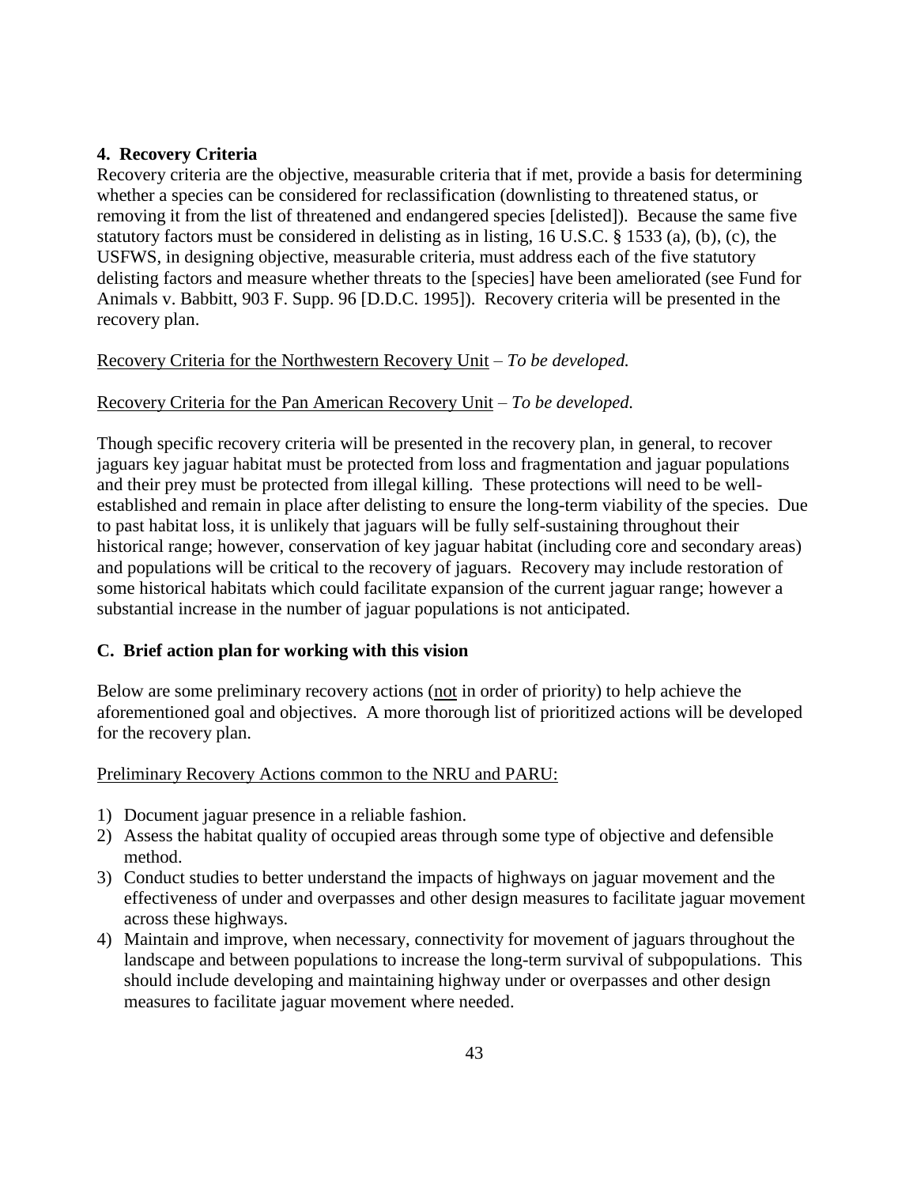### 4. Recovery Criteria

Recovery criteria are the objective, measurable criteria that if met, provide a basis for determining whether a species can be considered for reclassification (downlisting to threatened status, or removing it from the list of threatened and endangered species [delisted]). Because the same five statutory factors must be considered in delisting as in listing, 16 U.S.C. § 1533 (a), (b), (c), the USFWS, in designing objective, measurable criteria, must address each of the five statutory delisting factors and measure whether threats to the [species] have been ameliorated (see Fund for Animals v. Babbitt, 903 F. Supp. 96 [D.D.C. 1995]). Recovery criteria will be presented in the recovery plan.

<u>Recovery Criteria for the Northwestern Recovery Unit</u> – *To be developed.*

<u>Recovery Criteria for the Pan American Recovery Unit</u> – *To be developed.*

Though specific recovery criteria will be presented in the recovery plan, in general, to recover jaguars key jaguar habitat must be protected from loss and fragmentation and jaguar populations and their prey must be protected from illegal killing. These protections will need to be well-established and remain in place after delisting to ensure the long-term viability of the species. Due to past habitat loss, it is unlikely that jaguars will be fully self-sustaining throughout their historical range; however, conservation of key jaguar habitat (including core and secondary areas) and populations will be critical to the recovery of jaguars. Recovery may include restoration of some historical habitats which could facilitate expansion of the current jaguar range; however a substantial increase in the number of jaguar populations is not anticipated.

## C. Brief action plan for working with this vision

Below are some preliminary recovery actions (<u>not</u> in order of priority) to help achieve the aforementioned goal and objectives. A more thorough list of prioritized actions will be developed for the recovery plan.

<u>Preliminary Recovery Actions common to the NRU and PARU:</u>

1) Document jaguar presence in a reliable fashion.
2) Assess the habitat quality of occupied areas through some type of objective and defensible method.
3) Conduct studies to better understand the impacts of highways on jaguar movement and the effectiveness of under and overpasses and other design measures to facilitate jaguar movement across these highways.
4) Maintain and improve, when necessary, connectivity for movement of jaguars throughout the landscape and between populations to increase the long-term survival of subpopulations. This should include developing and maintaining highway under or overpasses and other design measures to facilitate jaguar movement where needed.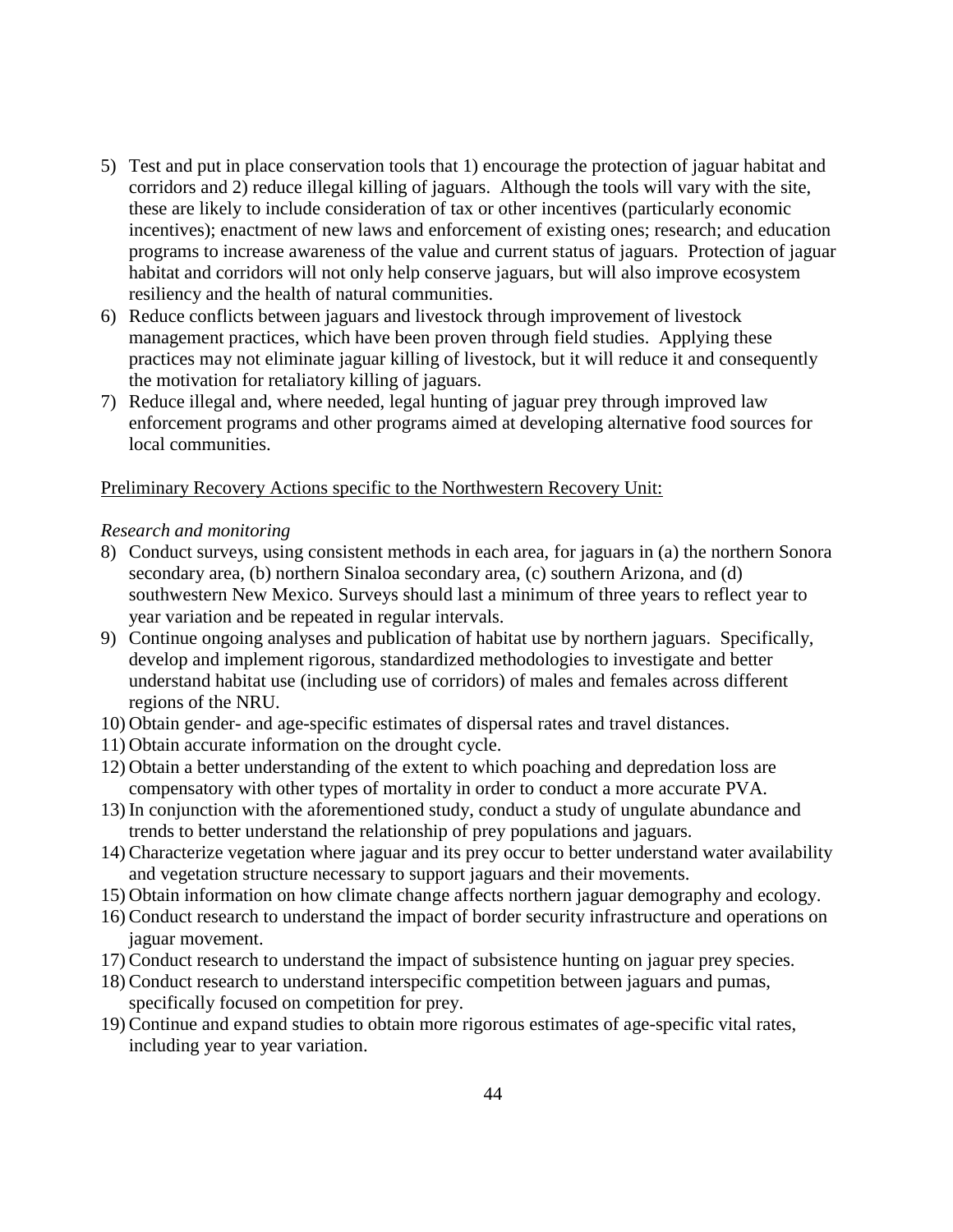5) Test and put in place conservation tools that 1) encourage the protection of jaguar habitat and corridors and 2) reduce illegal killing of jaguars. Although the tools will vary with the site, these are likely to include consideration of tax or other incentives (particularly economic incentives); enactment of new laws and enforcement of existing ones; research; and education programs to increase awareness of the value and current status of jaguars. Protection of jaguar habitat and corridors will not only help conserve jaguars, but will also improve ecosystem resiliency and the health of natural communities.
6) Reduce conflicts between jaguars and livestock through improvement of livestock management practices, which have been proven through field studies. Applying these practices may not eliminate jaguar killing of livestock, but it will reduce it and consequently the motivation for retaliatory killing of jaguars.
7) Reduce illegal and, where needed, legal hunting of jaguar prey through improved law enforcement programs and other programs aimed at developing alternative food sources for local communities.

Preliminary Recovery Actions specific to the Northwestern Recovery Unit:

*Research and monitoring*

8) Conduct surveys, using consistent methods in each area, for jaguars in (a) the northern Sonora secondary area, (b) northern Sinaloa secondary area, (c) southern Arizona, and (d) southwestern New Mexico. Surveys should last a minimum of three years to reflect year to year variation and be repeated in regular intervals.
9) Continue ongoing analyses and publication of habitat use by northern jaguars. Specifically, develop and implement rigorous, standardized methodologies to investigate and better understand habitat use (including use of corridors) of males and females across different regions of the NRU.
10) Obtain gender- and age-specific estimates of dispersal rates and travel distances.
11) Obtain accurate information on the drought cycle.
12) Obtain a better understanding of the extent to which poaching and depredation loss are compensatory with other types of mortality in order to conduct a more accurate PVA.
13) In conjunction with the aforementioned study, conduct a study of ungulate abundance and trends to better understand the relationship of prey populations and jaguars.
14) Characterize vegetation where jaguar and its prey occur to better understand water availability and vegetation structure necessary to support jaguars and their movements.
15) Obtain information on how climate change affects northern jaguar demography and ecology.
16) Conduct research to understand the impact of border security infrastructure and operations on jaguar movement.
17) Conduct research to understand the impact of subsistence hunting on jaguar prey species.
18) Conduct research to understand interspecific competition between jaguars and pumas, specifically focused on competition for prey.
19) Continue and expand studies to obtain more rigorous estimates of age-specific vital rates, including year to year variation.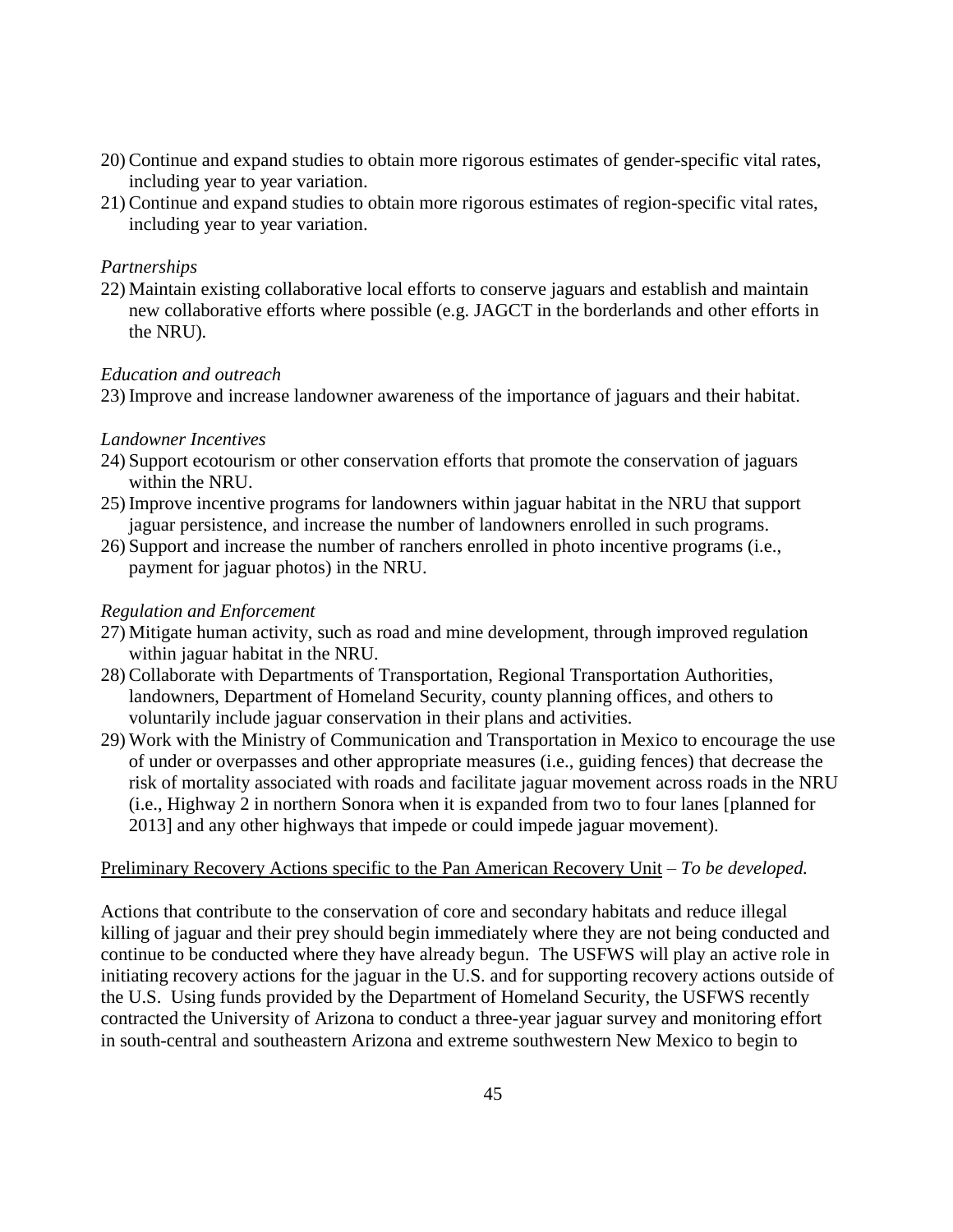20) Continue and expand studies to obtain more rigorous estimates of gender-specific vital rates, including year to year variation.
21) Continue and expand studies to obtain more rigorous estimates of region-specific vital rates, including year to year variation.

*Partnerships*

22) Maintain existing collaborative local efforts to conserve jaguars and establish and maintain new collaborative efforts where possible (e.g. JAGCT in the borderlands and other efforts in the NRU).

*Education and outreach*

23) Improve and increase landowner awareness of the importance of jaguars and their habitat.

*Landowner Incentives*

24) Support ecotourism or other conservation efforts that promote the conservation of jaguars within the NRU.
25) Improve incentive programs for landowners within jaguar habitat in the NRU that support jaguar persistence, and increase the number of landowners enrolled in such programs.
26) Support and increase the number of ranchers enrolled in photo incentive programs (i.e., payment for jaguar photos) in the NRU.

*Regulation and Enforcement*

27) Mitigate human activity, such as road and mine development, through improved regulation within jaguar habitat in the NRU.
28) Collaborate with Departments of Transportation, Regional Transportation Authorities, landowners, Department of Homeland Security, county planning offices, and others to voluntarily include jaguar conservation in their plans and activities.
29) Work with the Ministry of Communication and Transportation in Mexico to encourage the use of under or overpasses and other appropriate measures (i.e., guiding fences) that decrease the risk of mortality associated with roads and facilitate jaguar movement across roads in the NRU (i.e., Highway 2 in northern Sonora when it is expanded from two to four lanes [planned for 2013] and any other highways that impede or could impede jaguar movement).

<u>Preliminary Recovery Actions specific to the Pan American Recovery Unit</u> – *To be developed.*

Actions that contribute to the conservation of core and secondary habitats and reduce illegal killing of jaguar and their prey should begin immediately where they are not being conducted and continue to be conducted where they have already begun. The USFWS will play an active role in initiating recovery actions for the jaguar in the U.S. and for supporting recovery actions outside of the U.S. Using funds provided by the Department of Homeland Security, the USFWS recently contracted the University of Arizona to conduct a three-year jaguar survey and monitoring effort in south-central and southeastern Arizona and extreme southwestern New Mexico to begin to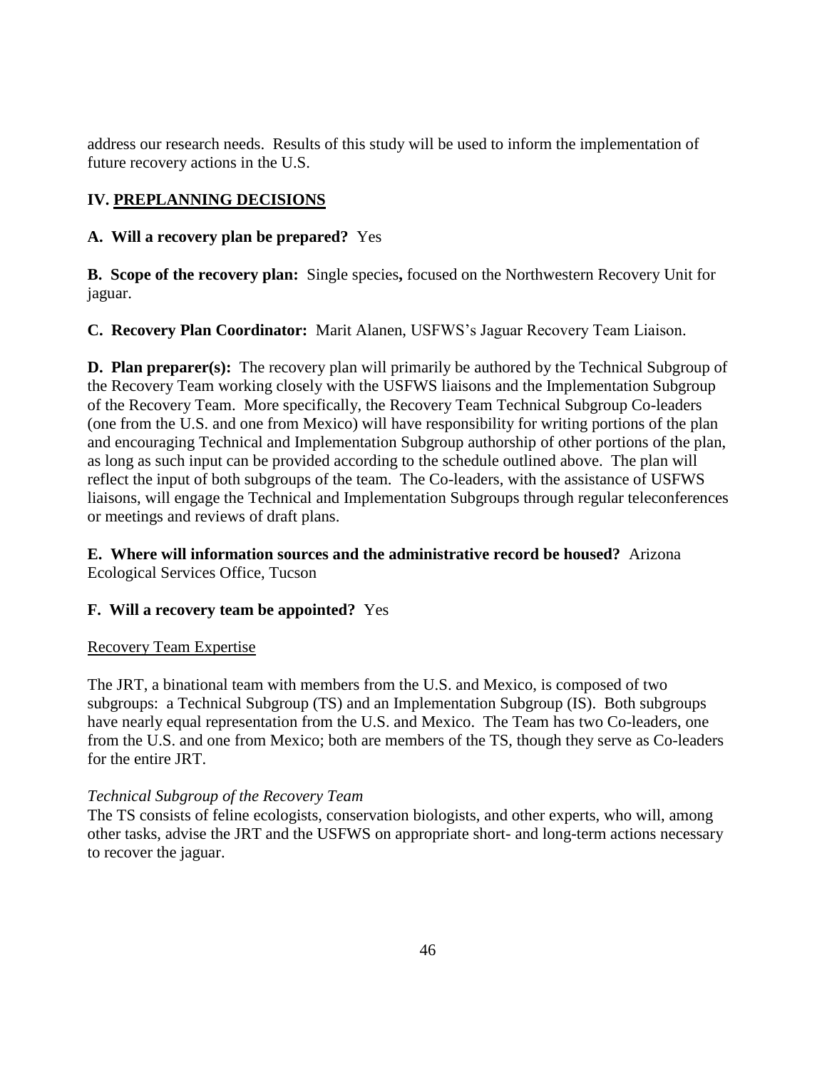address our research needs. Results of this study will be used to inform the implementation of future recovery actions in the U.S.

## IV. PREPLANNING DECISIONS

**A. Will a recovery plan be prepared?** Yes

**B. Scope of the recovery plan:** Single species**,** focused on the Northwestern Recovery Unit for jaguar.

**C. Recovery Plan Coordinator:** Marit Alanen, USFWS's Jaguar Recovery Team Liaison.

**D. Plan preparer(s):** The recovery plan will primarily be authored by the Technical Subgroup of the Recovery Team working closely with the USFWS liaisons and the Implementation Subgroup of the Recovery Team. More specifically, the Recovery Team Technical Subgroup Co-leaders (one from the U.S. and one from Mexico) will have responsibility for writing portions of the plan and encouraging Technical and Implementation Subgroup authorship of other portions of the plan, as long as such input can be provided according to the schedule outlined above. The plan will reflect the input of both subgroups of the team. The Co-leaders, with the assistance of USFWS liaisons, will engage the Technical and Implementation Subgroups through regular teleconferences or meetings and reviews of draft plans.

**E. Where will information sources and the administrative record be housed?** Arizona Ecological Services Office, Tucson

**F. Will a recovery team be appointed?** Yes

Recovery Team Expertise

The JRT, a binational team with members from the U.S. and Mexico, is composed of two subgroups: a Technical Subgroup (TS) and an Implementation Subgroup (IS). Both subgroups have nearly equal representation from the U.S. and Mexico. The Team has two Co-leaders, one from the U.S. and one from Mexico; both are members of the TS, though they serve as Co-leaders for the entire JRT.

*Technical Subgroup of the Recovery Team*

The TS consists of feline ecologists, conservation biologists, and other experts, who will, among other tasks, advise the JRT and the USFWS on appropriate short- and long-term actions necessary to recover the jaguar.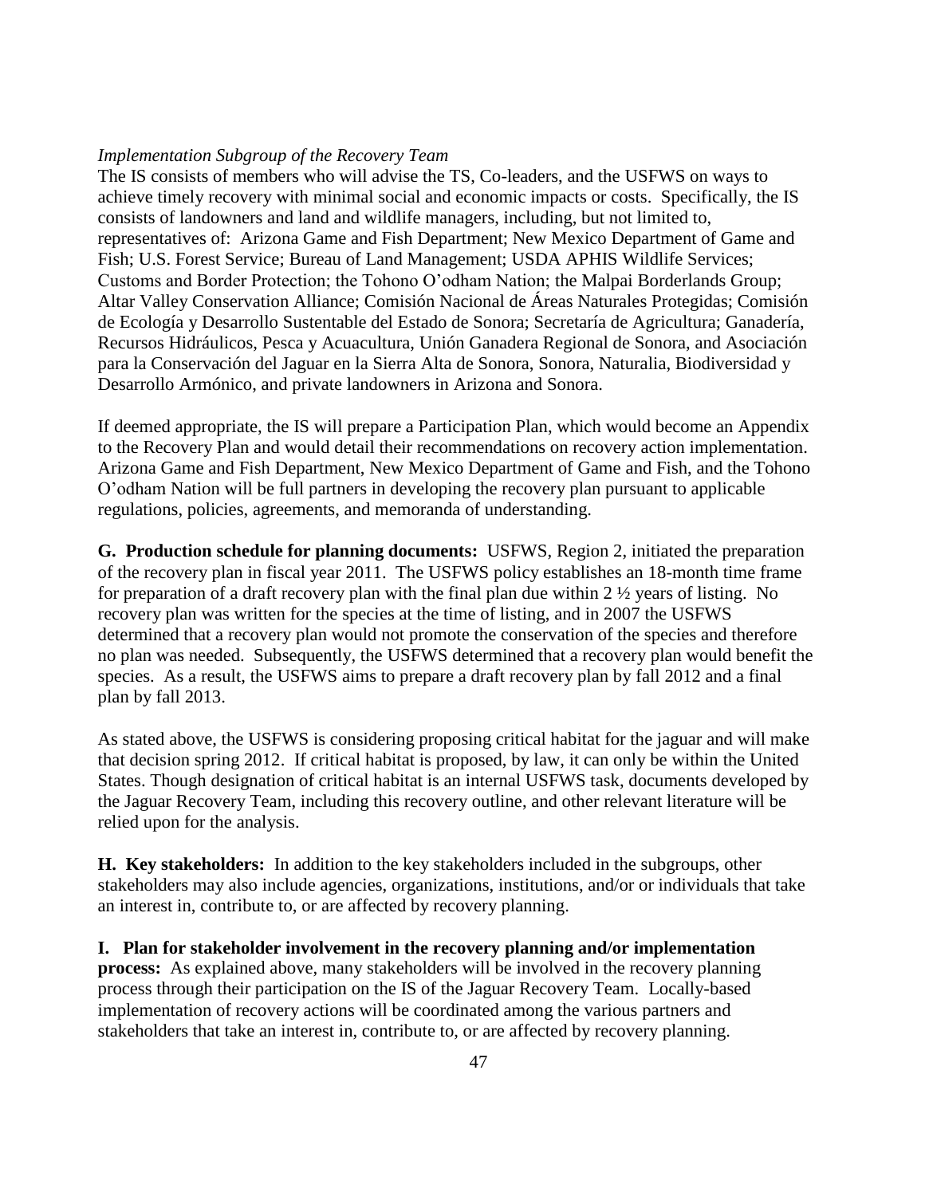*Implementation Subgroup of the Recovery Team*

The IS consists of members who will advise the TS, Co-leaders, and the USFWS on ways to achieve timely recovery with minimal social and economic impacts or costs. Specifically, the IS consists of landowners and land and wildlife managers, including, but not limited to, representatives of: Arizona Game and Fish Department; New Mexico Department of Game and Fish; U.S. Forest Service; Bureau of Land Management; USDA APHIS Wildlife Services; Customs and Border Protection; the Tohono O'odham Nation; the Malpai Borderlands Group; Altar Valley Conservation Alliance; Comisión Nacional de Áreas Naturales Protegidas; Comisión de Ecología y Desarrollo Sustentable del Estado de Sonora; Secretaría de Agricultura; Ganadería, Recursos Hidráulicos, Pesca y Acuacultura, Unión Ganadera Regional de Sonora, and Asociación para la Conservación del Jaguar en la Sierra Alta de Sonora, Sonora, Naturalia, Biodiversidad y Desarrollo Armónico, and private landowners in Arizona and Sonora.

If deemed appropriate, the IS will prepare a Participation Plan, which would become an Appendix to the Recovery Plan and would detail their recommendations on recovery action implementation. Arizona Game and Fish Department, New Mexico Department of Game and Fish, and the Tohono O'odham Nation will be full partners in developing the recovery plan pursuant to applicable regulations, policies, agreements, and memoranda of understanding.

**G. Production schedule for planning documents:** USFWS, Region 2, initiated the preparation of the recovery plan in fiscal year 2011. The USFWS policy establishes an 18-month time frame for preparation of a draft recovery plan with the final plan due within 2 ½ years of listing. No recovery plan was written for the species at the time of listing, and in 2007 the USFWS determined that a recovery plan would not promote the conservation of the species and therefore no plan was needed. Subsequently, the USFWS determined that a recovery plan would benefit the species. As a result, the USFWS aims to prepare a draft recovery plan by fall 2012 and a final plan by fall 2013.

As stated above, the USFWS is considering proposing critical habitat for the jaguar and will make that decision spring 2012. If critical habitat is proposed, by law, it can only be within the United States. Though designation of critical habitat is an internal USFWS task, documents developed by the Jaguar Recovery Team, including this recovery outline, and other relevant literature will be relied upon for the analysis.

**H. Key stakeholders:** In addition to the key stakeholders included in the subgroups, other stakeholders may also include agencies, organizations, institutions, and/or or individuals that take an interest in, contribute to, or are affected by recovery planning.

**I. Plan for stakeholder involvement in the recovery planning and/or implementation process:** As explained above, many stakeholders will be involved in the recovery planning process through their participation on the IS of the Jaguar Recovery Team. Locally-based implementation of recovery actions will be coordinated among the various partners and stakeholders that take an interest in, contribute to, or are affected by recovery planning.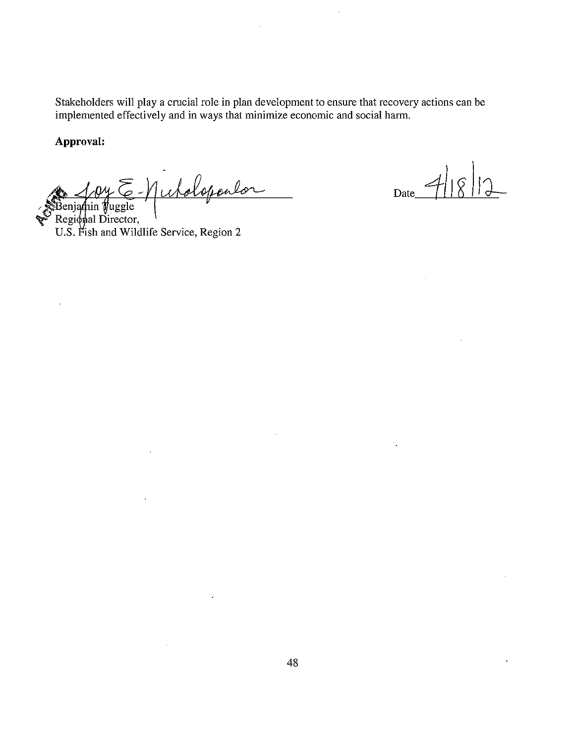Stakeholders will play a crucial role in plan development to ensure that recovery actions can be implemented effectively and in ways that minimize economic and social harm.

**Approval:**

ACTING Benjamin Tuggle
Regional Director,
U.S. Fish and Wildlife Service, Region 2

Date 4/18/12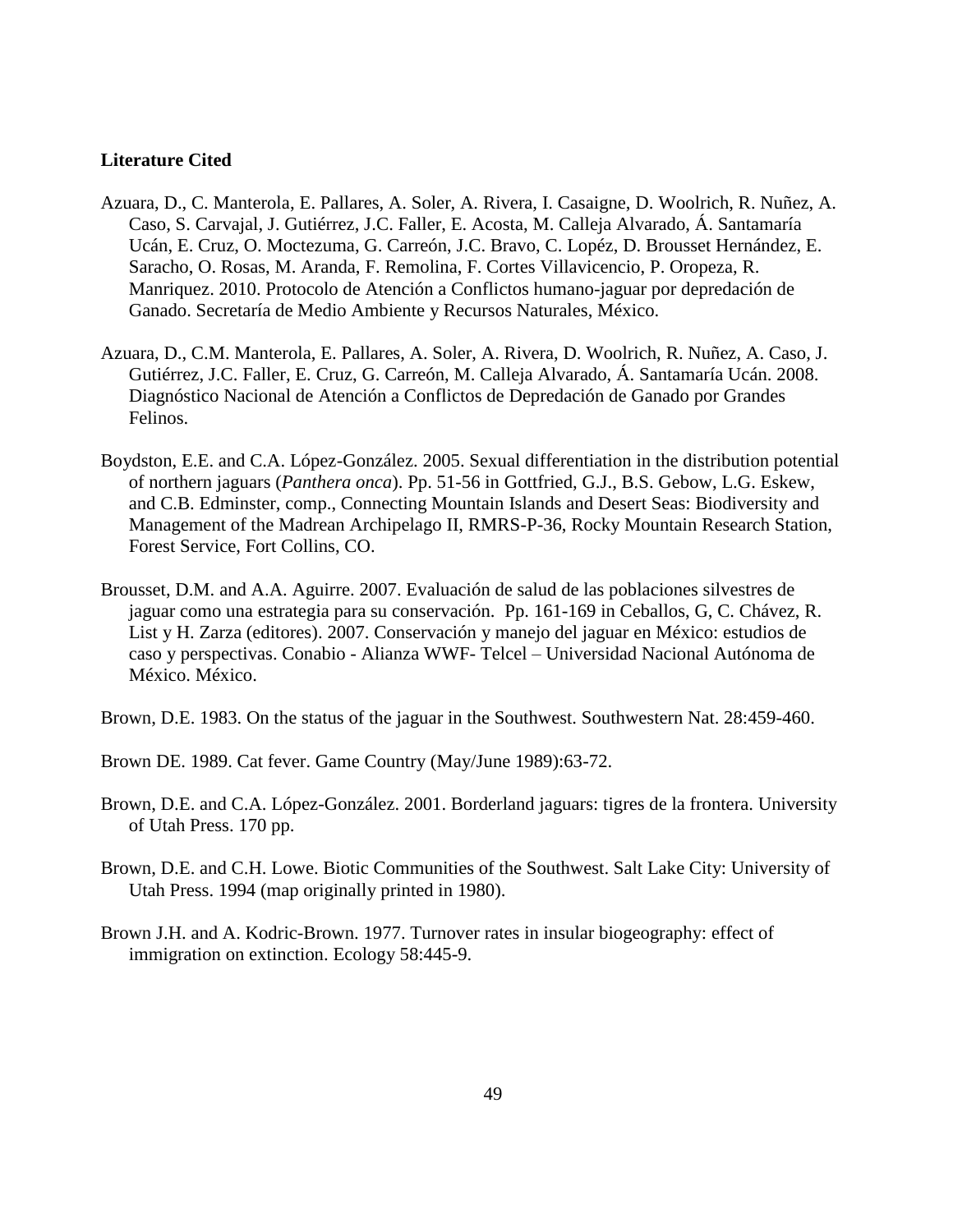**Literature Cited**

Azuara, D., C. Manterola, E. Pallares, A. Soler, A. Rivera, I. Casaigne, D. Woolrich, R. Nuñez, A. Caso, S. Carvajal, J. Gutiérrez, J.C. Faller, E. Acosta, M. Calleja Alvarado, Á. Santamaría Ucán, E. Cruz, O. Moctezuma, G. Carreón, J.C. Bravo, C. Lopéz, D. Brousset Hernández, E. Saracho, O. Rosas, M. Aranda, F. Remolina, F. Cortes Villavicencio, P. Oropeza, R. Manriquez. 2010. Protocolo de Atención a Conflictos humano-jaguar por depredación de Ganado. Secretaría de Medio Ambiente y Recursos Naturales, México.

Azuara, D., C.M. Manterola, E. Pallares, A. Soler, A. Rivera, D. Woolrich, R. Nuñez, A. Caso, J. Gutiérrez, J.C. Faller, E. Cruz, G. Carreón, M. Calleja Alvarado, Á. Santamaría Ucán. 2008. Diagnóstico Nacional de Atención a Conflictos de Depredación de Ganado por Grandes Felinos.

Boydston, E.E. and C.A. López-González. 2005. Sexual differentiation in the distribution potential of northern jaguars (*Panthera onca*). Pp. 51-56 in Gottfried, G.J., B.S. Gebow, L.G. Eskew, and C.B. Edminster, comp., Connecting Mountain Islands and Desert Seas: Biodiversity and Management of the Madrean Archipelago II, RMRS-P-36, Rocky Mountain Research Station, Forest Service, Fort Collins, CO.

Brousset, D.M. and A.A. Aguirre. 2007. Evaluación de salud de las poblaciones silvestres de jaguar como una estrategia para su conservación. Pp. 161-169 in Ceballos, G, C. Chávez, R. List y H. Zarza (editores). 2007. Conservación y manejo del jaguar en México: estudios de caso y perspectivas. Conabio - Alianza WWF- Telcel – Universidad Nacional Autónoma de México. México.

Brown, D.E. 1983. On the status of the jaguar in the Southwest. Southwestern Nat. 28:459-460.

Brown DE. 1989. Cat fever. Game Country (May/June 1989):63-72.

Brown, D.E. and C.A. López-González. 2001. Borderland jaguars: tigres de la frontera. University of Utah Press. 170 pp.

Brown, D.E. and C.H. Lowe. Biotic Communities of the Southwest. Salt Lake City: University of Utah Press. 1994 (map originally printed in 1980).

Brown J.H. and A. Kodric-Brown. 1977. Turnover rates in insular biogeography: effect of immigration on extinction. Ecology 58:445-9.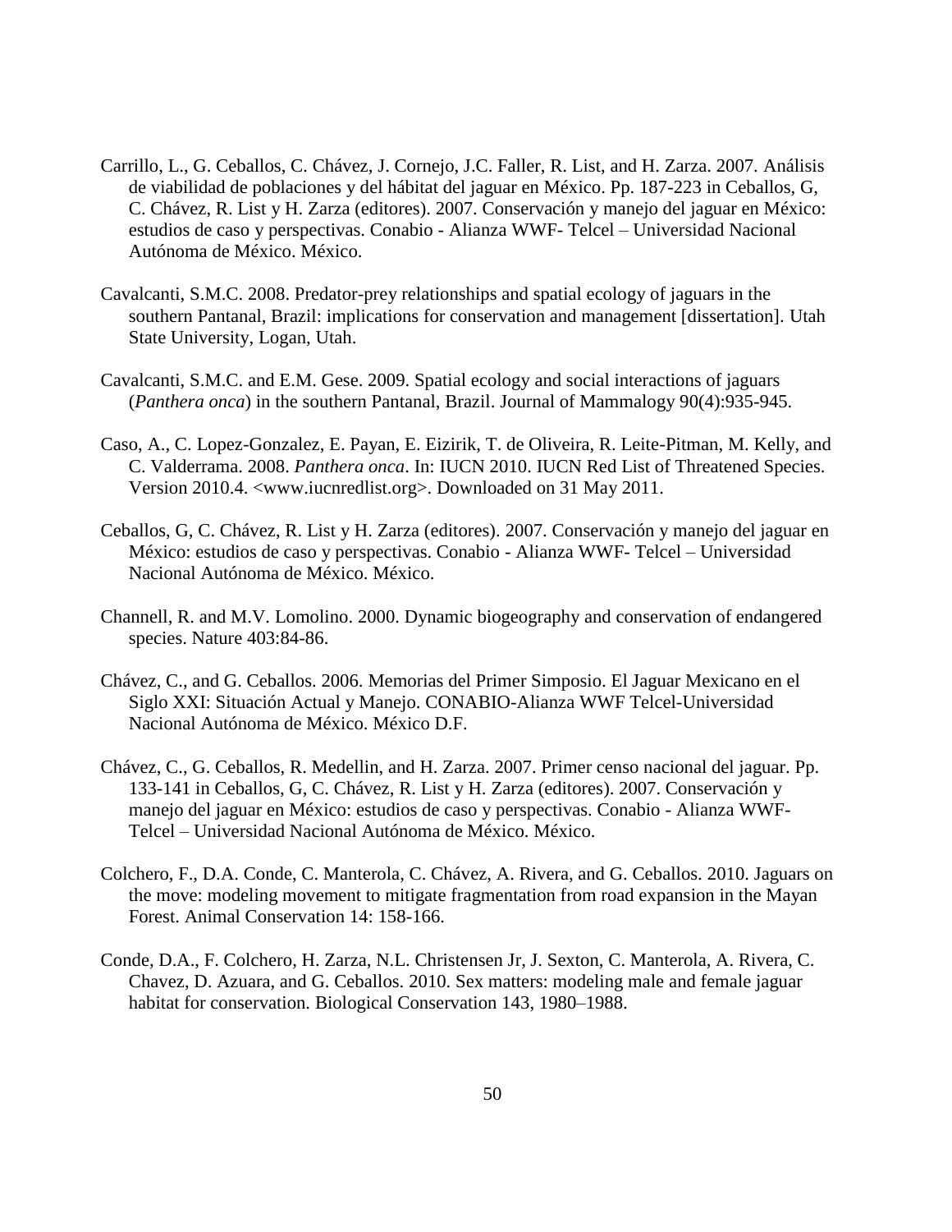Carrillo, L., G. Ceballos, C. Chávez, J. Cornejo, J.C. Faller, R. List, and H. Zarza. 2007. Análisis de viabilidad de poblaciones y del hábitat del jaguar en México. Pp. 187-223 in Ceballos, G, C. Chávez, R. List y H. Zarza (editores). 2007. Conservación y manejo del jaguar en México: estudios de caso y perspectivas. Conabio - Alianza WWF- Telcel – Universidad Nacional Autónoma de México. México.

Cavalcanti, S.M.C. 2008. Predator-prey relationships and spatial ecology of jaguars in the southern Pantanal, Brazil: implications for conservation and management [dissertation]. Utah State University, Logan, Utah.

Cavalcanti, S.M.C. and E.M. Gese. 2009. Spatial ecology and social interactions of jaguars (*Panthera onca*) in the southern Pantanal, Brazil. Journal of Mammalogy 90(4):935-945.

Caso, A., C. Lopez-Gonzalez, E. Payan, E. Eizirik, T. de Oliveira, R. Leite-Pitman, M. Kelly, and C. Valderrama. 2008. *Panthera onca*. In: IUCN 2010. IUCN Red List of Threatened Species. Version 2010.4. <www.iucnredlist.org>. Downloaded on 31 May 2011.

Ceballos, G, C. Chávez, R. List y H. Zarza (editores). 2007. Conservación y manejo del jaguar en México: estudios de caso y perspectivas. Conabio - Alianza WWF- Telcel – Universidad Nacional Autónoma de México. México.

Channell, R. and M.V. Lomolino. 2000. Dynamic biogeography and conservation of endangered species. Nature 403:84-86.

Chávez, C., and G. Ceballos. 2006. Memorias del Primer Simposio. El Jaguar Mexicano en el Siglo XXI: Situación Actual y Manejo. CONABIO-Alianza WWF Telcel-Universidad Nacional Autónoma de México. México D.F.

Chávez, C., G. Ceballos, R. Medellin, and H. Zarza. 2007. Primer censo nacional del jaguar. Pp. 133-141 in Ceballos, G, C. Chávez, R. List y H. Zarza (editores). 2007. Conservación y manejo del jaguar en México: estudios de caso y perspectivas. Conabio - Alianza WWF-Telcel – Universidad Nacional Autónoma de México. México.

Colchero, F., D.A. Conde, C. Manterola, C. Chávez, A. Rivera, and G. Ceballos. 2010. Jaguars on the move: modeling movement to mitigate fragmentation from road expansion in the Mayan Forest. Animal Conservation 14: 158-166.

Conde, D.A., F. Colchero, H. Zarza, N.L. Christensen Jr, J. Sexton, C. Manterola, A. Rivera, C. Chavez, D. Azuara, and G. Ceballos. 2010. Sex matters: modeling male and female jaguar habitat for conservation. Biological Conservation 143, 1980–1988.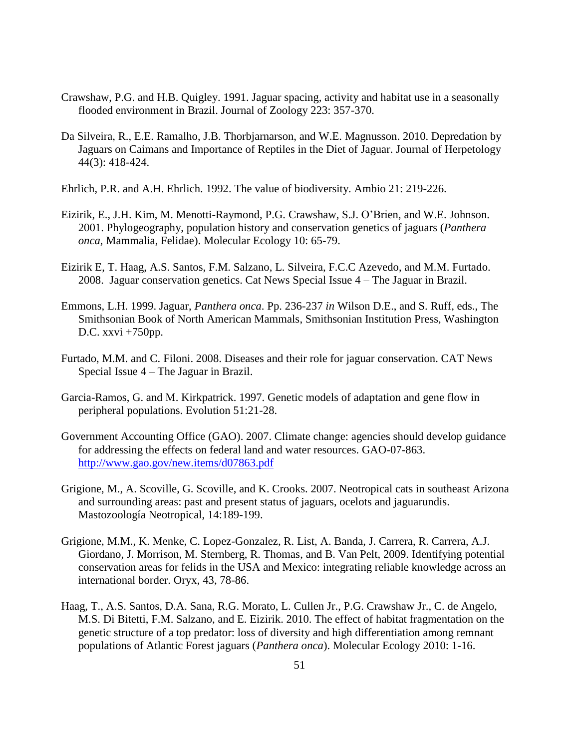Crawshaw, P.G. and H.B. Quigley. 1991. Jaguar spacing, activity and habitat use in a seasonally flooded environment in Brazil. Journal of Zoology 223: 357-370.

Da Silveira, R., E.E. Ramalho, J.B. Thorbjarnarson, and W.E. Magnusson. 2010. Depredation by Jaguars on Caimans and Importance of Reptiles in the Diet of Jaguar. Journal of Herpetology 44(3): 418-424.

Ehrlich, P.R. and A.H. Ehrlich. 1992. The value of biodiversity. Ambio 21: 219-226.

Eizirik, E., J.H. Kim, M. Menotti-Raymond, P.G. Crawshaw, S.J. O'Brien, and W.E. Johnson. 2001. Phylogeography, population history and conservation genetics of jaguars (*Panthera onca*, Mammalia, Felidae). Molecular Ecology 10: 65-79.

Eizirik E, T. Haag, A.S. Santos, F.M. Salzano, L. Silveira, F.C.C Azevedo, and M.M. Furtado. 2008. Jaguar conservation genetics. Cat News Special Issue 4 – The Jaguar in Brazil.

Emmons, L.H. 1999. Jaguar, *Panthera onca*. Pp. 236-237 *in* Wilson D.E., and S. Ruff, eds., The Smithsonian Book of North American Mammals, Smithsonian Institution Press, Washington D.C. xxvi +750pp.

Furtado, M.M. and C. Filoni. 2008. Diseases and their role for jaguar conservation. CAT News Special Issue 4 – The Jaguar in Brazil.

Garcia-Ramos, G. and M. Kirkpatrick. 1997. Genetic models of adaptation and gene flow in peripheral populations. Evolution 51:21-28.

Government Accounting Office (GAO). 2007. Climate change: agencies should develop guidance for addressing the effects on federal land and water resources. GAO-07-863. http://www.gao.gov/new.items/d07863.pdf

Grigione, M., A. Scoville, G. Scoville, and K. Crooks. 2007. Neotropical cats in southeast Arizona and surrounding areas: past and present status of jaguars, ocelots and jaguarundis. Mastozoología Neotropical, 14:189-199.

Grigione, M.M., K. Menke, C. Lopez-Gonzalez, R. List, A. Banda, J. Carrera, R. Carrera, A.J. Giordano, J. Morrison, M. Sternberg, R. Thomas, and B. Van Pelt, 2009. Identifying potential conservation areas for felids in the USA and Mexico: integrating reliable knowledge across an international border. Oryx, 43, 78-86.

Haag, T., A.S. Santos, D.A. Sana, R.G. Morato, L. Cullen Jr., P.G. Crawshaw Jr., C. de Angelo, M.S. Di Bitetti, F.M. Salzano, and E. Eizirik. 2010. The effect of habitat fragmentation on the genetic structure of a top predator: loss of diversity and high differentiation among remnant populations of Atlantic Forest jaguars (*Panthera onca*). Molecular Ecology 2010: 1-16.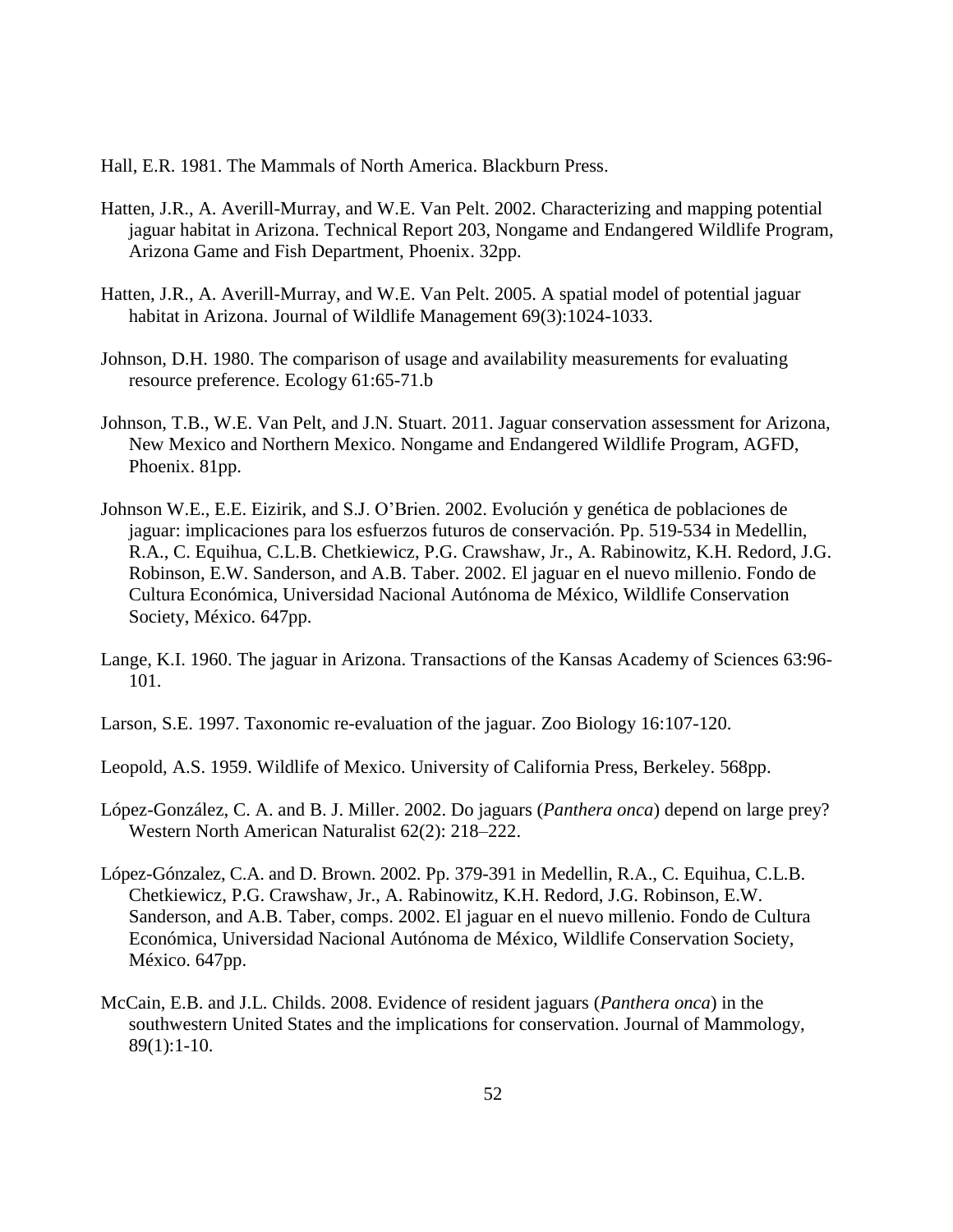Hall, E.R. 1981. The Mammals of North America. Blackburn Press.

Hatten, J.R., A. Averill-Murray, and W.E. Van Pelt. 2002. Characterizing and mapping potential jaguar habitat in Arizona. Technical Report 203, Nongame and Endangered Wildlife Program, Arizona Game and Fish Department, Phoenix. 32pp.

Hatten, J.R., A. Averill-Murray, and W.E. Van Pelt. 2005. A spatial model of potential jaguar habitat in Arizona. Journal of Wildlife Management 69(3):1024-1033.

Johnson, D.H. 1980. The comparison of usage and availability measurements for evaluating resource preference. Ecology 61:65-71.b

Johnson, T.B., W.E. Van Pelt, and J.N. Stuart. 2011. Jaguar conservation assessment for Arizona, New Mexico and Northern Mexico. Nongame and Endangered Wildlife Program, AGFD, Phoenix. 81pp.

Johnson W.E., E.E. Eizirik, and S.J. O'Brien. 2002. Evolución y genética de poblaciones de jaguar: implicaciones para los esfuerzos futuros de conservación. Pp. 519-534 in Medellin, R.A., C. Equihua, C.L.B. Chetkiewicz, P.G. Crawshaw, Jr., A. Rabinowitz, K.H. Redord, J.G. Robinson, E.W. Sanderson, and A.B. Taber. 2002. El jaguar en el nuevo millenio. Fondo de Cultura Económica, Universidad Nacional Autónoma de México, Wildlife Conservation Society, México. 647pp.

Lange, K.I. 1960. The jaguar in Arizona. Transactions of the Kansas Academy of Sciences 63:96-101.

Larson, S.E. 1997. Taxonomic re-evaluation of the jaguar. Zoo Biology 16:107-120.

Leopold, A.S. 1959. Wildlife of Mexico. University of California Press, Berkeley. 568pp.

López-González, C. A. and B. J. Miller. 2002. Do jaguars (*Panthera onca*) depend on large prey? Western North American Naturalist 62(2): 218–222.

López-Gónzalez, C.A. and D. Brown. 2002. Pp. 379-391 in Medellin, R.A., C. Equihua, C.L.B. Chetkiewicz, P.G. Crawshaw, Jr., A. Rabinowitz, K.H. Redord, J.G. Robinson, E.W. Sanderson, and A.B. Taber, comps. 2002. El jaguar en el nuevo millenio. Fondo de Cultura Económica, Universidad Nacional Autónoma de México, Wildlife Conservation Society, México. 647pp.

McCain, E.B. and J.L. Childs. 2008. Evidence of resident jaguars (*Panthera onca*) in the southwestern United States and the implications for conservation. Journal of Mammology, 89(1):1-10.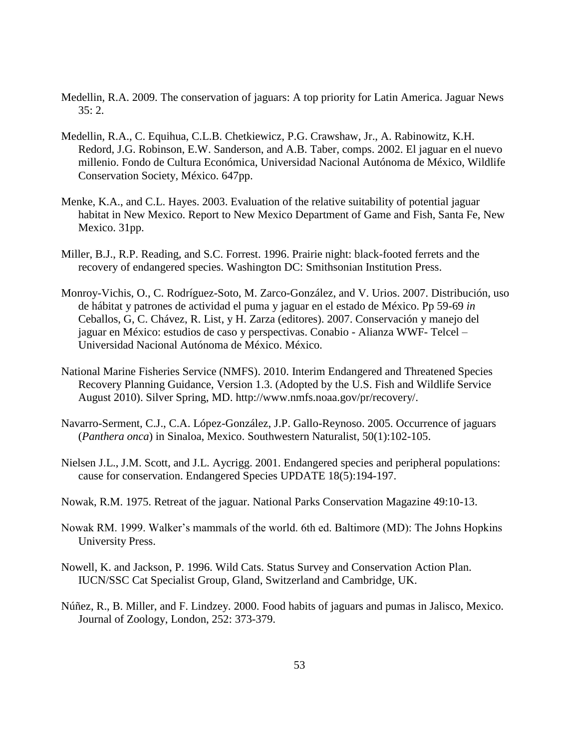Medellin, R.A. 2009. The conservation of jaguars: A top priority for Latin America. Jaguar News 35: 2.

Medellin, R.A., C. Equihua, C.L.B. Chetkiewicz, P.G. Crawshaw, Jr., A. Rabinowitz, K.H. Redord, J.G. Robinson, E.W. Sanderson, and A.B. Taber, comps. 2002. El jaguar en el nuevo millenio. Fondo de Cultura Económica, Universidad Nacional Autónoma de México, Wildlife Conservation Society, México. 647pp.

Menke, K.A., and C.L. Hayes. 2003. Evaluation of the relative suitability of potential jaguar habitat in New Mexico. Report to New Mexico Department of Game and Fish, Santa Fe, New Mexico. 31pp.

Miller, B.J., R.P. Reading, and S.C. Forrest. 1996. Prairie night: black-footed ferrets and the recovery of endangered species. Washington DC: Smithsonian Institution Press.

Monroy-Vichis, O., C. Rodríguez-Soto, M. Zarco-González, and V. Urios. 2007. Distribución, uso de hábitat y patrones de actividad el puma y jaguar en el estado de México. Pp 59-69 *in* Ceballos, G, C. Chávez, R. List, y H. Zarza (editores). 2007. Conservación y manejo del jaguar en México: estudios de caso y perspectivas. Conabio - Alianza WWF- Telcel – Universidad Nacional Autónoma de México. México.

National Marine Fisheries Service (NMFS). 2010. Interim Endangered and Threatened Species Recovery Planning Guidance, Version 1.3. (Adopted by the U.S. Fish and Wildlife Service August 2010). Silver Spring, MD. http://www.nmfs.noaa.gov/pr/recovery/.

Navarro-Serment, C.J., C.A. López-González, J.P. Gallo-Reynoso. 2005. Occurrence of jaguars (*Panthera onca*) in Sinaloa, Mexico. Southwestern Naturalist, 50(1):102-105.

Nielsen J.L., J.M. Scott, and J.L. Aycrigg. 2001. Endangered species and peripheral populations: cause for conservation. Endangered Species UPDATE 18(5):194-197.

Nowak, R.M. 1975. Retreat of the jaguar. National Parks Conservation Magazine 49:10-13.

Nowak RM. 1999. Walker's mammals of the world. 6th ed. Baltimore (MD): The Johns Hopkins University Press.

Nowell, K. and Jackson, P. 1996. Wild Cats. Status Survey and Conservation Action Plan. IUCN/SSC Cat Specialist Group, Gland, Switzerland and Cambridge, UK.

Núñez, R., B. Miller, and F. Lindzey. 2000. Food habits of jaguars and pumas in Jalisco, Mexico. Journal of Zoology, London, 252: 373-379.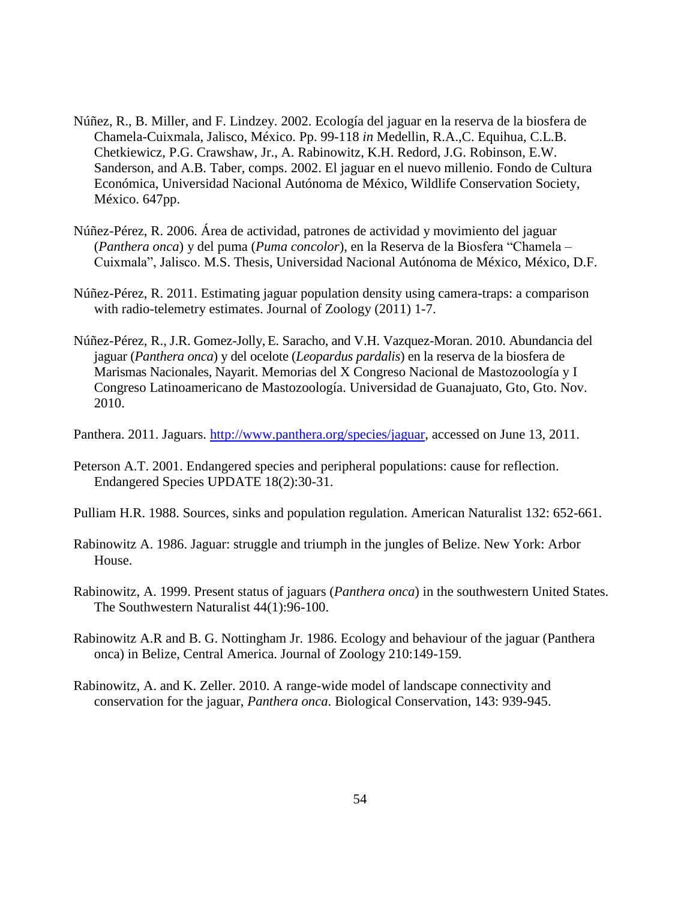Núñez, R., B. Miller, and F. Lindzey. 2002. Ecología del jaguar en la reserva de la biosfera de Chamela-Cuixmala, Jalisco, México. Pp. 99-118 *in* Medellin, R.A.,C. Equihua, C.L.B. Chetkiewicz, P.G. Crawshaw, Jr., A. Rabinowitz, K.H. Redord, J.G. Robinson, E.W. Sanderson, and A.B. Taber, comps. 2002. El jaguar en el nuevo millenio. Fondo de Cultura Económica, Universidad Nacional Autónoma de México, Wildlife Conservation Society, México. 647pp.

Núñez-Pérez, R. 2006. Área de actividad, patrones de actividad y movimiento del jaguar (*Panthera onca*) y del puma (*Puma concolor*), en la Reserva de la Biosfera "Chamela – Cuixmala", Jalisco. M.S. Thesis, Universidad Nacional Autónoma de México, México, D.F.

Núñez-Pérez, R. 2011. Estimating jaguar population density using camera-traps: a comparison with radio-telemetry estimates. Journal of Zoology (2011) 1-7.

Núñez-Pérez, R., J.R. Gomez-Jolly, E. Saracho, and V.H. Vazquez-Moran. 2010. Abundancia del jaguar (*Panthera onca*) y del ocelote (*Leopardus pardalis*) en la reserva de la biosfera de Marismas Nacionales, Nayarit. Memorias del X Congreso Nacional de Mastozoología y I Congreso Latinoamericano de Mastozoología. Universidad de Guanajuato, Gto, Gto. Nov. 2010.

Panthera. 2011. Jaguars. http://www.panthera.org/species/jaguar, accessed on June 13, 2011.

Peterson A.T. 2001. Endangered species and peripheral populations: cause for reflection. Endangered Species UPDATE 18(2):30-31.

Pulliam H.R. 1988. Sources, sinks and population regulation. American Naturalist 132: 652-661.

Rabinowitz A. 1986. Jaguar: struggle and triumph in the jungles of Belize. New York: Arbor House.

Rabinowitz, A. 1999. Present status of jaguars (*Panthera onca*) in the southwestern United States. The Southwestern Naturalist 44(1):96-100.

Rabinowitz A.R and B. G. Nottingham Jr. 1986. Ecology and behaviour of the jaguar (Panthera onca) in Belize, Central America. Journal of Zoology 210:149-159.

Rabinowitz, A. and K. Zeller. 2010. A range-wide model of landscape connectivity and conservation for the jaguar, *Panthera onca*. Biological Conservation, 143: 939-945.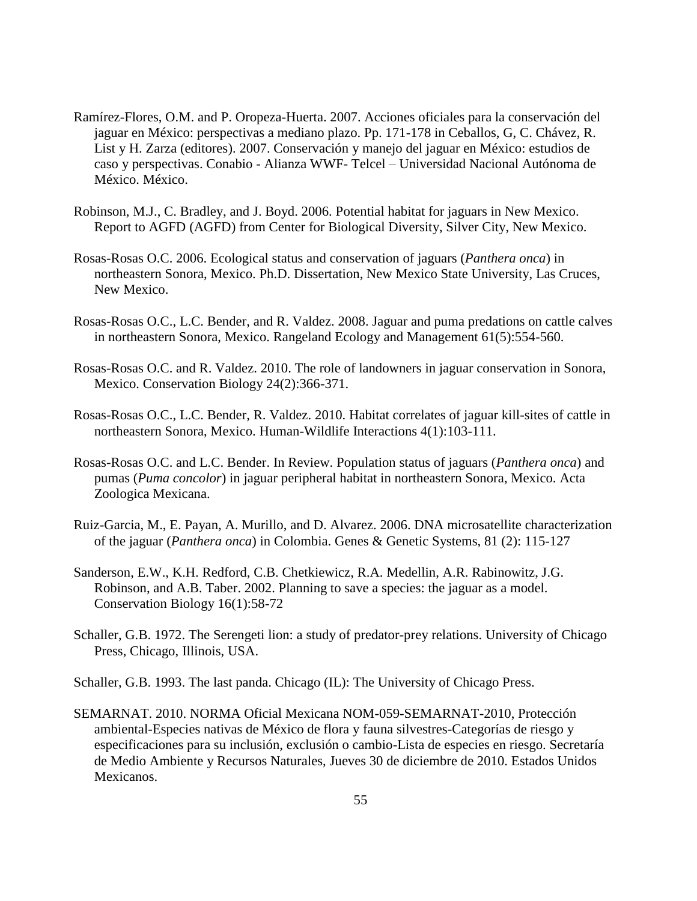Ramírez-Flores, O.M. and P. Oropeza-Huerta. 2007. Acciones oficiales para la conservación del jaguar en México: perspectivas a mediano plazo. Pp. 171-178 in Ceballos, G, C. Chávez, R. List y H. Zarza (editores). 2007. Conservación y manejo del jaguar en México: estudios de caso y perspectivas. Conabio - Alianza WWF- Telcel – Universidad Nacional Autónoma de México. México.

Robinson, M.J., C. Bradley, and J. Boyd. 2006. Potential habitat for jaguars in New Mexico. Report to AGFD (AGFD) from Center for Biological Diversity, Silver City, New Mexico.

Rosas-Rosas O.C. 2006. Ecological status and conservation of jaguars (*Panthera onca*) in northeastern Sonora, Mexico. Ph.D. Dissertation, New Mexico State University, Las Cruces, New Mexico.

Rosas-Rosas O.C., L.C. Bender, and R. Valdez. 2008. Jaguar and puma predations on cattle calves in northeastern Sonora, Mexico. Rangeland Ecology and Management 61(5):554-560.

Rosas-Rosas O.C. and R. Valdez. 2010. The role of landowners in jaguar conservation in Sonora, Mexico. Conservation Biology 24(2):366-371.

Rosas-Rosas O.C., L.C. Bender, R. Valdez. 2010. Habitat correlates of jaguar kill-sites of cattle in northeastern Sonora, Mexico. Human-Wildlife Interactions 4(1):103-111.

Rosas-Rosas O.C. and L.C. Bender. In Review. Population status of jaguars (*Panthera onca*) and pumas (*Puma concolor*) in jaguar peripheral habitat in northeastern Sonora, Mexico. Acta Zoologica Mexicana.

Ruiz-Garcia, M., E. Payan, A. Murillo, and D. Alvarez. 2006. DNA microsatellite characterization of the jaguar (*Panthera onca*) in Colombia. Genes & Genetic Systems, 81 (2): 115-127

Sanderson, E.W., K.H. Redford, C.B. Chetkiewicz, R.A. Medellin, A.R. Rabinowitz, J.G. Robinson, and A.B. Taber. 2002. Planning to save a species: the jaguar as a model. Conservation Biology 16(1):58-72

Schaller, G.B. 1972. The Serengeti lion: a study of predator-prey relations. University of Chicago Press, Chicago, Illinois, USA.

Schaller, G.B. 1993. The last panda. Chicago (IL): The University of Chicago Press.

SEMARNAT. 2010. NORMA Oficial Mexicana NOM-059-SEMARNAT-2010, Protección ambiental-Especies nativas de México de flora y fauna silvestres-Categorías de riesgo y especificaciones para su inclusión, exclusión o cambio-Lista de especies en riesgo. Secretaría de Medio Ambiente y Recursos Naturales, Jueves 30 de diciembre de 2010. Estados Unidos Mexicanos.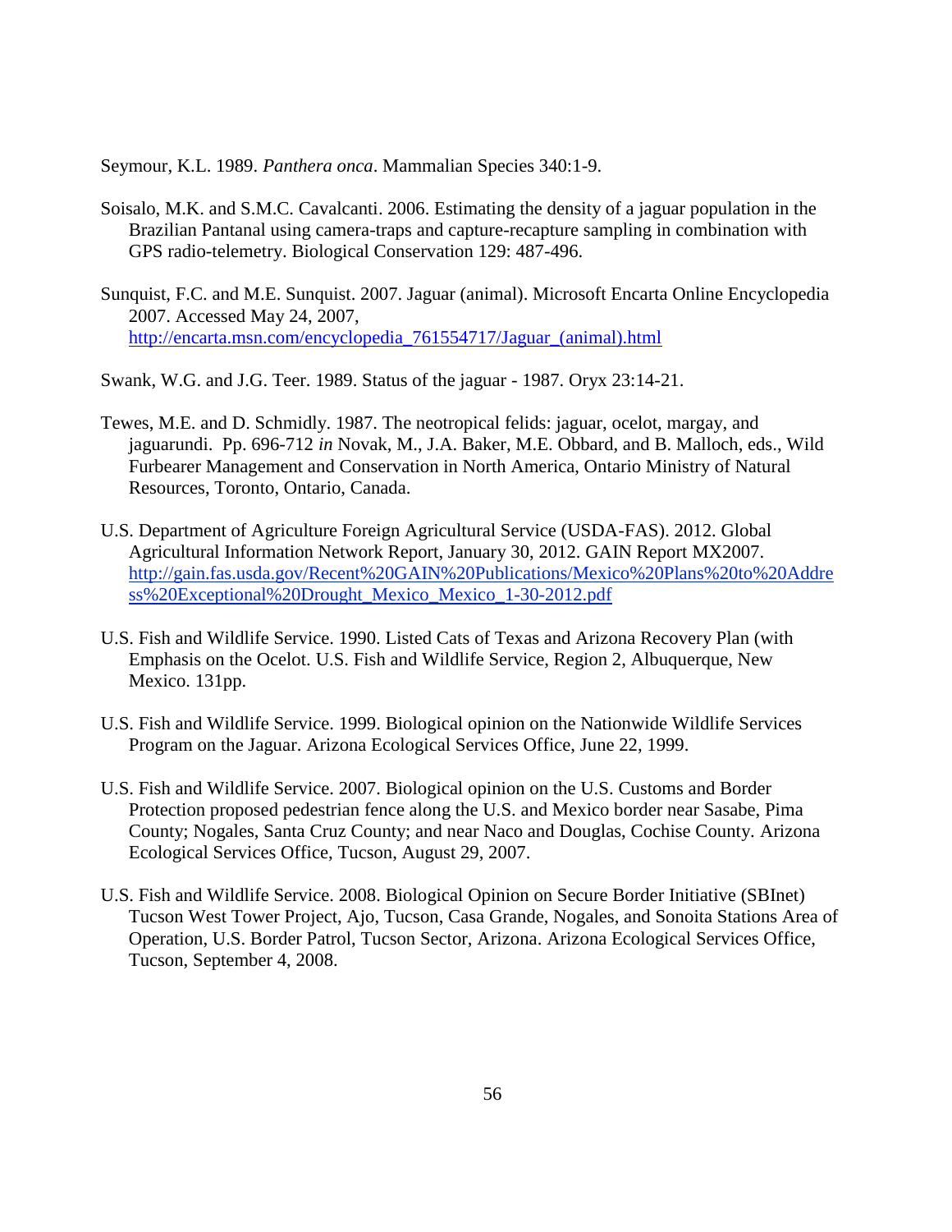Seymour, K.L. 1989. *Panthera onca*. Mammalian Species 340:1-9.

Soisalo, M.K. and S.M.C. Cavalcanti. 2006. Estimating the density of a jaguar population in the Brazilian Pantanal using camera-traps and capture-recapture sampling in combination with GPS radio-telemetry. Biological Conservation 129: 487-496.

Sunquist, F.C. and M.E. Sunquist. 2007. Jaguar (animal). Microsoft Encarta Online Encyclopedia 2007. Accessed May 24, 2007, http://encarta.msn.com/encyclopedia_761554717/Jaguar_(animal).html

Swank, W.G. and J.G. Teer. 1989. Status of the jaguar - 1987. Oryx 23:14-21.

Tewes, M.E. and D. Schmidly. 1987. The neotropical felids: jaguar, ocelot, margay, and jaguarundi. Pp. 696-712 *in* Novak, M., J.A. Baker, M.E. Obbard, and B. Malloch, eds., Wild Furbearer Management and Conservation in North America, Ontario Ministry of Natural Resources, Toronto, Ontario, Canada.

U.S. Department of Agriculture Foreign Agricultural Service (USDA-FAS). 2012. Global Agricultural Information Network Report, January 30, 2012. GAIN Report MX2007. http://gain.fas.usda.gov/Recent%20GAIN%20Publications/Mexico%20Plans%20to%20Address%20Exceptional%20Drought_Mexico_Mexico_1-30-2012.pdf

U.S. Fish and Wildlife Service. 1990. Listed Cats of Texas and Arizona Recovery Plan (with Emphasis on the Ocelot. U.S. Fish and Wildlife Service, Region 2, Albuquerque, New Mexico. 131pp.

U.S. Fish and Wildlife Service. 1999. Biological opinion on the Nationwide Wildlife Services Program on the Jaguar. Arizona Ecological Services Office, June 22, 1999.

U.S. Fish and Wildlife Service. 2007. Biological opinion on the U.S. Customs and Border Protection proposed pedestrian fence along the U.S. and Mexico border near Sasabe, Pima County; Nogales, Santa Cruz County; and near Naco and Douglas, Cochise County. Arizona Ecological Services Office, Tucson, August 29, 2007.

U.S. Fish and Wildlife Service. 2008. Biological Opinion on Secure Border Initiative (SBInet) Tucson West Tower Project, Ajo, Tucson, Casa Grande, Nogales, and Sonoita Stations Area of Operation, U.S. Border Patrol, Tucson Sector, Arizona. Arizona Ecological Services Office, Tucson, September 4, 2008.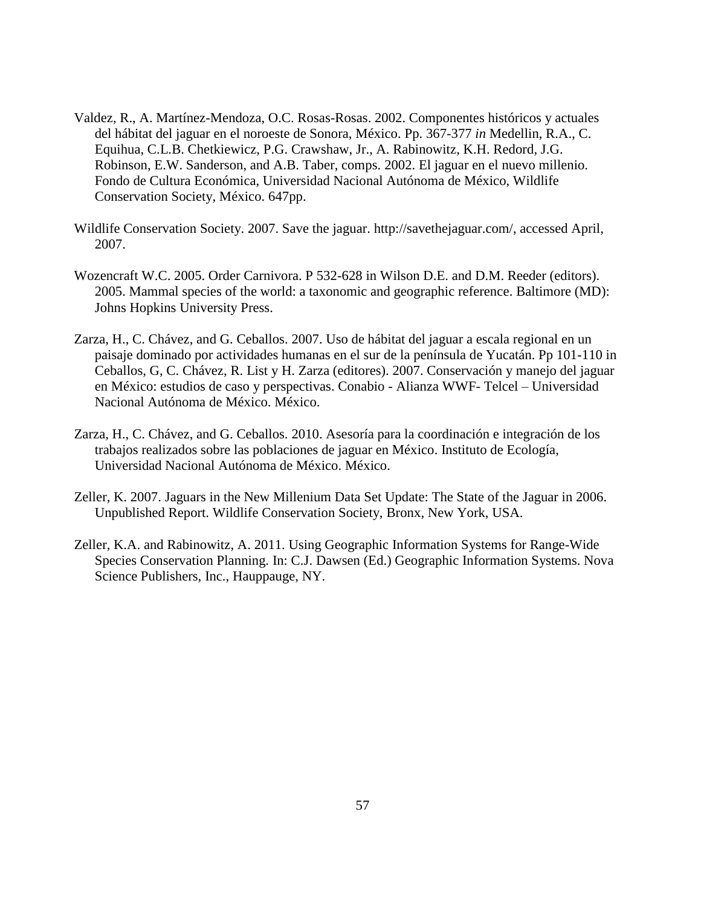Valdez, R., A. Martínez-Mendoza, O.C. Rosas-Rosas. 2002. Componentes históricos y actuales del hábitat del jaguar en el noroeste de Sonora, México. Pp. 367-377 *in* Medellin, R.A., C. Equihua, C.L.B. Chetkiewicz, P.G. Crawshaw, Jr., A. Rabinowitz, K.H. Redord, J.G. Robinson, E.W. Sanderson, and A.B. Taber, comps. 2002. El jaguar en el nuevo millenio. Fondo de Cultura Económica, Universidad Nacional Autónoma de México, Wildlife Conservation Society, México. 647pp.

Wildlife Conservation Society. 2007. Save the jaguar. http://savethejaguar.com/, accessed April, 2007.

Wozencraft W.C. 2005. Order Carnivora. P 532-628 in Wilson D.E. and D.M. Reeder (editors). 2005. Mammal species of the world: a taxonomic and geographic reference. Baltimore (MD): Johns Hopkins University Press.

Zarza, H., C. Chávez, and G. Ceballos. 2007. Uso de hábitat del jaguar a escala regional en un paisaje dominado por actividades humanas en el sur de la península de Yucatán. Pp 101-110 in Ceballos, G, C. Chávez, R. List y H. Zarza (editores). 2007. Conservación y manejo del jaguar en México: estudios de caso y perspectivas. Conabio - Alianza WWF- Telcel – Universidad Nacional Autónoma de México. México.

Zarza, H., C. Chávez, and G. Ceballos. 2010. Asesoría para la coordinación e integración de los trabajos realizados sobre las poblaciones de jaguar en México. Instituto de Ecología, Universidad Nacional Autónoma de México. México.

Zeller, K. 2007. Jaguars in the New Millenium Data Set Update: The State of the Jaguar in 2006. Unpublished Report. Wildlife Conservation Society, Bronx, New York, USA.

Zeller, K.A. and Rabinowitz, A. 2011. Using Geographic Information Systems for Range-Wide Species Conservation Planning. In: C.J. Dawsen (Ed.) Geographic Information Systems. Nova Science Publishers, Inc., Hauppauge, NY.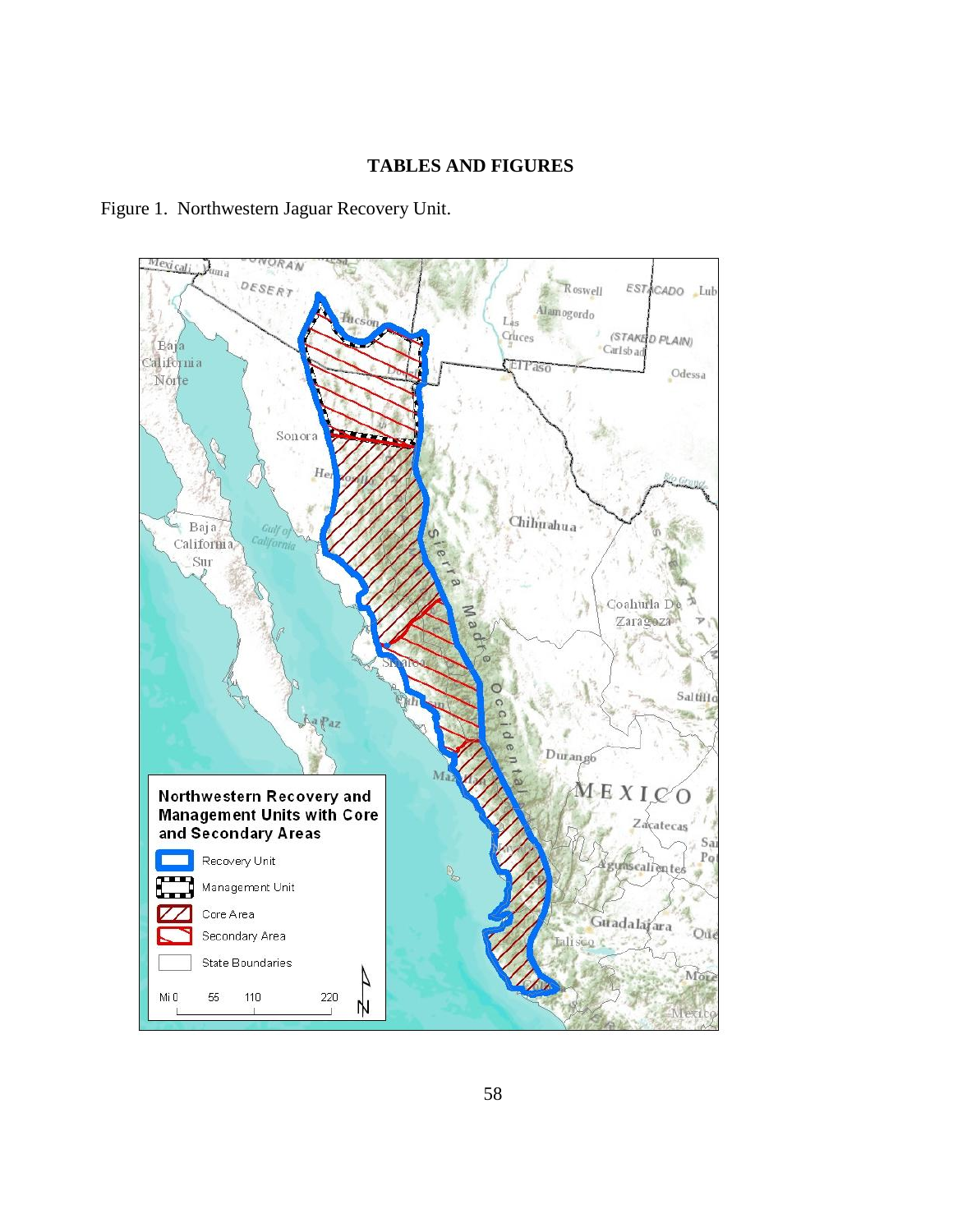# TABLES AND FIGURES

Figure 1. Northwestern Jaguar Recovery Unit.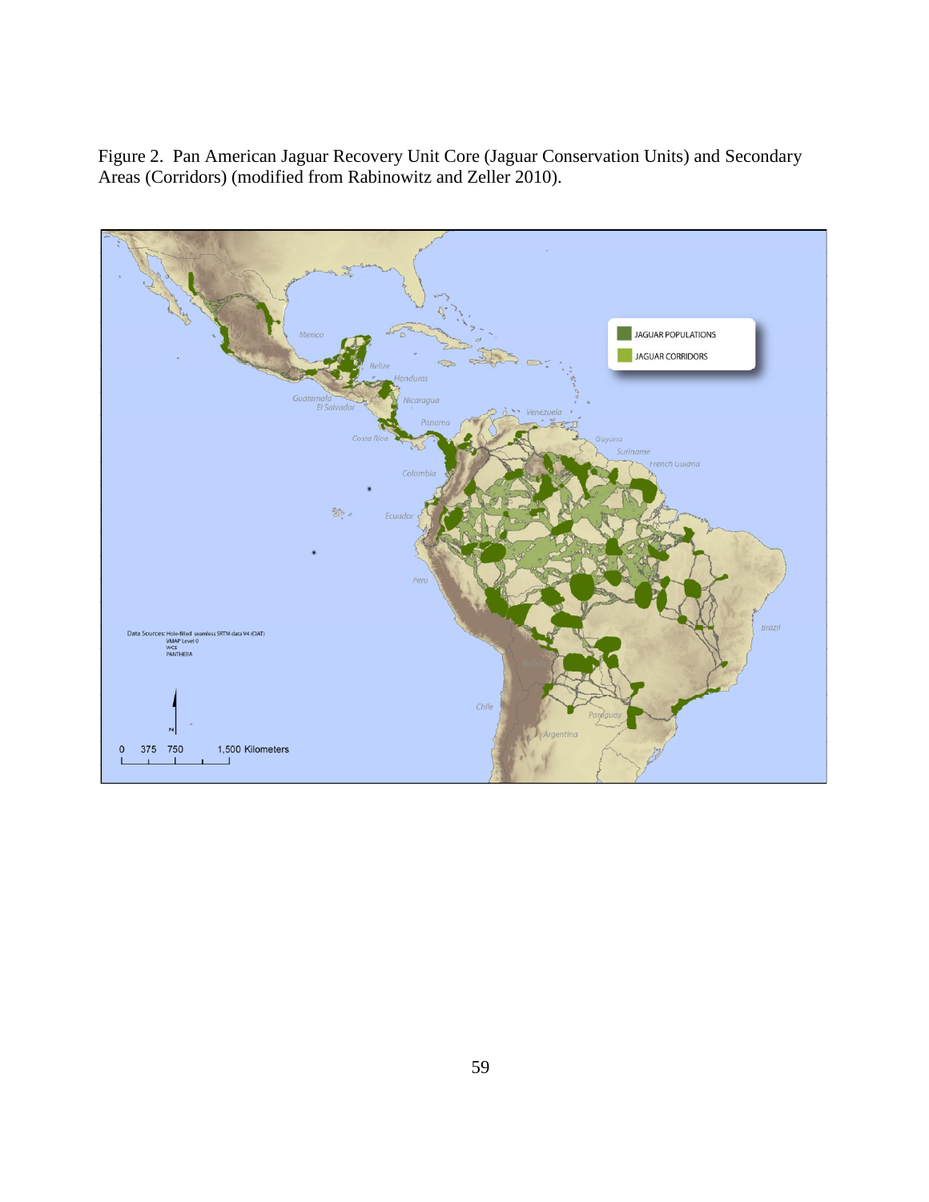Figure 2. Pan American Jaguar Recovery Unit Core (Jaguar Conservation Units) and Secondary Areas (Corridors) (modified from Rabinowitz and Zeller 2010).

JAGUAR POPULATIONS
JAGUAR CORRIDORS

Mexico
Belize
Honduras
Guatemala
El Salvador
Nicaragua
Costa Rica
Panama
Venezuela
Guyana
Suriname
French Guiana
Colombia
Ecuador
Peru
Brazil
Bolivia
Chile
Paraguay
Argentina

Data Sources: Hole-filled seamless SRTM data V4 (CIAT)
VMAP Level 0
WCS
PANTHERA

N

0 375 750 1,500 Kilometers